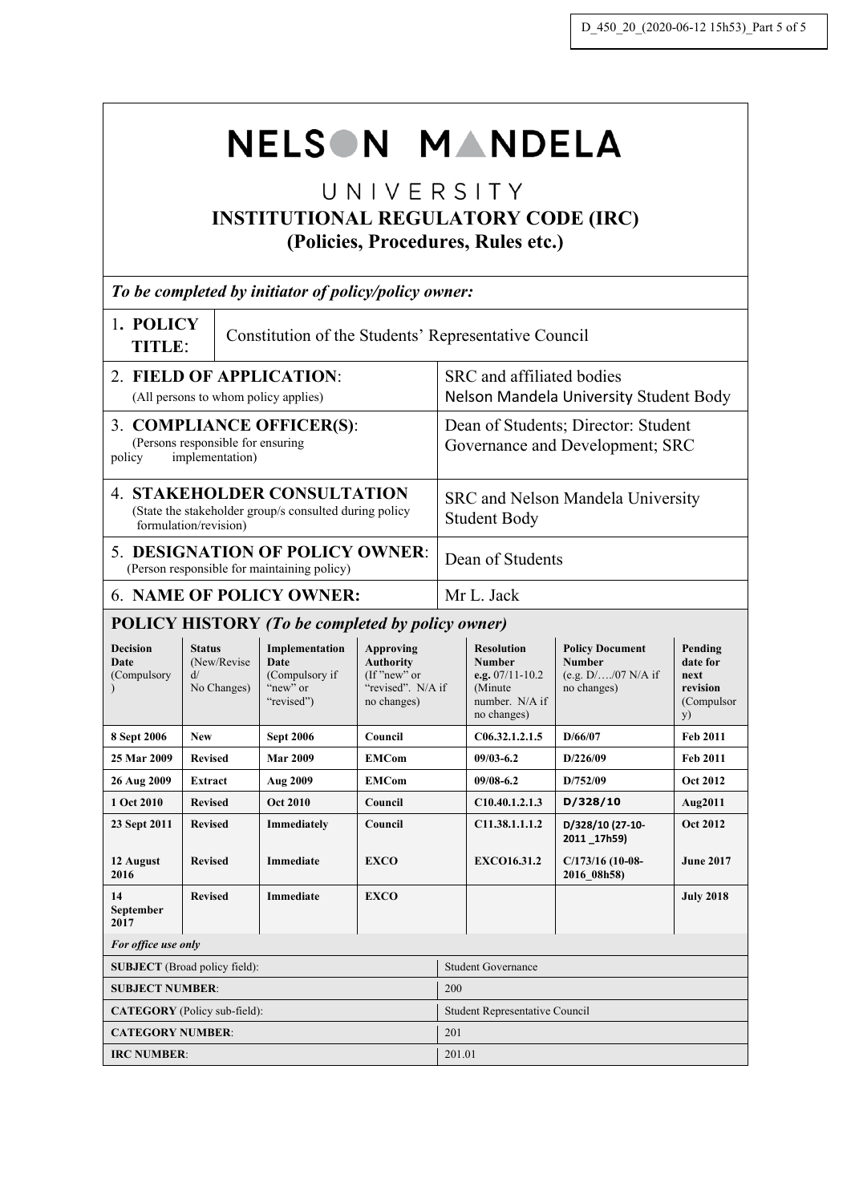# NELSON MANDELA

## UNIVERSITY

## INSTITUTIONAL REGULATORY CODE (IRC)

## (Policies, Procedures, Rules etc.)

*To be completed by initiator of policy/policy owner:*

| | |
|---|---|
| 1. **POLICY TITLE**: | Constitution of the Students' Representative Council |
| 2. **FIELD OF APPLICATION**: (All persons to whom policy applies) | SRC and affiliated bodies<br>Nelson Mandela University Student Body |
| 3. **COMPLIANCE OFFICER(S)**: (Persons responsible for ensuring policy implementation) | Dean of Students; Director: Student Governance and Development; SRC |
| 4. **STAKEHOLDER CONSULTATION** (State the stakeholder group/s consulted during policy formulation/revision) | SRC and Nelson Mandela University Student Body |
| 5. **DESIGNATION OF POLICY OWNER**: (Person responsible for maintaining policy) | Dean of Students |
| 6. **NAME OF POLICY OWNER:** | Mr L. Jack |

**POLICY HISTORY** *(To be completed by policy owner)*

| Decision Date (Compulsory) | Status (New/Revised/ No Changes) | Implementation Date (Compulsory if "new" or "revised") | Approving Authority (If "new" or "revised". N/A if no changes) | Resolution Number e.g. 07/11-10.2 (Minute number. N/A if no changes) | Policy Document Number (e.g. D/…./07 N/A if no changes) | Pending date for next revision (Compulsory) |
|---|---|---|---|---|---|---|
| **8 Sept 2006** | **New** | **Sept 2006** | **Council** | **C06.32.1.2.1.5** | **D/66/07** | **Feb 2011** |
| **25 Mar 2009** | **Revised** | **Mar 2009** | **EMCom** | **09/03-6.2** | **D/226/09** | **Feb 2011** |
| **26 Aug 2009** | **Extract** | **Aug 2009** | **EMCom** | **09/08-6.2** | **D/752/09** | **Oct 2012** |
| **1 Oct 2010** | **Revised** | **Oct 2010** | **Council** | **C10.40.1.2.1.3** | **D/328/10** | **Aug2011** |
| **23 Sept 2011** | **Revised** | **Immediately** | **Council** | **C11.38.1.1.1.2** | **D/328/10 (27-10-2011 _17h59)** | **Oct 2012** |
| **12 August 2016** | **Revised** | **Immediate** | **EXCO** | **EXCO16.31.2** | **C/173/16 (10-08-2016_08h58)** | **June 2017** |
| **14 September 2017** | **Revised** | **Immediate** | **EXCO** | | | **July 2018** |

*For office use only*

| | |
|---|---|
| **SUBJECT** (Broad policy field): | Student Governance |
| **SUBJECT NUMBER**: | 200 |
| **CATEGORY** (Policy sub-field): | Student Representative Council |
| **CATEGORY NUMBER**: | 201 |
| **IRC NUMBER**: | 201.01 |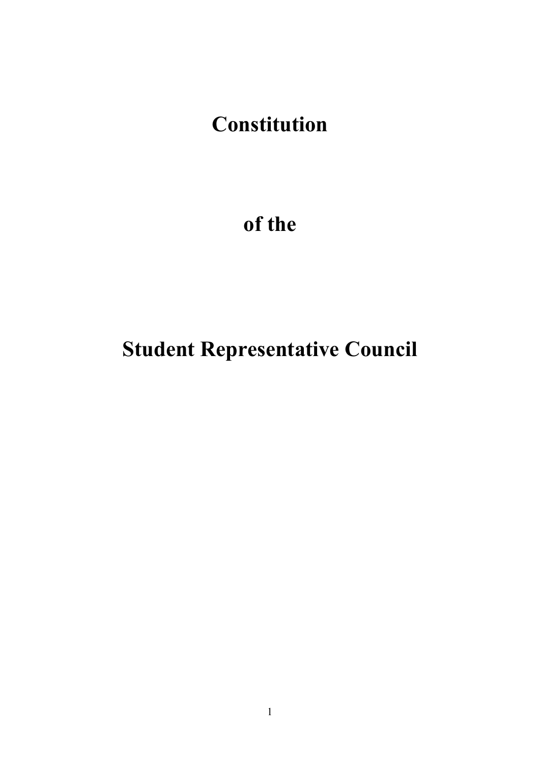# Constitution

# of the

# Student Representative Council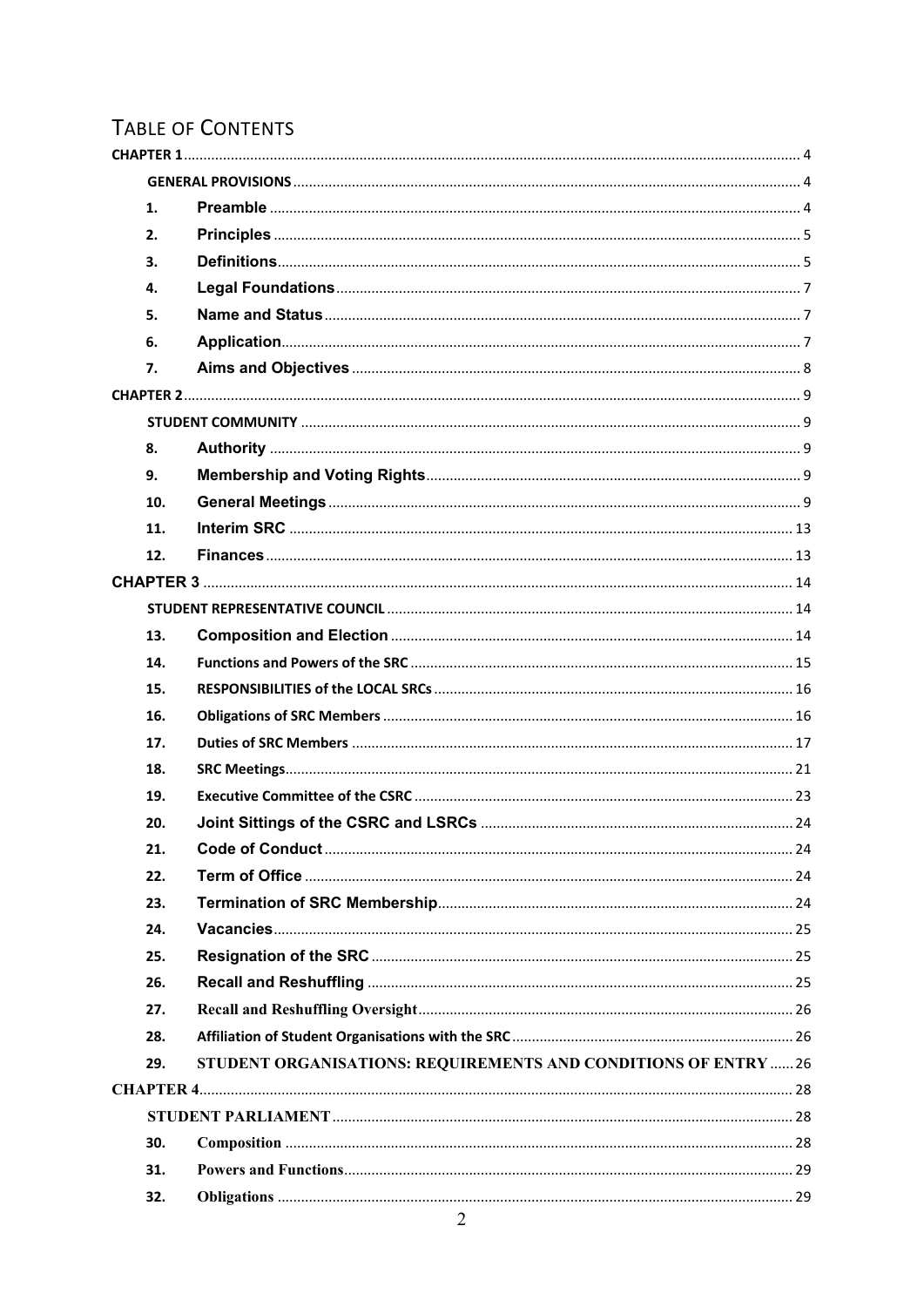# TABLE OF CONTENTS

**CHAPTER 1** ..... 4

**GENERAL PROVISIONS** ..... 4

| | | |
|---|---|---|
| 1. | **Preamble** | 4 |
| 2. | **Principles** | 5 |
| 3. | **Definitions** | 5 |
| 4. | **Legal Foundations** | 7 |
| 5. | **Name and Status** | 7 |
| 6. | **Application** | 7 |
| 7. | **Aims and Objectives** | 8 |

**CHAPTER 2** ..... 9

**STUDENT COMMUNITY** ..... 9

| | | |
|---|---|---|
| 8. | **Authority** | 9 |
| 9. | **Membership and Voting Rights** | 9 |
| 10. | **General Meetings** | 9 |
| 11. | **Interim SRC** | 13 |
| 12. | **Finances** | 13 |

**CHAPTER 3** ..... 14

**STUDENT REPRESENTATIVE COUNCIL** ..... 14

| | | |
|---|---|---|
| 13. | **Composition and Election** | 14 |
| 14. | **Functions and Powers of the SRC** | 15 |
| 15. | **RESPONSIBILITIES of the LOCAL SRCs** | 16 |
| 16. | **Obligations of SRC Members** | 16 |
| 17. | **Duties of SRC Members** | 17 |
| 18. | **SRC Meetings** | 21 |
| 19. | **Executive Committee of the CSRC** | 23 |
| 20. | **Joint Sittings of the CSRC and LSRCs** | 24 |
| 21. | **Code of Conduct** | 24 |
| 22. | **Term of Office** | 24 |
| 23. | **Termination of SRC Membership** | 24 |
| 24. | **Vacancies** | 25 |
| 25. | **Resignation of the SRC** | 25 |
| 26. | **Recall and Reshuffling** | 25 |
| 27. | **Recall and Reshuffling Oversight** | 26 |
| 28. | **Affiliation of Student Organisations with the SRC** | 26 |
| 29. | **STUDENT ORGANISATIONS: REQUIREMENTS AND CONDITIONS OF ENTRY** | 26 |

**CHAPTER 4** ..... 28

**STUDENT PARLIAMENT** ..... 28

| | | |
|---|---|---|
| 30. | **Composition** | 28 |
| 31. | **Powers and Functions** | 29 |
| 32. | **Obligations** | 29 |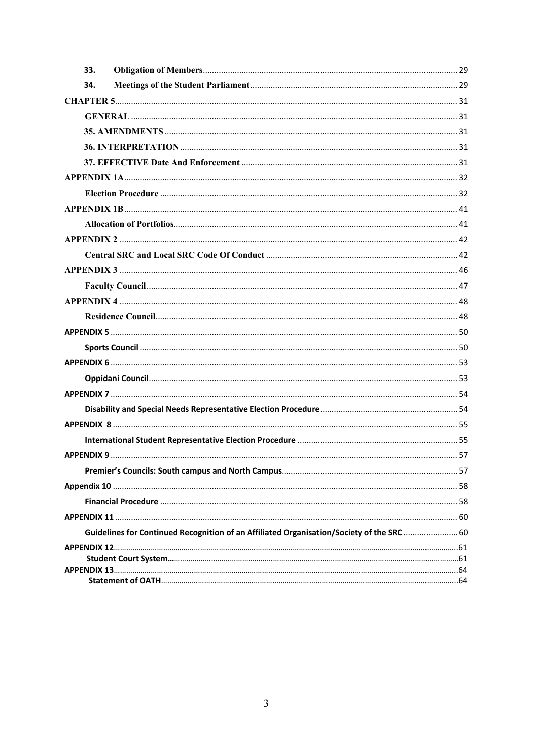| | |
|---|---|
| 33. **Obligation of Members** | 29 |
| 34. **Meetings of the Student Parliament** | 29 |
| **CHAPTER 5** | 31 |
| **GENERAL** | 31 |
| **35. AMENDMENTS** | 31 |
| **36. INTERPRETATION** | 31 |
| **37. EFFECTIVE Date And Enforcement** | 31 |
| **APPENDIX 1A** | 32 |
| **Election Procedure** | 32 |
| **APPENDIX 1B** | 41 |
| **Allocation of Portfolios** | 41 |
| **APPENDIX 2** | 42 |
| **Central SRC and Local SRC Code Of Conduct** | 42 |
| **APPENDIX 3** | 46 |
| **Faculty Council** | 47 |
| **APPENDIX 4** | 48 |
| **Residence Council** | 48 |
| **APPENDIX 5** | 50 |
| **Sports Council** | 50 |
| **APPENDIX 6** | 53 |
| **Oppidani Council** | 53 |
| **APPENDIX 7** | 54 |
| **Disability and Special Needs Representative Election Procedure** | 54 |
| **APPENDIX 8** | 55 |
| **International Student Representative Election Procedure** | 55 |
| **APPENDIX 9** | 57 |
| **Premier's Councils: South campus and North Campus** | 57 |
| **Appendix 10** | 58 |
| **Financial Procedure** | 58 |
| **APPENDIX 11** | 60 |
| **Guidelines for Continued Recognition of an Affiliated Organisation/Society of the SRC** | 60 |
| **APPENDIX 12** | 61 |
| **Student Court System…** | 61 |
| **APPENDIX 13** | 64 |
| **Statement of OATH** | 64 |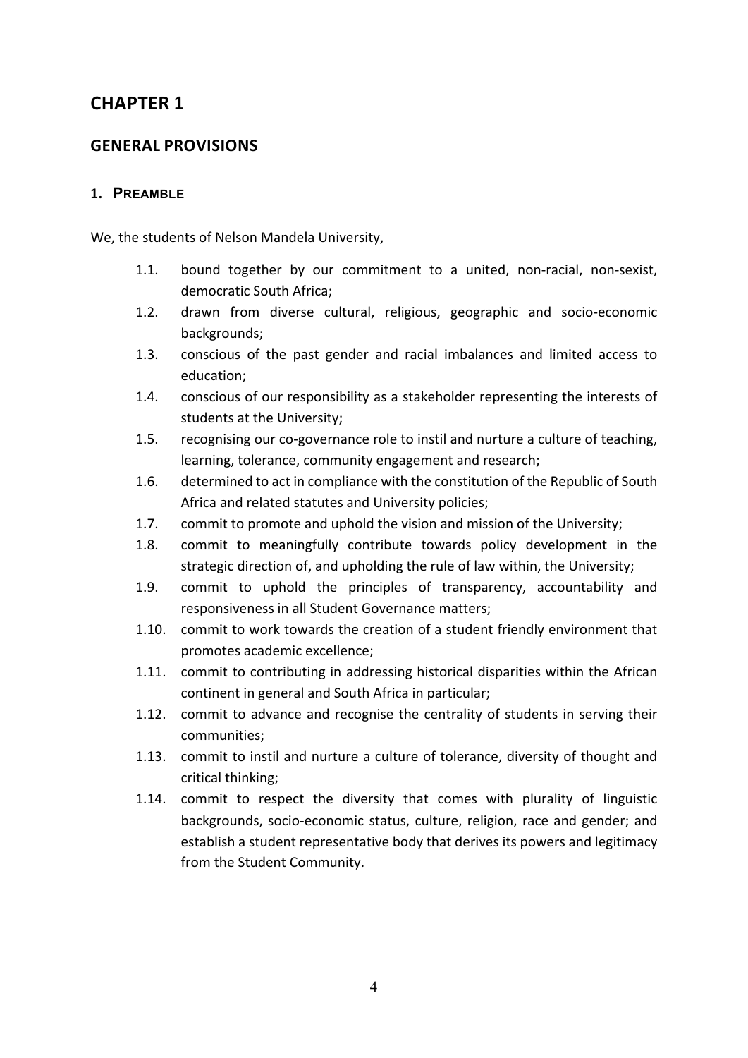# CHAPTER 1

## GENERAL PROVISIONS

### 1. PREAMBLE

We, the students of Nelson Mandela University,

1.1. bound together by our commitment to a united, non-racial, non-sexist, democratic South Africa;

1.2. drawn from diverse cultural, religious, geographic and socio-economic backgrounds;

1.3. conscious of the past gender and racial imbalances and limited access to education;

1.4. conscious of our responsibility as a stakeholder representing the interests of students at the University;

1.5. recognising our co-governance role to instil and nurture a culture of teaching, learning, tolerance, community engagement and research;

1.6. determined to act in compliance with the constitution of the Republic of South Africa and related statutes and University policies;

1.7. commit to promote and uphold the vision and mission of the University;

1.8. commit to meaningfully contribute towards policy development in the strategic direction of, and upholding the rule of law within, the University;

1.9. commit to uphold the principles of transparency, accountability and responsiveness in all Student Governance matters;

1.10. commit to work towards the creation of a student friendly environment that promotes academic excellence;

1.11. commit to contributing in addressing historical disparities within the African continent in general and South Africa in particular;

1.12. commit to advance and recognise the centrality of students in serving their communities;

1.13. commit to instil and nurture a culture of tolerance, diversity of thought and critical thinking;

1.14. commit to respect the diversity that comes with plurality of linguistic backgrounds, socio-economic status, culture, religion, race and gender; and establish a student representative body that derives its powers and legitimacy from the Student Community.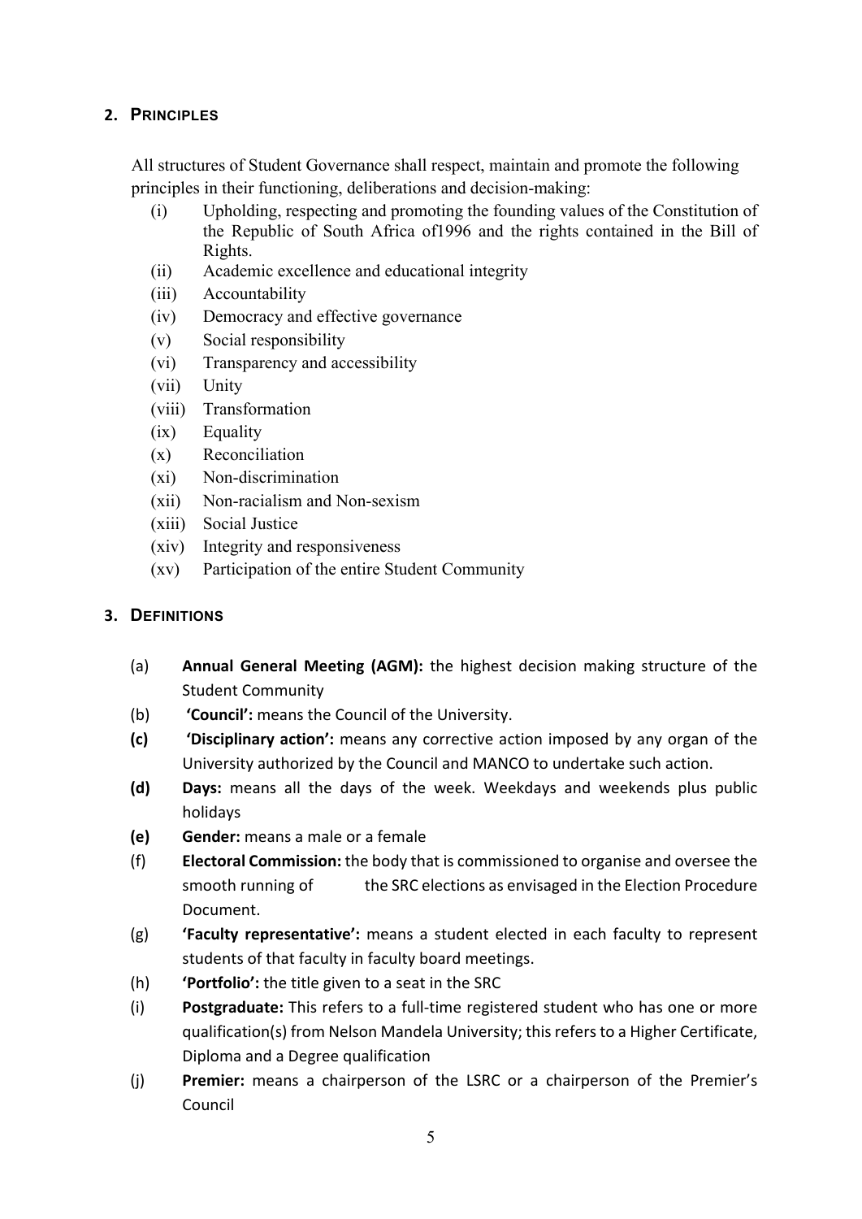## 2. PRINCIPLES

All structures of Student Governance shall respect, maintain and promote the following principles in their functioning, deliberations and decision-making:

(i) Upholding, respecting and promoting the founding values of the Constitution of the Republic of South Africa of1996 and the rights contained in the Bill of Rights.
(ii) Academic excellence and educational integrity
(iii) Accountability
(iv) Democracy and effective governance
(v) Social responsibility
(vi) Transparency and accessibility
(vii) Unity
(viii) Transformation
(ix) Equality
(x) Reconciliation
(xi) Non-discrimination
(xii) Non-racialism and Non-sexism
(xiii) Social Justice
(xiv) Integrity and responsiveness
(xv) Participation of the entire Student Community

## 3. DEFINITIONS

(a) **Annual General Meeting (AGM):** the highest decision making structure of the Student Community
(b) **'Council':** means the Council of the University.
**(c)** **'Disciplinary action':** means any corrective action imposed by any organ of the University authorized by the Council and MANCO to undertake such action.
**(d)** **Days:** means all the days of the week. Weekdays and weekends plus public holidays
**(e)** **Gender:** means a male or a female
(f) **Electoral Commission:** the body that is commissioned to organise and oversee the smooth running of the SRC elections as envisaged in the Election Procedure Document.
(g) **'Faculty representative':** means a student elected in each faculty to represent students of that faculty in faculty board meetings.
(h) **'Portfolio':** the title given to a seat in the SRC
(i) **Postgraduate:** This refers to a full-time registered student who has one or more qualification(s) from Nelson Mandela University; this refers to a Higher Certificate, Diploma and a Degree qualification
(j) **Premier:** means a chairperson of the LSRC or a chairperson of the Premier's Council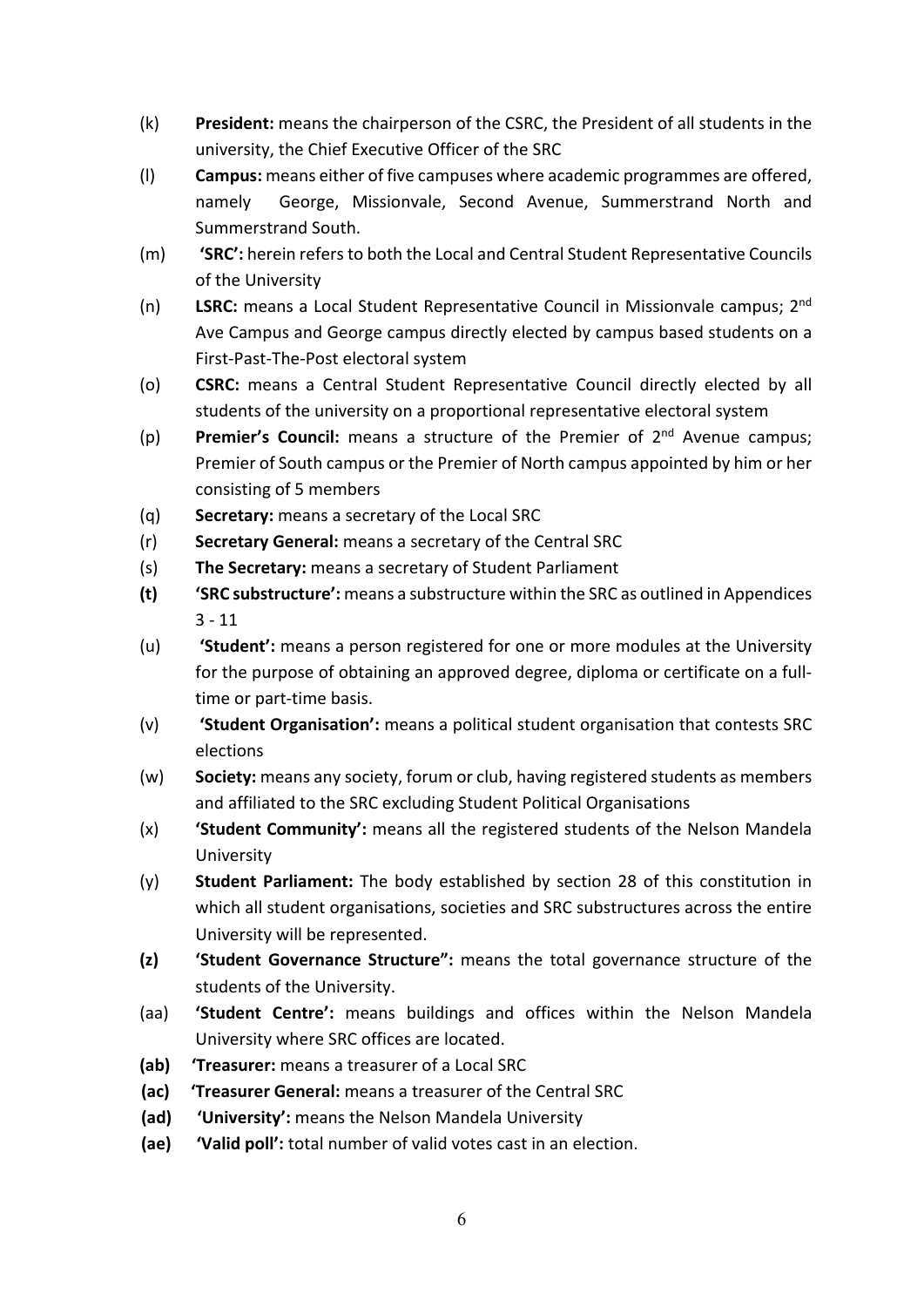(k) **President:** means the chairperson of the CSRC, the President of all students in the university, the Chief Executive Officer of the SRC

(l) **Campus:** means either of five campuses where academic programmes are offered, namely George, Missionvale, Second Avenue, Summerstrand North and Summerstrand South.

(m) **'SRC':** herein refers to both the Local and Central Student Representative Councils of the University

(n) **LSRC:** means a Local Student Representative Council in Missionvale campus; 2nd Ave Campus and George campus directly elected by campus based students on a First-Past-The-Post electoral system

(o) **CSRC:** means a Central Student Representative Council directly elected by all students of the university on a proportional representative electoral system

(p) **Premier's Council:** means a structure of the Premier of 2nd Avenue campus; Premier of South campus or the Premier of North campus appointed by him or her consisting of 5 members

(q) **Secretary:** means a secretary of the Local SRC

(r) **Secretary General:** means a secretary of the Central SRC

(s) **The Secretary:** means a secretary of Student Parliament

**(t)** **'SRC substructure':** means a substructure within the SRC as outlined in Appendices 3 - 11

(u) **'Student':** means a person registered for one or more modules at the University for the purpose of obtaining an approved degree, diploma or certificate on a full-time or part-time basis.

(v) **'Student Organisation':** means a political student organisation that contests SRC elections

(w) **Society:** means any society, forum or club, having registered students as members and affiliated to the SRC excluding Student Political Organisations

(x) **'Student Community':** means all the registered students of the Nelson Mandela University

(y) **Student Parliament:** The body established by section 28 of this constitution in which all student organisations, societies and SRC substructures across the entire University will be represented.

**(z)** **'Student Governance Structure":** means the total governance structure of the students of the University.

(aa) **'Student Centre':** means buildings and offices within the Nelson Mandela University where SRC offices are located.

**(ab)** **'Treasurer:** means a treasurer of a Local SRC

**(ac)** **'Treasurer General:** means a treasurer of the Central SRC

**(ad)** **'University':** means the Nelson Mandela University

**(ae)** **'Valid poll':** total number of valid votes cast in an election.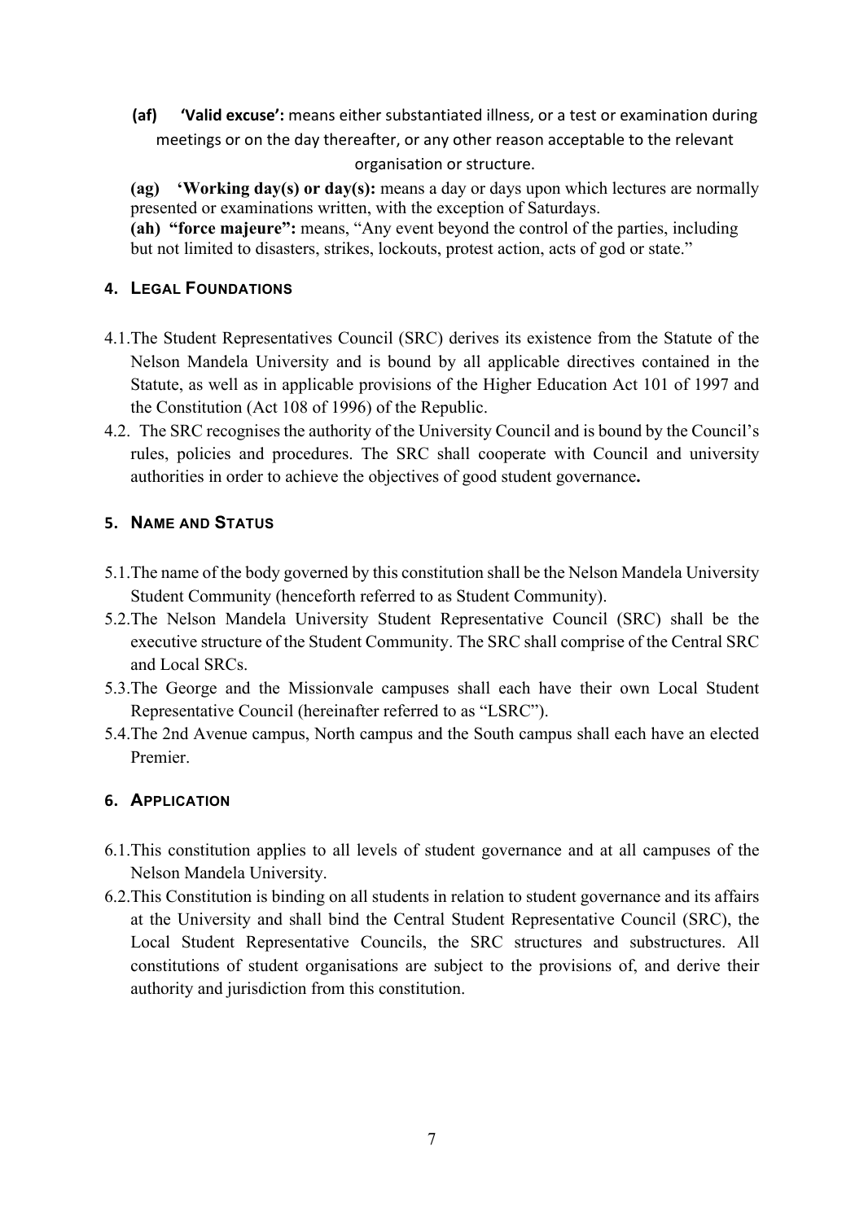**(af) 'Valid excuse':** means either substantiated illness, or a test or examination during meetings or on the day thereafter, or any other reason acceptable to the relevant organisation or structure.

**(ag) 'Working day(s) or day(s):** means a day or days upon which lectures are normally presented or examinations written, with the exception of Saturdays.

**(ah) "force majeure":** means, "Any event beyond the control of the parties, including but not limited to disasters, strikes, lockouts, protest action, acts of god or state."

## 4. LEGAL FOUNDATIONS

4.1. The Student Representatives Council (SRC) derives its existence from the Statute of the Nelson Mandela University and is bound by all applicable directives contained in the Statute, as well as in applicable provisions of the Higher Education Act 101 of 1997 and the Constitution (Act 108 of 1996) of the Republic.

4.2. The SRC recognises the authority of the University Council and is bound by the Council's rules, policies and procedures. The SRC shall cooperate with Council and university authorities in order to achieve the objectives of good student governance**.**

## 5. NAME AND STATUS

5.1. The name of the body governed by this constitution shall be the Nelson Mandela University Student Community (henceforth referred to as Student Community).

5.2. The Nelson Mandela University Student Representative Council (SRC) shall be the executive structure of the Student Community. The SRC shall comprise of the Central SRC and Local SRCs.

5.3. The George and the Missionvale campuses shall each have their own Local Student Representative Council (hereinafter referred to as "LSRC").

5.4. The 2nd Avenue campus, North campus and the South campus shall each have an elected Premier.

## 6. APPLICATION

6.1. This constitution applies to all levels of student governance and at all campuses of the Nelson Mandela University.

6.2. This Constitution is binding on all students in relation to student governance and its affairs at the University and shall bind the Central Student Representative Council (SRC), the Local Student Representative Councils, the SRC structures and substructures. All constitutions of student organisations are subject to the provisions of, and derive their authority and jurisdiction from this constitution.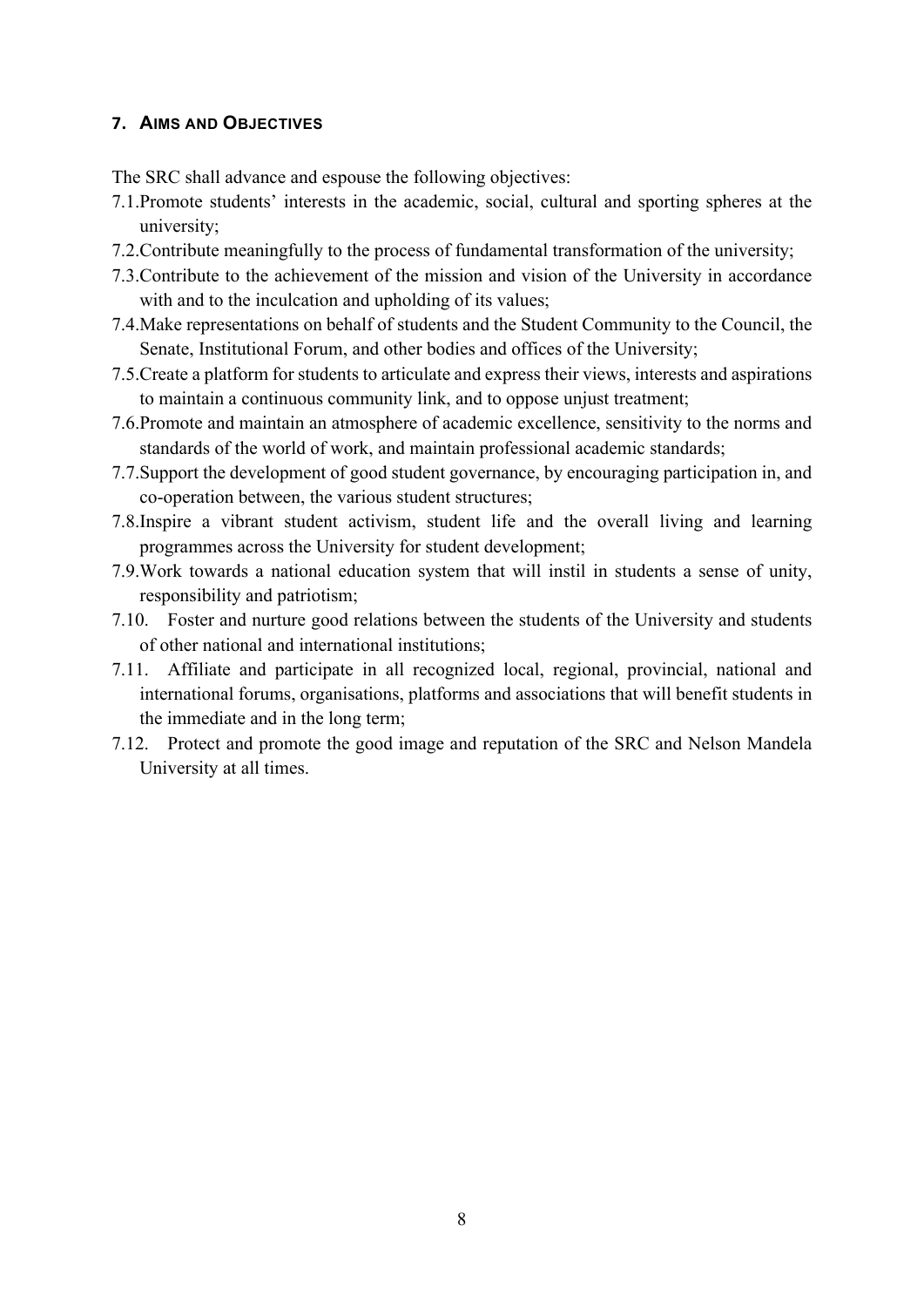## 7. AIMS AND OBJECTIVES

The SRC shall advance and espouse the following objectives:

7.1. Promote students' interests in the academic, social, cultural and sporting spheres at the university;

7.2. Contribute meaningfully to the process of fundamental transformation of the university;

7.3. Contribute to the achievement of the mission and vision of the University in accordance with and to the inculcation and upholding of its values;

7.4. Make representations on behalf of students and the Student Community to the Council, the Senate, Institutional Forum, and other bodies and offices of the University;

7.5. Create a platform for students to articulate and express their views, interests and aspirations to maintain a continuous community link, and to oppose unjust treatment;

7.6. Promote and maintain an atmosphere of academic excellence, sensitivity to the norms and standards of the world of work, and maintain professional academic standards;

7.7. Support the development of good student governance, by encouraging participation in, and co-operation between, the various student structures;

7.8. Inspire a vibrant student activism, student life and the overall living and learning programmes across the University for student development;

7.9. Work towards a national education system that will instil in students a sense of unity, responsibility and patriotism;

7.10. Foster and nurture good relations between the students of the University and students of other national and international institutions;

7.11. Affiliate and participate in all recognized local, regional, provincial, national and international forums, organisations, platforms and associations that will benefit students in the immediate and in the long term;

7.12. Protect and promote the good image and reputation of the SRC and Nelson Mandela University at all times.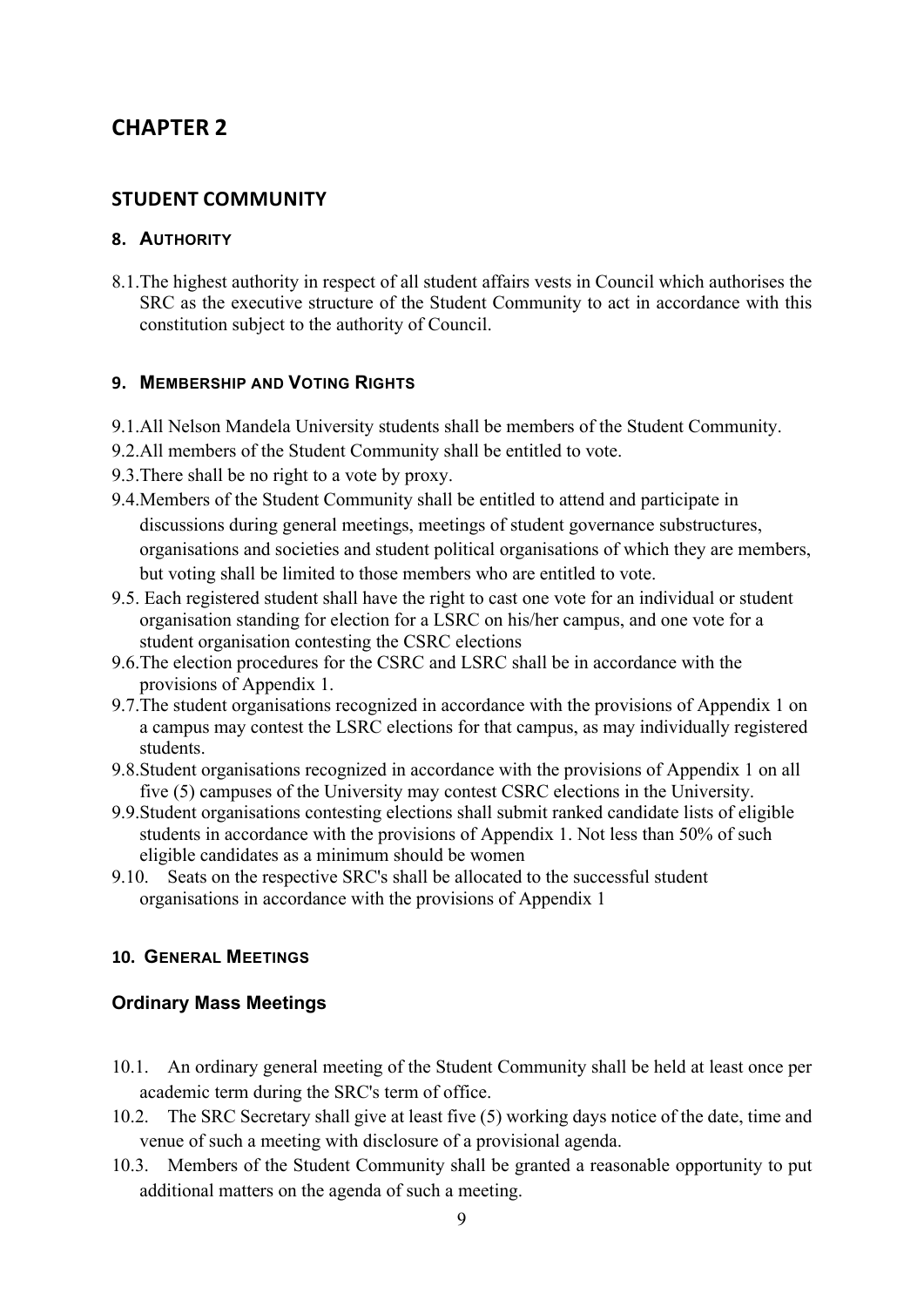# CHAPTER 2

## STUDENT COMMUNITY

### 8. AUTHORITY

8.1. The highest authority in respect of all student affairs vests in Council which authorises the SRC as the executive structure of the Student Community to act in accordance with this constitution subject to the authority of Council.

### 9. MEMBERSHIP AND VOTING RIGHTS

9.1. All Nelson Mandela University students shall be members of the Student Community.

9.2. All members of the Student Community shall be entitled to vote.

9.3. There shall be no right to a vote by proxy.

9.4. Members of the Student Community shall be entitled to attend and participate in discussions during general meetings, meetings of student governance substructures, organisations and societies and student political organisations of which they are members, but voting shall be limited to those members who are entitled to vote.

9.5. Each registered student shall have the right to cast one vote for an individual or student organisation standing for election for a LSRC on his/her campus, and one vote for a student organisation contesting the CSRC elections

9.6. The election procedures for the CSRC and LSRC shall be in accordance with the provisions of Appendix 1.

9.7. The student organisations recognized in accordance with the provisions of Appendix 1 on a campus may contest the LSRC elections for that campus, as may individually registered students.

9.8. Student organisations recognized in accordance with the provisions of Appendix 1 on all five (5) campuses of the University may contest CSRC elections in the University.

9.9. Student organisations contesting elections shall submit ranked candidate lists of eligible students in accordance with the provisions of Appendix 1. Not less than 50% of such eligible candidates as a minimum should be women

9.10. Seats on the respective SRC's shall be allocated to the successful student organisations in accordance with the provisions of Appendix 1

### 10. GENERAL MEETINGS

#### Ordinary Mass Meetings

10.1. An ordinary general meeting of the Student Community shall be held at least once per academic term during the SRC's term of office.

10.2. The SRC Secretary shall give at least five (5) working days notice of the date, time and venue of such a meeting with disclosure of a provisional agenda.

10.3. Members of the Student Community shall be granted a reasonable opportunity to put additional matters on the agenda of such a meeting.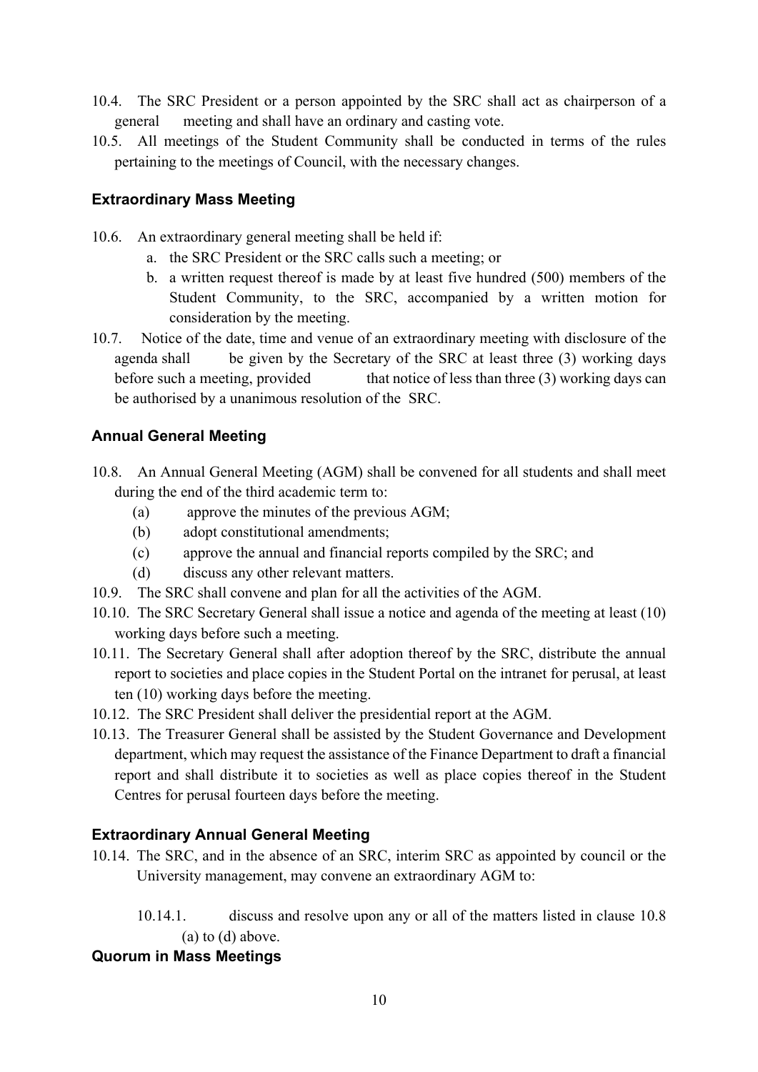10.4. The SRC President or a person appointed by the SRC shall act as chairperson of a general meeting and shall have an ordinary and casting vote.

10.5. All meetings of the Student Community shall be conducted in terms of the rules pertaining to the meetings of Council, with the necessary changes.

### Extraordinary Mass Meeting

10.6. An extraordinary general meeting shall be held if:

a. the SRC President or the SRC calls such a meeting; or
b. a written request thereof is made by at least five hundred (500) members of the Student Community, to the SRC, accompanied by a written motion for consideration by the meeting.

10.7. Notice of the date, time and venue of an extraordinary meeting with disclosure of the agenda shall be given by the Secretary of the SRC at least three (3) working days before such a meeting, provided that notice of less than three (3) working days can be authorised by a unanimous resolution of the SRC.

### Annual General Meeting

10.8. An Annual General Meeting (AGM) shall be convened for all students and shall meet during the end of the third academic term to:

(a) approve the minutes of the previous AGM;
(b) adopt constitutional amendments;
(c) approve the annual and financial reports compiled by the SRC; and
(d) discuss any other relevant matters.

10.9. The SRC shall convene and plan for all the activities of the AGM.

10.10. The SRC Secretary General shall issue a notice and agenda of the meeting at least (10) working days before such a meeting.

10.11. The Secretary General shall after adoption thereof by the SRC, distribute the annual report to societies and place copies in the Student Portal on the intranet for perusal, at least ten (10) working days before the meeting.

10.12. The SRC President shall deliver the presidential report at the AGM.

10.13. The Treasurer General shall be assisted by the Student Governance and Development department, which may request the assistance of the Finance Department to draft a financial report and shall distribute it to societies as well as place copies thereof in the Student Centres for perusal fourteen days before the meeting.

### Extraordinary Annual General Meeting

10.14. The SRC, and in the absence of an SRC, interim SRC as appointed by council or the University management, may convene an extraordinary AGM to:

10.14.1. discuss and resolve upon any or all of the matters listed in clause 10.8 (a) to (d) above.

### Quorum in Mass Meetings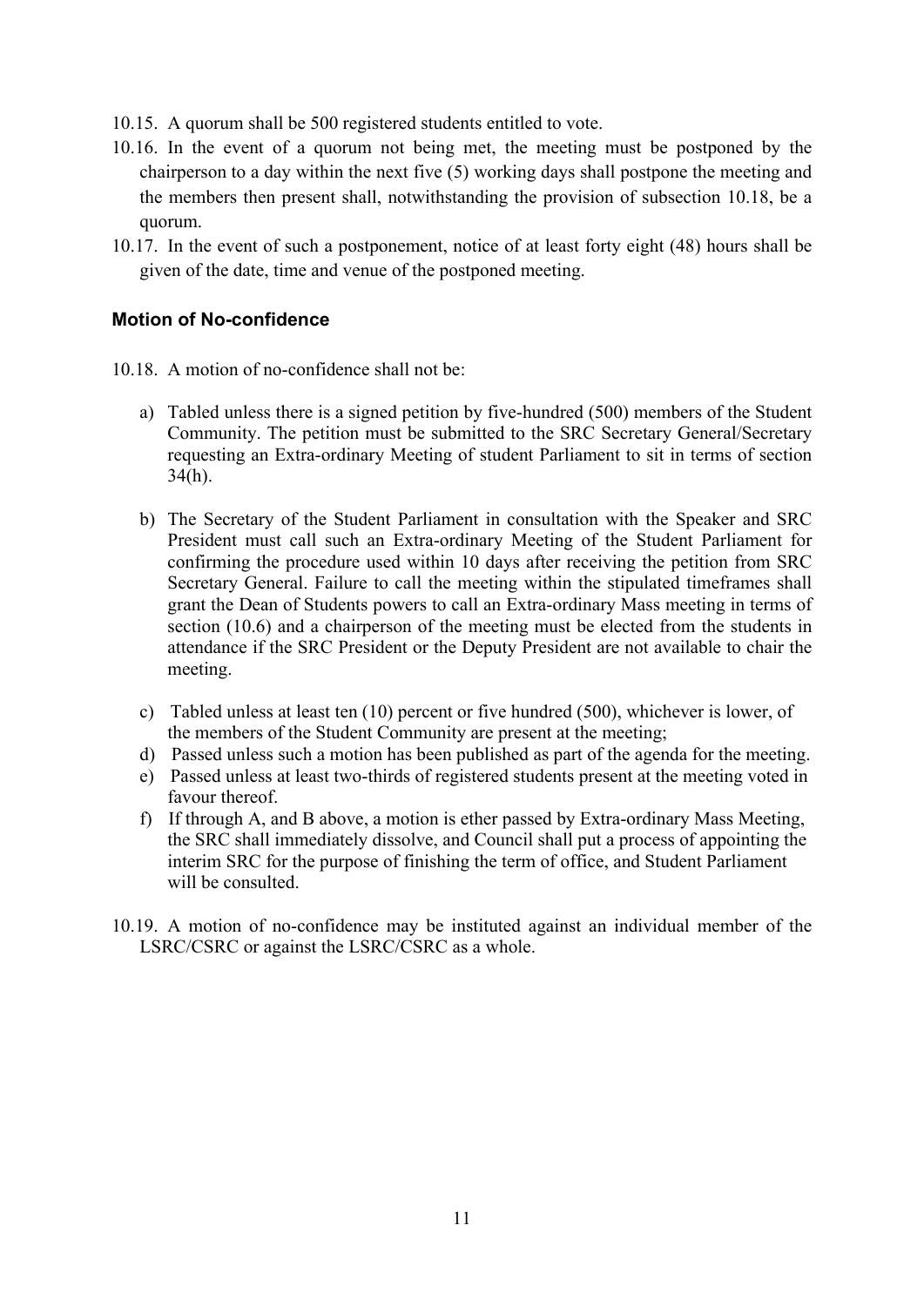10.15. A quorum shall be 500 registered students entitled to vote.

10.16. In the event of a quorum not being met, the meeting must be postponed by the chairperson to a day within the next five (5) working days shall postpone the meeting and the members then present shall, notwithstanding the provision of subsection 10.18, be a quorum.

10.17. In the event of such a postponement, notice of at least forty eight (48) hours shall be given of the date, time and venue of the postponed meeting.

### Motion of No-confidence

10.18. A motion of no-confidence shall not be:

a) Tabled unless there is a signed petition by five-hundred (500) members of the Student Community. The petition must be submitted to the SRC Secretary General/Secretary requesting an Extra-ordinary Meeting of student Parliament to sit in terms of section 34(h).

b) The Secretary of the Student Parliament in consultation with the Speaker and SRC President must call such an Extra-ordinary Meeting of the Student Parliament for confirming the procedure used within 10 days after receiving the petition from SRC Secretary General. Failure to call the meeting within the stipulated timeframes shall grant the Dean of Students powers to call an Extra-ordinary Mass meeting in terms of section (10.6) and a chairperson of the meeting must be elected from the students in attendance if the SRC President or the Deputy President are not available to chair the meeting.

c) Tabled unless at least ten (10) percent or five hundred (500), whichever is lower, of the members of the Student Community are present at the meeting;

d) Passed unless such a motion has been published as part of the agenda for the meeting.

e) Passed unless at least two-thirds of registered students present at the meeting voted in favour thereof.

f) If through A, and B above, a motion is ether passed by Extra-ordinary Mass Meeting, the SRC shall immediately dissolve, and Council shall put a process of appointing the interim SRC for the purpose of finishing the term of office, and Student Parliament will be consulted.

10.19. A motion of no-confidence may be instituted against an individual member of the LSRC/CSRC or against the LSRC/CSRC as a whole.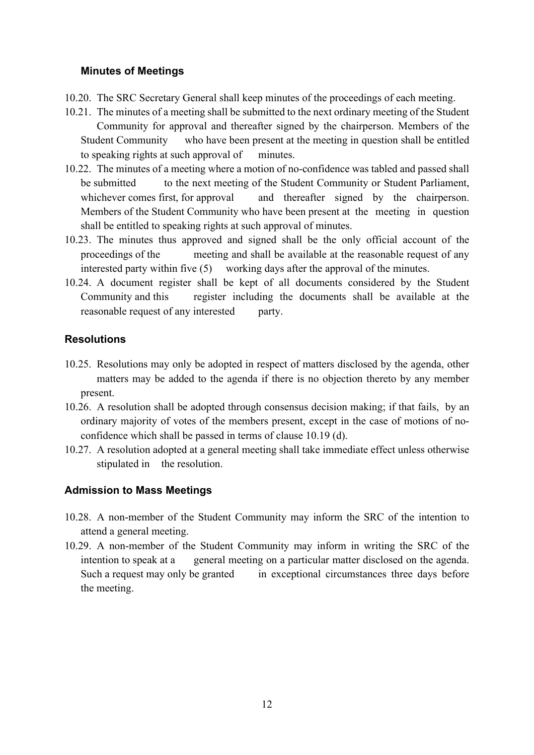### Minutes of Meetings

10.20. The SRC Secretary General shall keep minutes of the proceedings of each meeting.

10.21. The minutes of a meeting shall be submitted to the next ordinary meeting of the Student Community for approval and thereafter signed by the chairperson. Members of the Student Community who have been present at the meeting in question shall be entitled to speaking rights at such approval of minutes.

10.22. The minutes of a meeting where a motion of no-confidence was tabled and passed shall be submitted to the next meeting of the Student Community or Student Parliament, whichever comes first, for approval and thereafter signed by the chairperson. Members of the Student Community who have been present at the meeting in question shall be entitled to speaking rights at such approval of minutes.

10.23. The minutes thus approved and signed shall be the only official account of the proceedings of the meeting and shall be available at the reasonable request of any interested party within five (5) working days after the approval of the minutes.

10.24. A document register shall be kept of all documents considered by the Student Community and this register including the documents shall be available at the reasonable request of any interested party.

### Resolutions

10.25. Resolutions may only be adopted in respect of matters disclosed by the agenda, other matters may be added to the agenda if there is no objection thereto by any member present.

10.26. A resolution shall be adopted through consensus decision making; if that fails, by an ordinary majority of votes of the members present, except in the case of motions of no-confidence which shall be passed in terms of clause 10.19 (d).

10.27. A resolution adopted at a general meeting shall take immediate effect unless otherwise stipulated in the resolution.

### Admission to Mass Meetings

10.28. A non-member of the Student Community may inform the SRC of the intention to attend a general meeting.

10.29. A non-member of the Student Community may inform in writing the SRC of the intention to speak at a general meeting on a particular matter disclosed on the agenda. Such a request may only be granted in exceptional circumstances three days before the meeting.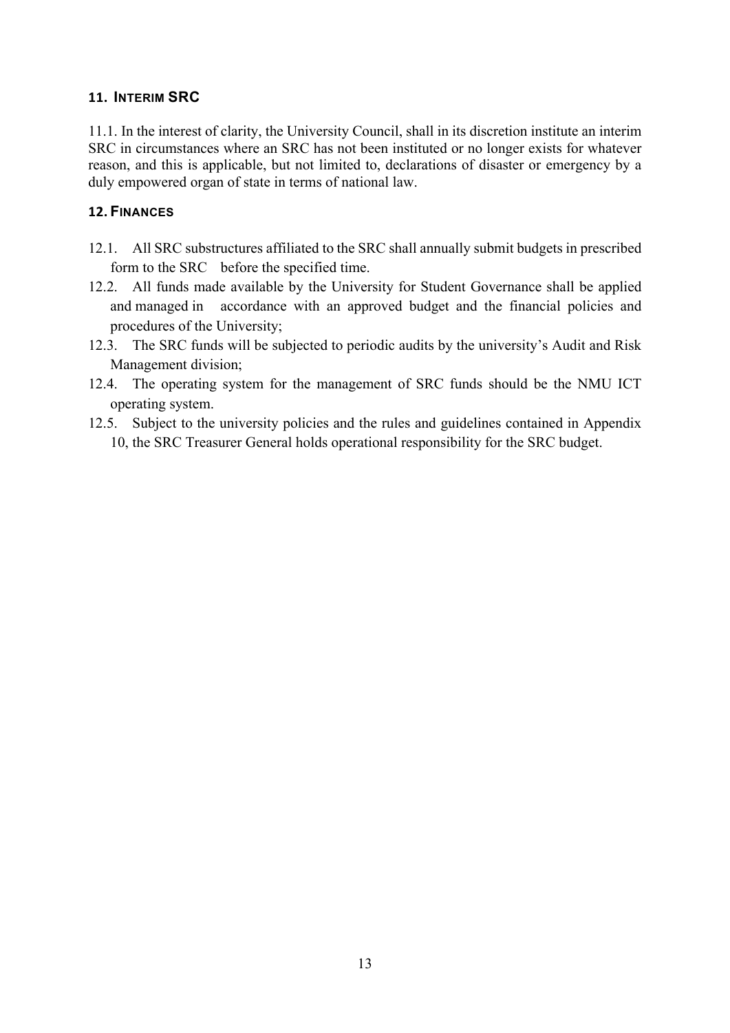## 11. Interim SRC

11.1. In the interest of clarity, the University Council, shall in its discretion institute an interim SRC in circumstances where an SRC has not been instituted or no longer exists for whatever reason, and this is applicable, but not limited to, declarations of disaster or emergency by a duly empowered organ of state in terms of national law.

## 12. Finances

12.1. All SRC substructures affiliated to the SRC shall annually submit budgets in prescribed form to the SRC before the specified time.

12.2. All funds made available by the University for Student Governance shall be applied and managed in accordance with an approved budget and the financial policies and procedures of the University;

12.3. The SRC funds will be subjected to periodic audits by the university's Audit and Risk Management division;

12.4. The operating system for the management of SRC funds should be the NMU ICT operating system.

12.5. Subject to the university policies and the rules and guidelines contained in Appendix 10, the SRC Treasurer General holds operational responsibility for the SRC budget.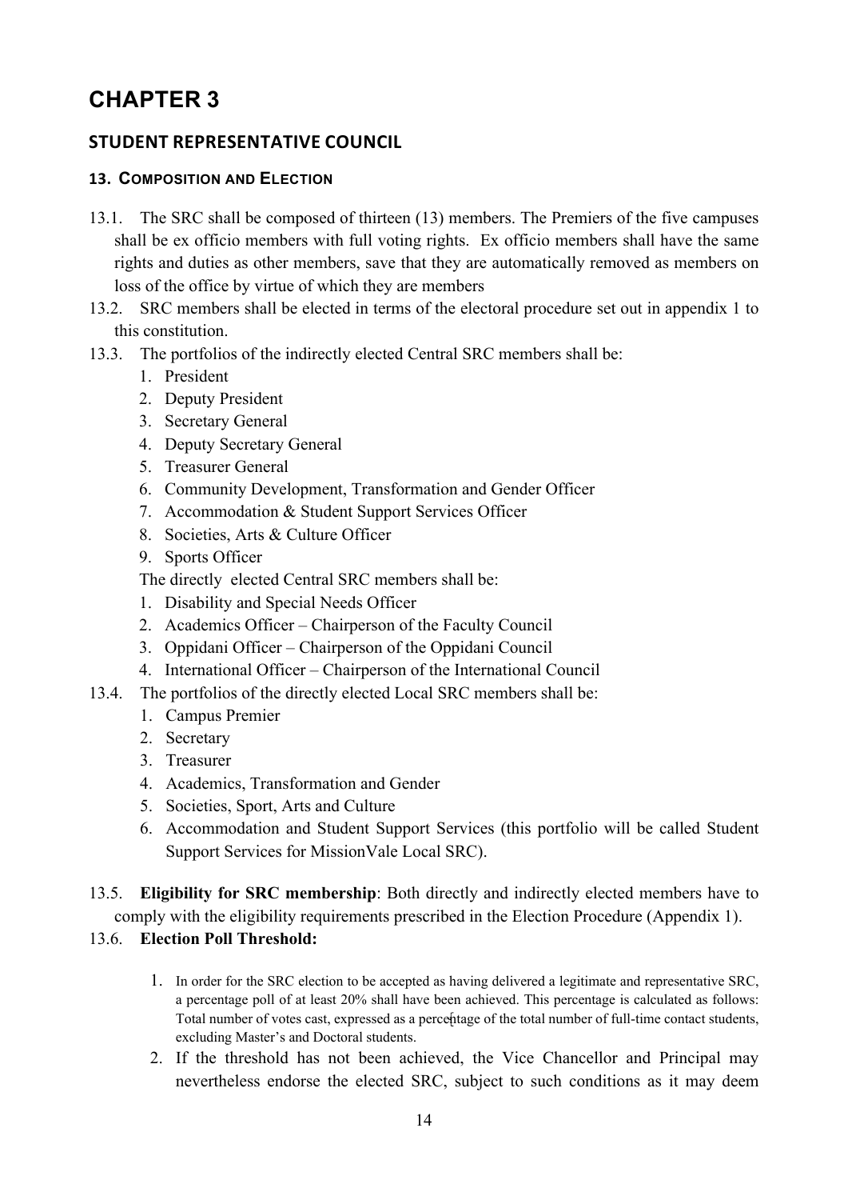# CHAPTER 3

## STUDENT REPRESENTATIVE COUNCIL

### 13. COMPOSITION AND ELECTION

13.1. The SRC shall be composed of thirteen (13) members. The Premiers of the five campuses shall be ex officio members with full voting rights. Ex officio members shall have the same rights and duties as other members, save that they are automatically removed as members on loss of the office by virtue of which they are members

13.2. SRC members shall be elected in terms of the electoral procedure set out in appendix 1 to this constitution.

13.3. The portfolios of the indirectly elected Central SRC members shall be:

1. President
2. Deputy President
3. Secretary General
4. Deputy Secretary General
5. Treasurer General
6. Community Development, Transformation and Gender Officer
7. Accommodation & Student Support Services Officer
8. Societies, Arts & Culture Officer
9. Sports Officer

The directly elected Central SRC members shall be:

1. Disability and Special Needs Officer
2. Academics Officer – Chairperson of the Faculty Council
3. Oppidani Officer – Chairperson of the Oppidani Council
4. International Officer – Chairperson of the International Council

13.4. The portfolios of the directly elected Local SRC members shall be:

1. Campus Premier
2. Secretary
3. Treasurer
4. Academics, Transformation and Gender
5. Societies, Sport, Arts and Culture
6. Accommodation and Student Support Services (this portfolio will be called Student Support Services for MissionVale Local SRC).

13.5. **Eligibility for SRC membership**: Both directly and indirectly elected members have to comply with the eligibility requirements prescribed in the Election Procedure (Appendix 1).

13.6. **Election Poll Threshold:**

1. In order for the SRC election to be accepted as having delivered a legitimate and representative SRC, a percentage poll of at least 20% shall have been achieved. This percentage is calculated as follows: Total number of votes cast, expressed as a percentage of the total number of full-time contact students, excluding Master's and Doctoral students.
2. If the threshold has not been achieved, the Vice Chancellor and Principal may nevertheless endorse the elected SRC, subject to such conditions as it may deem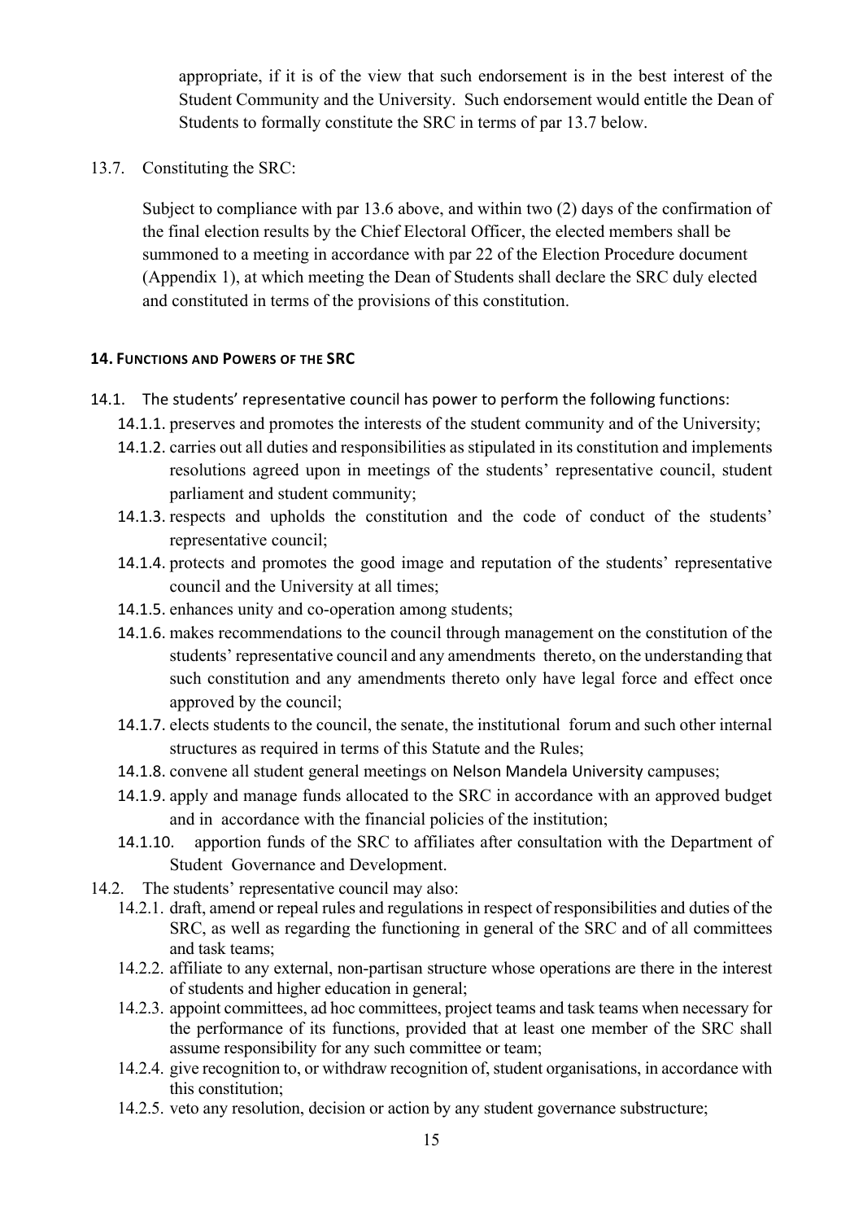appropriate, if it is of the view that such endorsement is in the best interest of the Student Community and the University. Such endorsement would entitle the Dean of Students to formally constitute the SRC in terms of par 13.7 below.

13.7. Constituting the SRC:

Subject to compliance with par 13.6 above, and within two (2) days of the confirmation of the final election results by the Chief Electoral Officer, the elected members shall be summoned to a meeting in accordance with par 22 of the Election Procedure document (Appendix 1), at which meeting the Dean of Students shall declare the SRC duly elected and constituted in terms of the provisions of this constitution.

**14. FUNCTIONS AND POWERS OF THE SRC**

14.1. The students' representative council has power to perform the following functions:

14.1.1. preserves and promotes the interests of the student community and of the University;

14.1.2. carries out all duties and responsibilities as stipulated in its constitution and implements resolutions agreed upon in meetings of the students' representative council, student parliament and student community;

14.1.3. respects and upholds the constitution and the code of conduct of the students' representative council;

14.1.4. protects and promotes the good image and reputation of the students' representative council and the University at all times;

14.1.5. enhances unity and co-operation among students;

14.1.6. makes recommendations to the council through management on the constitution of the students' representative council and any amendments thereto, on the understanding that such constitution and any amendments thereto only have legal force and effect once approved by the council;

14.1.7. elects students to the council, the senate, the institutional forum and such other internal structures as required in terms of this Statute and the Rules;

14.1.8. convene all student general meetings on Nelson Mandela University campuses;

14.1.9. apply and manage funds allocated to the SRC in accordance with an approved budget and in accordance with the financial policies of the institution;

14.1.10. apportion funds of the SRC to affiliates after consultation with the Department of Student Governance and Development.

14.2. The students' representative council may also:

14.2.1. draft, amend or repeal rules and regulations in respect of responsibilities and duties of the SRC, as well as regarding the functioning in general of the SRC and of all committees and task teams;

14.2.2. affiliate to any external, non-partisan structure whose operations are there in the interest of students and higher education in general;

14.2.3. appoint committees, ad hoc committees, project teams and task teams when necessary for the performance of its functions, provided that at least one member of the SRC shall assume responsibility for any such committee or team;

14.2.4. give recognition to, or withdraw recognition of, student organisations, in accordance with this constitution;

14.2.5. veto any resolution, decision or action by any student governance substructure;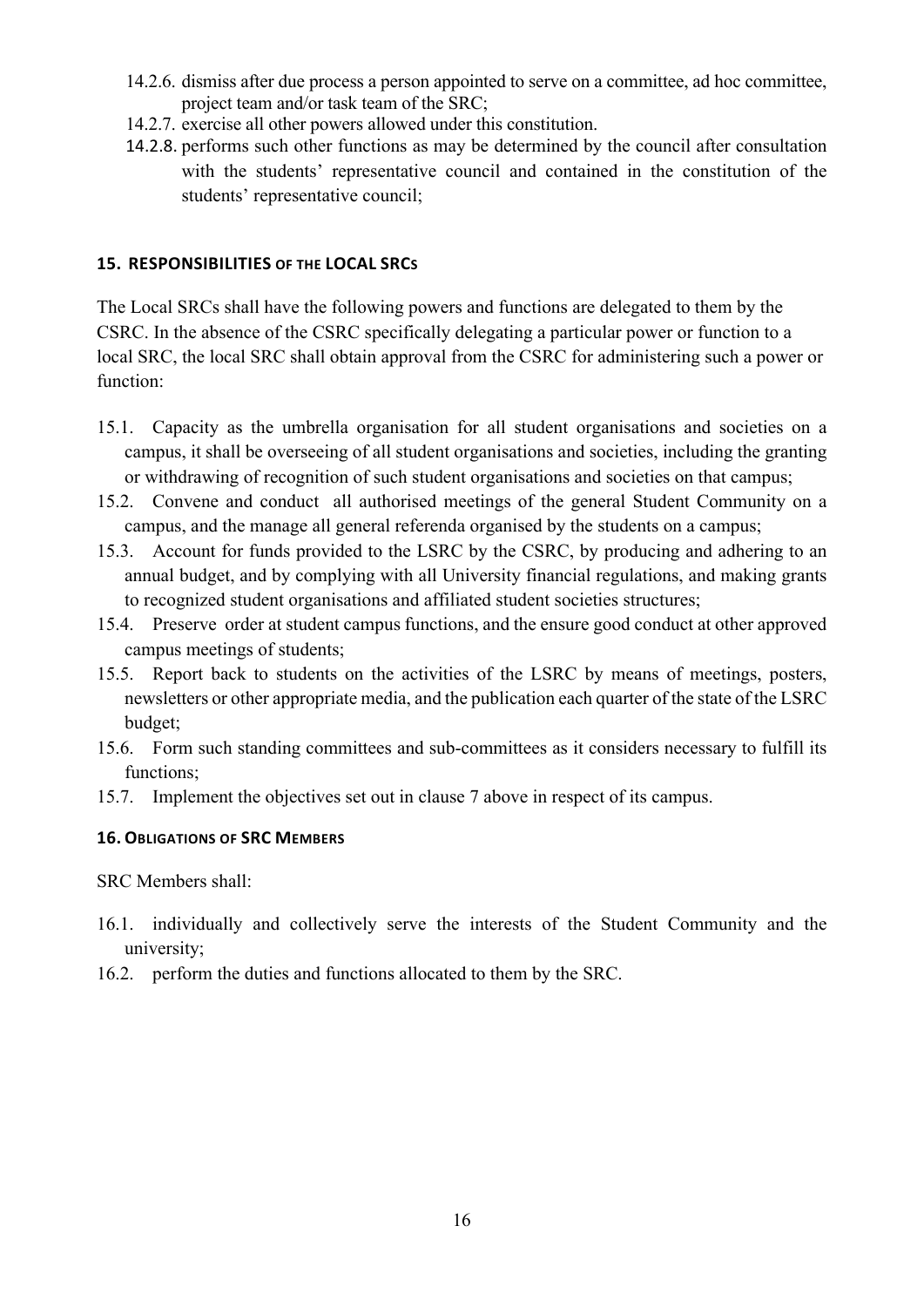14.2.6. dismiss after due process a person appointed to serve on a committee, ad hoc committee, project team and/or task team of the SRC;

14.2.7. exercise all other powers allowed under this constitution.

14.2.8. performs such other functions as may be determined by the council after consultation with the students' representative council and contained in the constitution of the students' representative council;

## 15. RESPONSIBILITIES OF THE LOCAL SRCS

The Local SRCs shall have the following powers and functions are delegated to them by the CSRC. In the absence of the CSRC specifically delegating a particular power or function to a local SRC, the local SRC shall obtain approval from the CSRC for administering such a power or function:

15.1. Capacity as the umbrella organisation for all student organisations and societies on a campus, it shall be overseeing of all student organisations and societies, including the granting or withdrawing of recognition of such student organisations and societies on that campus;

15.2. Convene and conduct all authorised meetings of the general Student Community on a campus, and the manage all general referenda organised by the students on a campus;

15.3. Account for funds provided to the LSRC by the CSRC, by producing and adhering to an annual budget, and by complying with all University financial regulations, and making grants to recognized student organisations and affiliated student societies structures;

15.4. Preserve order at student campus functions, and the ensure good conduct at other approved campus meetings of students;

15.5. Report back to students on the activities of the LSRC by means of meetings, posters, newsletters or other appropriate media, and the publication each quarter of the state of the LSRC budget;

15.6. Form such standing committees and sub-committees as it considers necessary to fulfill its functions;

15.7. Implement the objectives set out in clause 7 above in respect of its campus.

## 16. OBLIGATIONS OF SRC MEMBERS

SRC Members shall:

16.1. individually and collectively serve the interests of the Student Community and the university;

16.2. perform the duties and functions allocated to them by the SRC.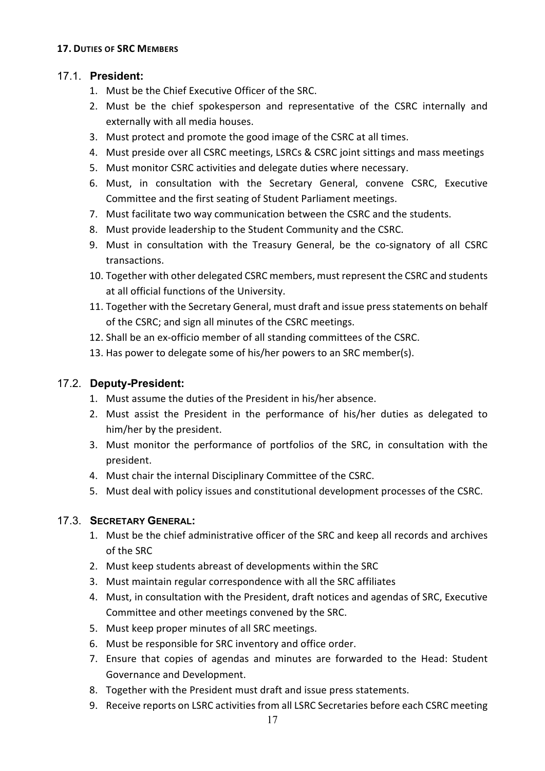## 17. Duties of SRC Members

### 17.1. President:

1. Must be the Chief Executive Officer of the SRC.
2. Must be the chief spokesperson and representative of the CSRC internally and externally with all media houses.
3. Must protect and promote the good image of the CSRC at all times.
4. Must preside over all CSRC meetings, LSRCs & CSRC joint sittings and mass meetings
5. Must monitor CSRC activities and delegate duties where necessary.
6. Must, in consultation with the Secretary General, convene CSRC, Executive Committee and the first seating of Student Parliament meetings.
7. Must facilitate two way communication between the CSRC and the students.
8. Must provide leadership to the Student Community and the CSRC.
9. Must in consultation with the Treasury General, be the co-signatory of all CSRC transactions.
10. Together with other delegated CSRC members, must represent the CSRC and students at all official functions of the University.
11. Together with the Secretary General, must draft and issue press statements on behalf of the CSRC; and sign all minutes of the CSRC meetings.
12. Shall be an ex-officio member of all standing committees of the CSRC.
13. Has power to delegate some of his/her powers to an SRC member(s).

### 17.2. Deputy-President:

1. Must assume the duties of the President in his/her absence.
2. Must assist the President in the performance of his/her duties as delegated to him/her by the president.
3. Must monitor the performance of portfolios of the SRC, in consultation with the president.
4. Must chair the internal Disciplinary Committee of the CSRC.
5. Must deal with policy issues and constitutional development processes of the CSRC.

### 17.3. Secretary General:

1. Must be the chief administrative officer of the SRC and keep all records and archives of the SRC
2. Must keep students abreast of developments within the SRC
3. Must maintain regular correspondence with all the SRC affiliates
4. Must, in consultation with the President, draft notices and agendas of SRC, Executive Committee and other meetings convened by the SRC.
5. Must keep proper minutes of all SRC meetings.
6. Must be responsible for SRC inventory and office order.
7. Ensure that copies of agendas and minutes are forwarded to the Head: Student Governance and Development.
8. Together with the President must draft and issue press statements.
9. Receive reports on LSRC activities from all LSRC Secretaries before each CSRC meeting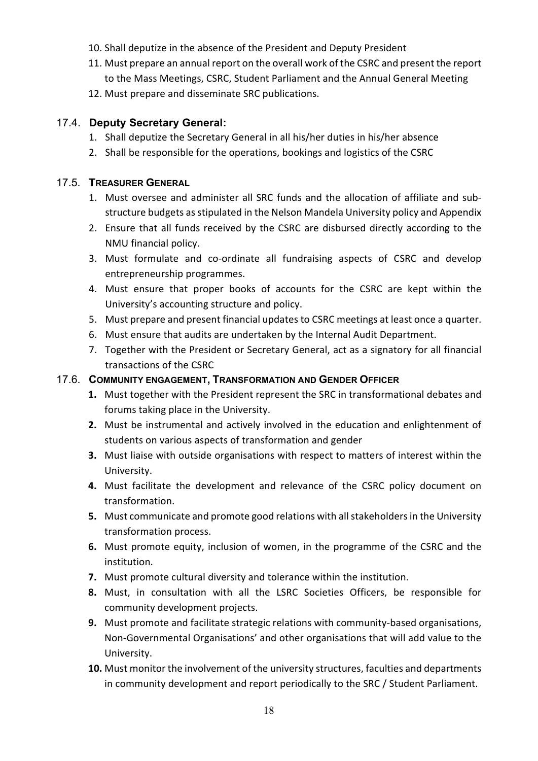10. Shall deputize in the absence of the President and Deputy President
11. Must prepare an annual report on the overall work of the CSRC and present the report to the Mass Meetings, CSRC, Student Parliament and the Annual General Meeting
12. Must prepare and disseminate SRC publications.

### 17.4. Deputy Secretary General:

1. Shall deputize the Secretary General in all his/her duties in his/her absence
2. Shall be responsible for the operations, bookings and logistics of the CSRC

### 17.5. Treasurer General

1. Must oversee and administer all SRC funds and the allocation of affiliate and sub-structure budgets as stipulated in the Nelson Mandela University policy and Appendix
2. Ensure that all funds received by the CSRC are disbursed directly according to the NMU financial policy.
3. Must formulate and co-ordinate all fundraising aspects of CSRC and develop entrepreneurship programmes.
4. Must ensure that proper books of accounts for the CSRC are kept within the University's accounting structure and policy.
5. Must prepare and present financial updates to CSRC meetings at least once a quarter.
6. Must ensure that audits are undertaken by the Internal Audit Department.
7. Together with the President or Secretary General, act as a signatory for all financial transactions of the CSRC

### 17.6. Community engagement, Transformation and Gender Officer

1. Must together with the President represent the SRC in transformational debates and forums taking place in the University.
2. Must be instrumental and actively involved in the education and enlightenment of students on various aspects of transformation and gender
3. Must liaise with outside organisations with respect to matters of interest within the University.
4. Must facilitate the development and relevance of the CSRC policy document on transformation.
5. Must communicate and promote good relations with all stakeholders in the University transformation process.
6. Must promote equity, inclusion of women, in the programme of the CSRC and the institution.
7. Must promote cultural diversity and tolerance within the institution.
8. Must, in consultation with all the LSRC Societies Officers, be responsible for community development projects.
9. Must promote and facilitate strategic relations with community-based organisations, Non-Governmental Organisations' and other organisations that will add value to the University.
10. Must monitor the involvement of the university structures, faculties and departments in community development and report periodically to the SRC / Student Parliament.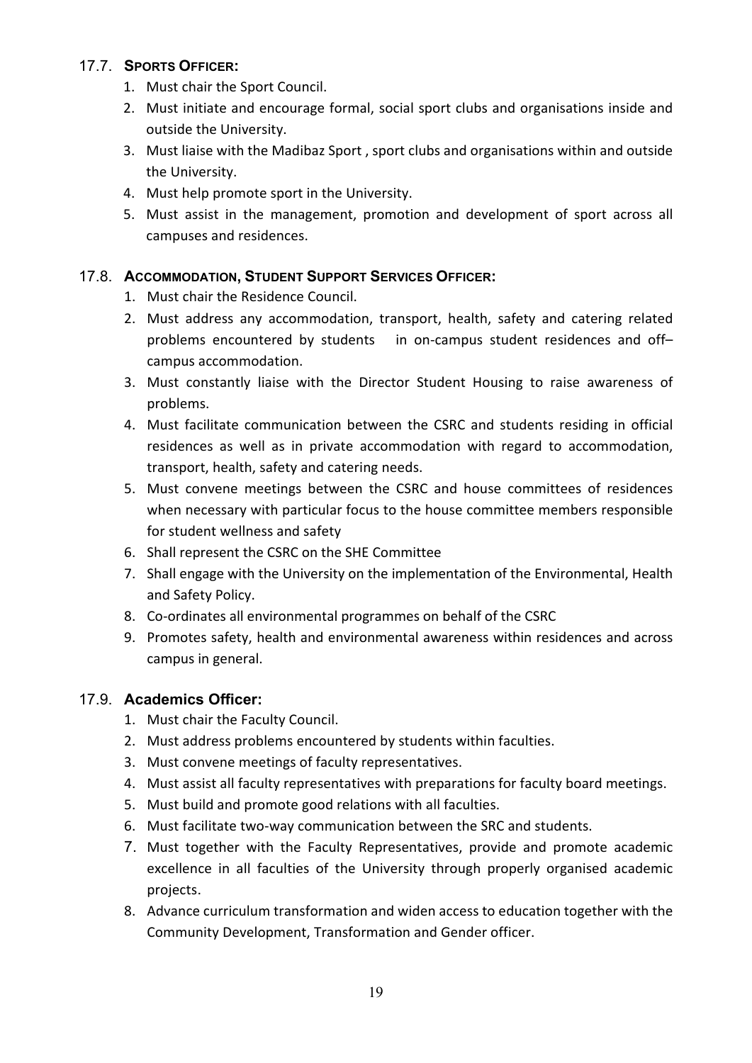### 17.7. **SPORTS OFFICER:**

1. Must chair the Sport Council.
2. Must initiate and encourage formal, social sport clubs and organisations inside and outside the University.
3. Must liaise with the Madibaz Sport , sport clubs and organisations within and outside the University.
4. Must help promote sport in the University.
5. Must assist in the management, promotion and development of sport across all campuses and residences.

### 17.8. **ACCOMMODATION, STUDENT SUPPORT SERVICES OFFICER:**

1. Must chair the Residence Council.
2. Must address any accommodation, transport, health, safety and catering related problems encountered by students in on-campus student residences and off–campus accommodation.
3. Must constantly liaise with the Director Student Housing to raise awareness of problems.
4. Must facilitate communication between the CSRC and students residing in official residences as well as in private accommodation with regard to accommodation, transport, health, safety and catering needs.
5. Must convene meetings between the CSRC and house committees of residences when necessary with particular focus to the house committee members responsible for student wellness and safety
6. Shall represent the CSRC on the SHE Committee
7. Shall engage with the University on the implementation of the Environmental, Health and Safety Policy.
8. Co-ordinates all environmental programmes on behalf of the CSRC
9. Promotes safety, health and environmental awareness within residences and across campus in general.

### 17.9. **Academics Officer:**

1. Must chair the Faculty Council.
2. Must address problems encountered by students within faculties.
3. Must convene meetings of faculty representatives.
4. Must assist all faculty representatives with preparations for faculty board meetings.
5. Must build and promote good relations with all faculties.
6. Must facilitate two-way communication between the SRC and students.
7. Must together with the Faculty Representatives, provide and promote academic excellence in all faculties of the University through properly organised academic projects.
8. Advance curriculum transformation and widen access to education together with the Community Development, Transformation and Gender officer.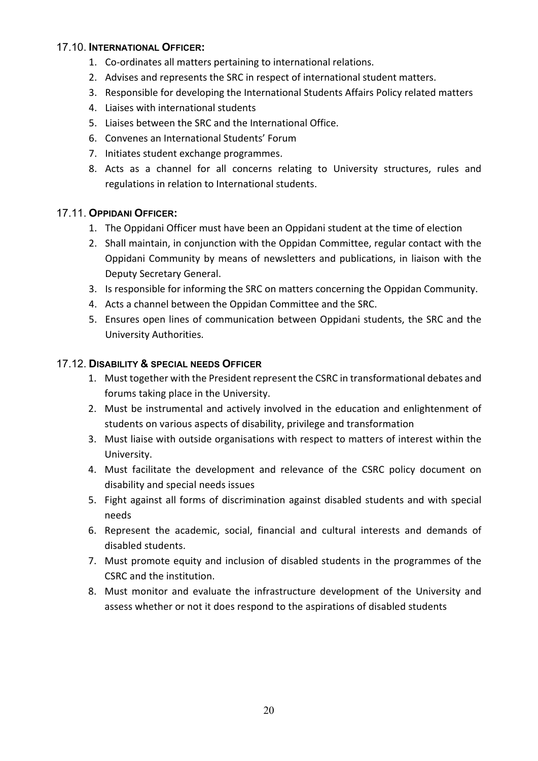### 17.10. INTERNATIONAL OFFICER:

1. Co-ordinates all matters pertaining to international relations.
2. Advises and represents the SRC in respect of international student matters.
3. Responsible for developing the International Students Affairs Policy related matters
4. Liaises with international students
5. Liaises between the SRC and the International Office.
6. Convenes an International Students' Forum
7. Initiates student exchange programmes.
8. Acts as a channel for all concerns relating to University structures, rules and regulations in relation to International students.

### 17.11. OPPIDANI OFFICER:

1. The Oppidani Officer must have been an Oppidani student at the time of election
2. Shall maintain, in conjunction with the Oppidan Committee, regular contact with the Oppidani Community by means of newsletters and publications, in liaison with the Deputy Secretary General.
3. Is responsible for informing the SRC on matters concerning the Oppidan Community.
4. Acts a channel between the Oppidan Committee and the SRC.
5. Ensures open lines of communication between Oppidani students, the SRC and the University Authorities.

### 17.12. DISABILITY & SPECIAL NEEDS OFFICER

1. Must together with the President represent the CSRC in transformational debates and forums taking place in the University.
2. Must be instrumental and actively involved in the education and enlightenment of students on various aspects of disability, privilege and transformation
3. Must liaise with outside organisations with respect to matters of interest within the University.
4. Must facilitate the development and relevance of the CSRC policy document on disability and special needs issues
5. Fight against all forms of discrimination against disabled students and with special needs
6. Represent the academic, social, financial and cultural interests and demands of disabled students.
7. Must promote equity and inclusion of disabled students in the programmes of the CSRC and the institution.
8. Must monitor and evaluate the infrastructure development of the University and assess whether or not it does respond to the aspirations of disabled students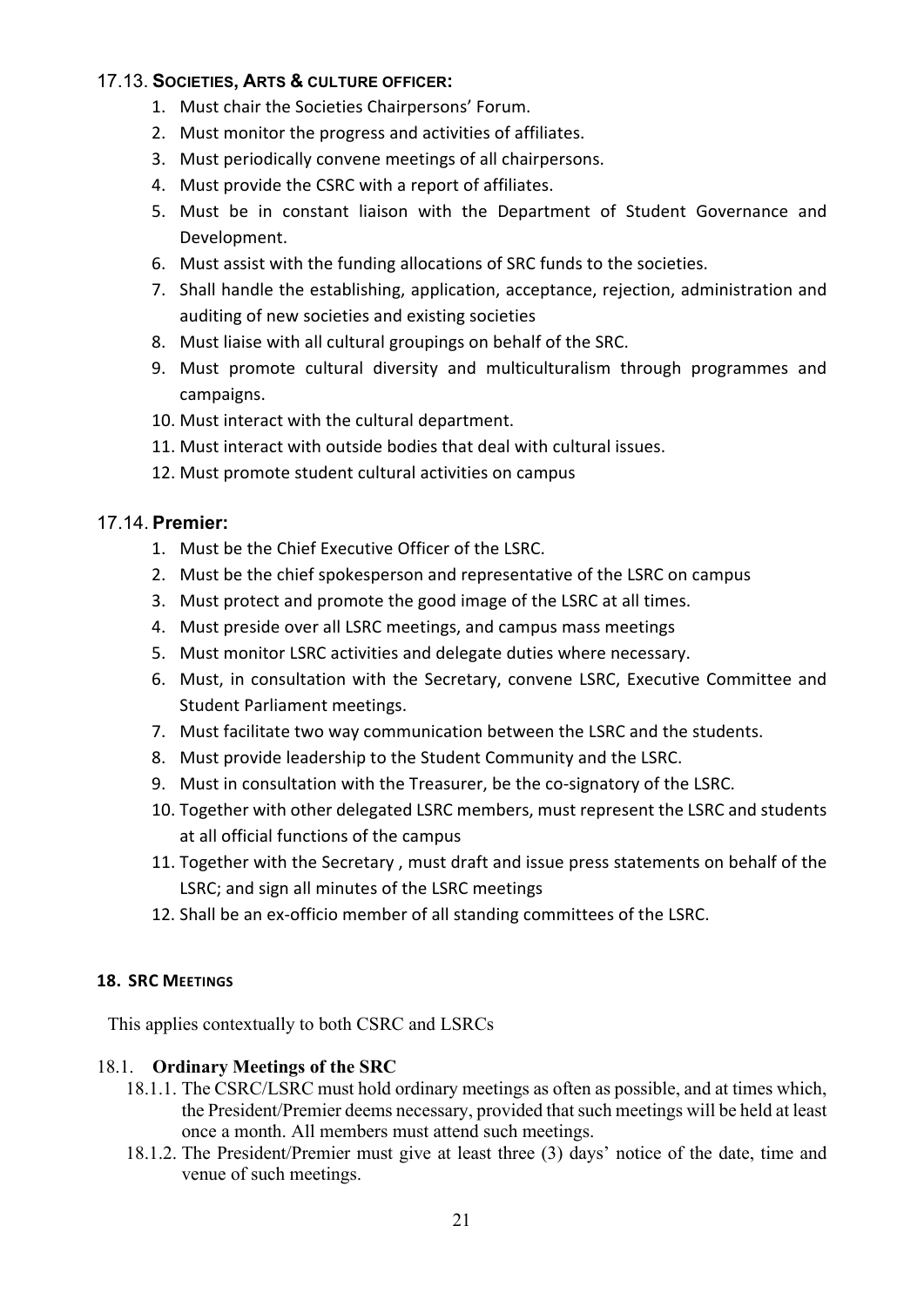### 17.13. **SOCIETIES, ARTS & CULTURE OFFICER:**

1. Must chair the Societies Chairpersons' Forum.
2. Must monitor the progress and activities of affiliates.
3. Must periodically convene meetings of all chairpersons.
4. Must provide the CSRC with a report of affiliates.
5. Must be in constant liaison with the Department of Student Governance and Development.
6. Must assist with the funding allocations of SRC funds to the societies.
7. Shall handle the establishing, application, acceptance, rejection, administration and auditing of new societies and existing societies
8. Must liaise with all cultural groupings on behalf of the SRC.
9. Must promote cultural diversity and multiculturalism through programmes and campaigns.
10. Must interact with the cultural department.
11. Must interact with outside bodies that deal with cultural issues.
12. Must promote student cultural activities on campus

### 17.14. **Premier:**

1. Must be the Chief Executive Officer of the LSRC.
2. Must be the chief spokesperson and representative of the LSRC on campus
3. Must protect and promote the good image of the LSRC at all times.
4. Must preside over all LSRC meetings, and campus mass meetings
5. Must monitor LSRC activities and delegate duties where necessary.
6. Must, in consultation with the Secretary, convene LSRC, Executive Committee and Student Parliament meetings.
7. Must facilitate two way communication between the LSRC and the students.
8. Must provide leadership to the Student Community and the LSRC.
9. Must in consultation with the Treasurer, be the co-signatory of the LSRC.
10. Together with other delegated LSRC members, must represent the LSRC and students at all official functions of the campus
11. Together with the Secretary , must draft and issue press statements on behalf of the LSRC; and sign all minutes of the LSRC meetings
12. Shall be an ex-officio member of all standing committees of the LSRC.

## 18. SRC MEETINGS

This applies contextually to both CSRC and LSRCs

### 18.1. **Ordinary Meetings of the SRC**

18.1.1. The CSRC/LSRC must hold ordinary meetings as often as possible, and at times which, the President/Premier deems necessary, provided that such meetings will be held at least once a month. All members must attend such meetings.

18.1.2. The President/Premier must give at least three (3) days' notice of the date, time and venue of such meetings.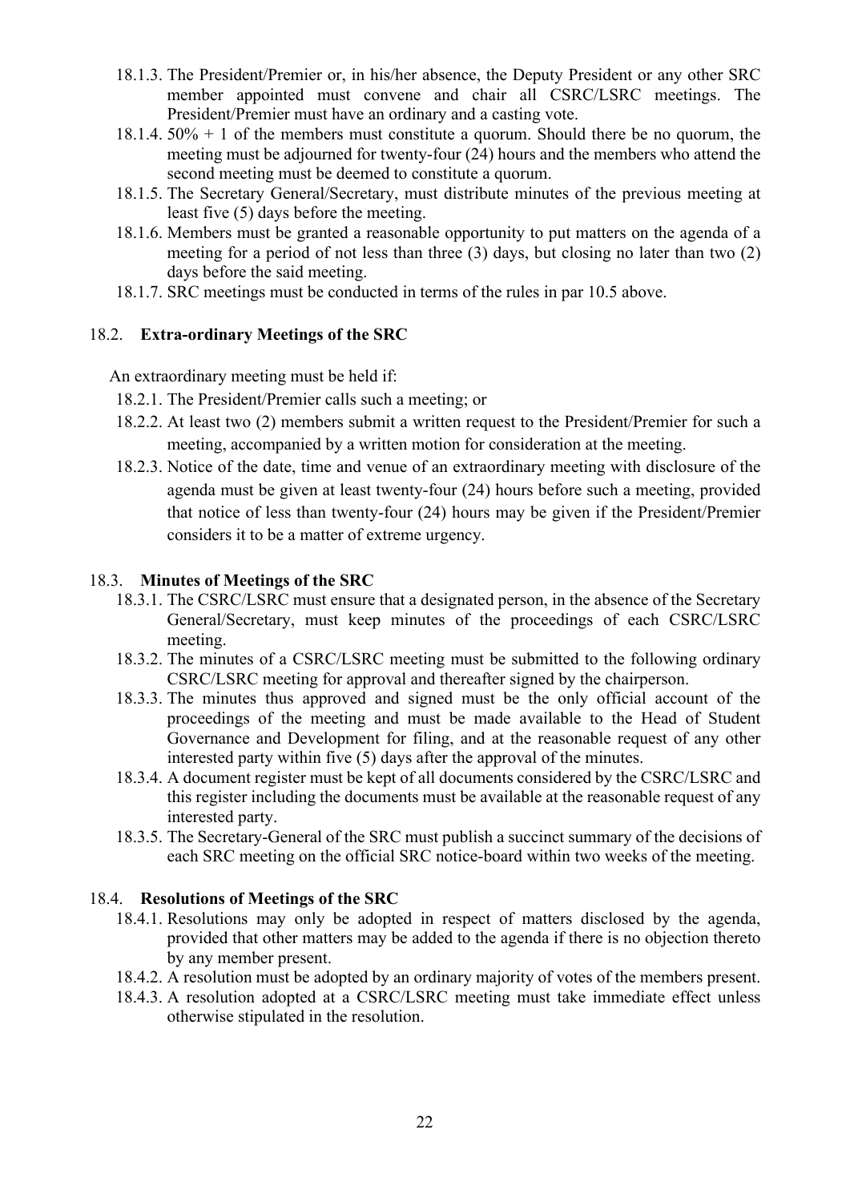18.1.3. The President/Premier or, in his/her absence, the Deputy President or any other SRC member appointed must convene and chair all CSRC/LSRC meetings. The President/Premier must have an ordinary and a casting vote.

18.1.4. 50% + 1 of the members must constitute a quorum. Should there be no quorum, the meeting must be adjourned for twenty-four (24) hours and the members who attend the second meeting must be deemed to constitute a quorum.

18.1.5. The Secretary General/Secretary, must distribute minutes of the previous meeting at least five (5) days before the meeting.

18.1.6. Members must be granted a reasonable opportunity to put matters on the agenda of a meeting for a period of not less than three (3) days, but closing no later than two (2) days before the said meeting.

18.1.7. SRC meetings must be conducted in terms of the rules in par 10.5 above.

### 18.2. Extra-ordinary Meetings of the SRC

An extraordinary meeting must be held if:

18.2.1. The President/Premier calls such a meeting; or

18.2.2. At least two (2) members submit a written request to the President/Premier for such a meeting, accompanied by a written motion for consideration at the meeting.

18.2.3. Notice of the date, time and venue of an extraordinary meeting with disclosure of the agenda must be given at least twenty-four (24) hours before such a meeting, provided that notice of less than twenty-four (24) hours may be given if the President/Premier considers it to be a matter of extreme urgency.

### 18.3. Minutes of Meetings of the SRC

18.3.1. The CSRC/LSRC must ensure that a designated person, in the absence of the Secretary General/Secretary, must keep minutes of the proceedings of each CSRC/LSRC meeting.

18.3.2. The minutes of a CSRC/LSRC meeting must be submitted to the following ordinary CSRC/LSRC meeting for approval and thereafter signed by the chairperson.

18.3.3. The minutes thus approved and signed must be the only official account of the proceedings of the meeting and must be made available to the Head of Student Governance and Development for filing, and at the reasonable request of any other interested party within five (5) days after the approval of the minutes.

18.3.4. A document register must be kept of all documents considered by the CSRC/LSRC and this register including the documents must be available at the reasonable request of any interested party.

18.3.5. The Secretary-General of the SRC must publish a succinct summary of the decisions of each SRC meeting on the official SRC notice-board within two weeks of the meeting.

### 18.4. Resolutions of Meetings of the SRC

18.4.1. Resolutions may only be adopted in respect of matters disclosed by the agenda, provided that other matters may be added to the agenda if there is no objection thereto by any member present.

18.4.2. A resolution must be adopted by an ordinary majority of votes of the members present.

18.4.3. A resolution adopted at a CSRC/LSRC meeting must take immediate effect unless otherwise stipulated in the resolution.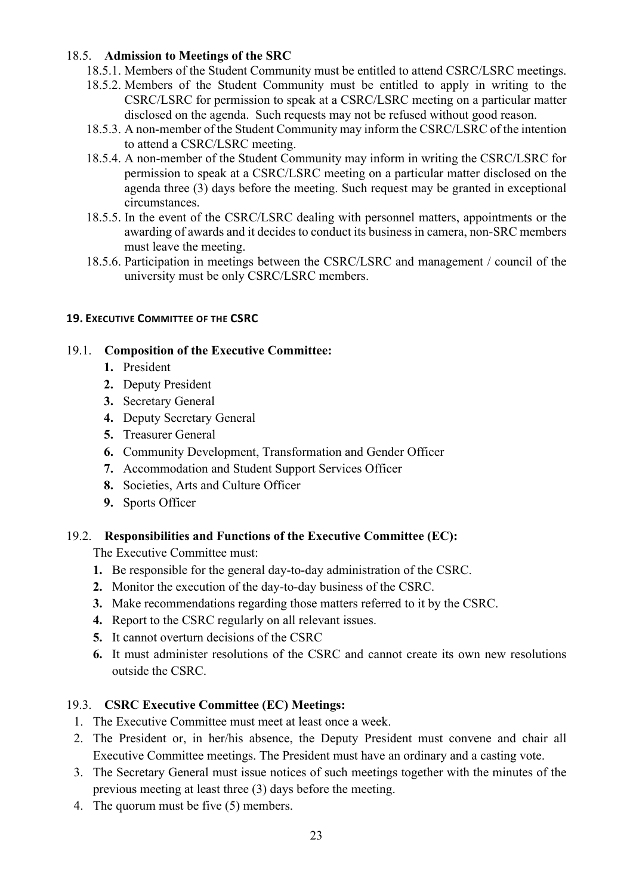### 18.5. Admission to Meetings of the SRC

18.5.1. Members of the Student Community must be entitled to attend CSRC/LSRC meetings.

18.5.2. Members of the Student Community must be entitled to apply in writing to the CSRC/LSRC for permission to speak at a CSRC/LSRC meeting on a particular matter disclosed on the agenda. Such requests may not be refused without good reason.

18.5.3. A non-member of the Student Community may inform the CSRC/LSRC of the intention to attend a CSRC/LSRC meeting.

18.5.4. A non-member of the Student Community may inform in writing the CSRC/LSRC for permission to speak at a CSRC/LSRC meeting on a particular matter disclosed on the agenda three (3) days before the meeting. Such request may be granted in exceptional circumstances.

18.5.5. In the event of the CSRC/LSRC dealing with personnel matters, appointments or the awarding of awards and it decides to conduct its business in camera, non-SRC members must leave the meeting.

18.5.6. Participation in meetings between the CSRC/LSRC and management / council of the university must be only CSRC/LSRC members.

## 19. Executive Committee of the CSRC

### 19.1. Composition of the Executive Committee:

1. President
2. Deputy President
3. Secretary General
4. Deputy Secretary General
5. Treasurer General
6. Community Development, Transformation and Gender Officer
7. Accommodation and Student Support Services Officer
8. Societies, Arts and Culture Officer
9. Sports Officer

### 19.2. Responsibilities and Functions of the Executive Committee (EC):

The Executive Committee must:

1. Be responsible for the general day-to-day administration of the CSRC.
2. Monitor the execution of the day-to-day business of the CSRC.
3. Make recommendations regarding those matters referred to it by the CSRC.
4. Report to the CSRC regularly on all relevant issues.
5. It cannot overturn decisions of the CSRC
6. It must administer resolutions of the CSRC and cannot create its own new resolutions outside the CSRC.

### 19.3. CSRC Executive Committee (EC) Meetings:

1. The Executive Committee must meet at least once a week.
2. The President or, in her/his absence, the Deputy President must convene and chair all Executive Committee meetings. The President must have an ordinary and a casting vote.
3. The Secretary General must issue notices of such meetings together with the minutes of the previous meeting at least three (3) days before the meeting.
4. The quorum must be five (5) members.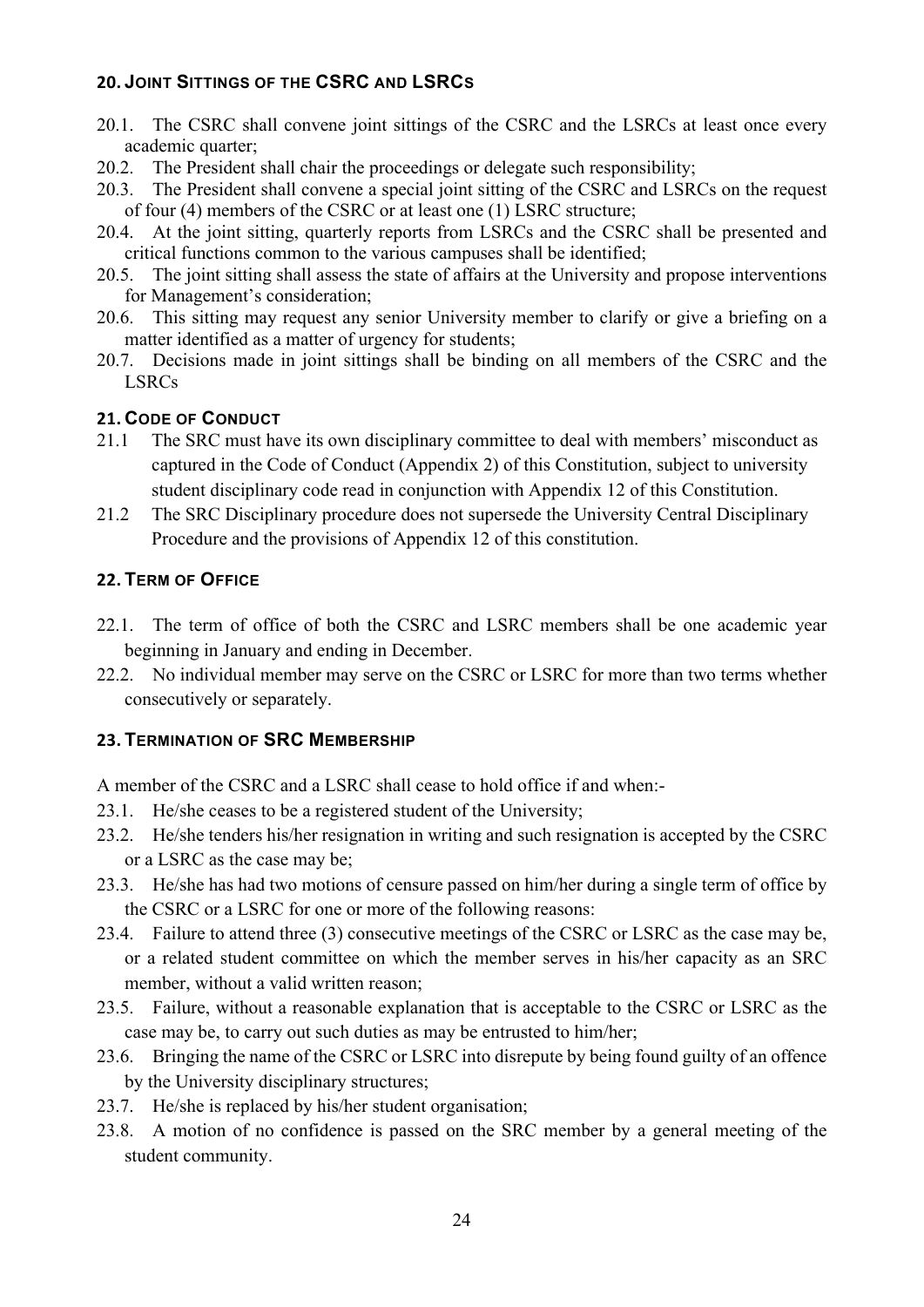## 20. Joint Sittings of the CSRC and LSRCs

20.1. The CSRC shall convene joint sittings of the CSRC and the LSRCs at least once every academic quarter;

20.2. The President shall chair the proceedings or delegate such responsibility;

20.3. The President shall convene a special joint sitting of the CSRC and LSRCs on the request of four (4) members of the CSRC or at least one (1) LSRC structure;

20.4. At the joint sitting, quarterly reports from LSRCs and the CSRC shall be presented and critical functions common to the various campuses shall be identified;

20.5. The joint sitting shall assess the state of affairs at the University and propose interventions for Management's consideration;

20.6. This sitting may request any senior University member to clarify or give a briefing on a matter identified as a matter of urgency for students;

20.7. Decisions made in joint sittings shall be binding on all members of the CSRC and the LSRCs

## 21. Code of Conduct

21.1 The SRC must have its own disciplinary committee to deal with members' misconduct as captured in the Code of Conduct (Appendix 2) of this Constitution, subject to university student disciplinary code read in conjunction with Appendix 12 of this Constitution.

21.2 The SRC Disciplinary procedure does not supersede the University Central Disciplinary Procedure and the provisions of Appendix 12 of this constitution.

## 22. Term of Office

22.1. The term of office of both the CSRC and LSRC members shall be one academic year beginning in January and ending in December.

22.2. No individual member may serve on the CSRC or LSRC for more than two terms whether consecutively or separately.

## 23. Termination of SRC Membership

A member of the CSRC and a LSRC shall cease to hold office if and when:-

23.1. He/she ceases to be a registered student of the University;

23.2. He/she tenders his/her resignation in writing and such resignation is accepted by the CSRC or a LSRC as the case may be;

23.3. He/she has had two motions of censure passed on him/her during a single term of office by the CSRC or a LSRC for one or more of the following reasons:

23.4. Failure to attend three (3) consecutive meetings of the CSRC or LSRC as the case may be, or a related student committee on which the member serves in his/her capacity as an SRC member, without a valid written reason;

23.5. Failure, without a reasonable explanation that is acceptable to the CSRC or LSRC as the case may be, to carry out such duties as may be entrusted to him/her;

23.6. Bringing the name of the CSRC or LSRC into disrepute by being found guilty of an offence by the University disciplinary structures;

23.7. He/she is replaced by his/her student organisation;

23.8. A motion of no confidence is passed on the SRC member by a general meeting of the student community.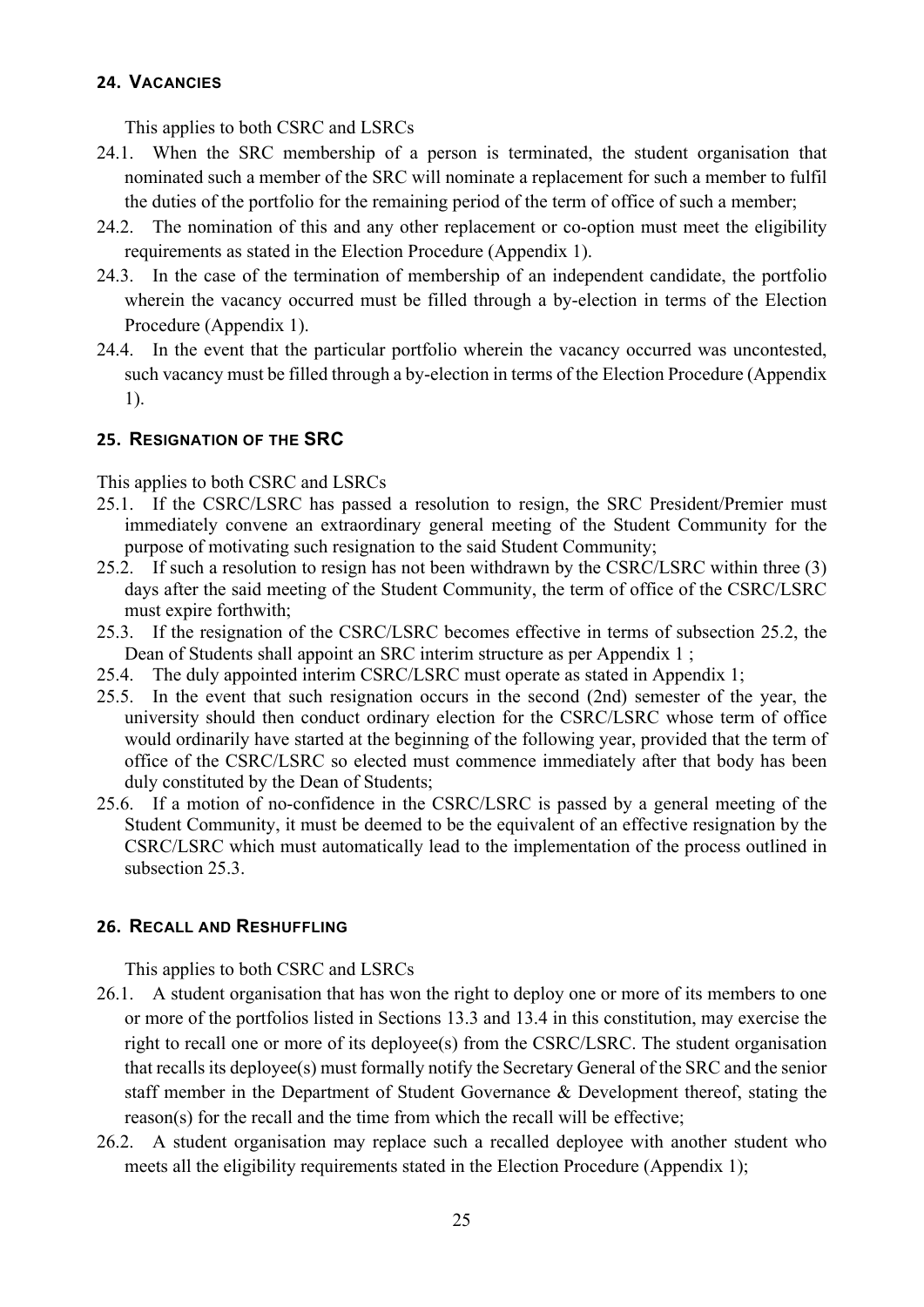## 24. Vacancies

This applies to both CSRC and LSRCs

24.1. When the SRC membership of a person is terminated, the student organisation that nominated such a member of the SRC will nominate a replacement for such a member to fulfil the duties of the portfolio for the remaining period of the term of office of such a member;

24.2. The nomination of this and any other replacement or co-option must meet the eligibility requirements as stated in the Election Procedure (Appendix 1).

24.3. In the case of the termination of membership of an independent candidate, the portfolio wherein the vacancy occurred must be filled through a by-election in terms of the Election Procedure (Appendix 1).

24.4. In the event that the particular portfolio wherein the vacancy occurred was uncontested, such vacancy must be filled through a by-election in terms of the Election Procedure (Appendix 1).

## 25. Resignation of the SRC

This applies to both CSRC and LSRCs

25.1. If the CSRC/LSRC has passed a resolution to resign, the SRC President/Premier must immediately convene an extraordinary general meeting of the Student Community for the purpose of motivating such resignation to the said Student Community;

25.2. If such a resolution to resign has not been withdrawn by the CSRC/LSRC within three (3) days after the said meeting of the Student Community, the term of office of the CSRC/LSRC must expire forthwith;

25.3. If the resignation of the CSRC/LSRC becomes effective in terms of subsection 25.2, the Dean of Students shall appoint an SRC interim structure as per Appendix 1 ;

25.4. The duly appointed interim CSRC/LSRC must operate as stated in Appendix 1;

25.5. In the event that such resignation occurs in the second (2nd) semester of the year, the university should then conduct ordinary election for the CSRC/LSRC whose term of office would ordinarily have started at the beginning of the following year, provided that the term of office of the CSRC/LSRC so elected must commence immediately after that body has been duly constituted by the Dean of Students;

25.6. If a motion of no-confidence in the CSRC/LSRC is passed by a general meeting of the Student Community, it must be deemed to be the equivalent of an effective resignation by the CSRC/LSRC which must automatically lead to the implementation of the process outlined in subsection 25.3.

## 26. Recall and Reshuffling

This applies to both CSRC and LSRCs

26.1. A student organisation that has won the right to deploy one or more of its members to one or more of the portfolios listed in Sections 13.3 and 13.4 in this constitution, may exercise the right to recall one or more of its deployee(s) from the CSRC/LSRC. The student organisation that recalls its deployee(s) must formally notify the Secretary General of the SRC and the senior staff member in the Department of Student Governance & Development thereof, stating the reason(s) for the recall and the time from which the recall will be effective;

26.2. A student organisation may replace such a recalled deployee with another student who meets all the eligibility requirements stated in the Election Procedure (Appendix 1);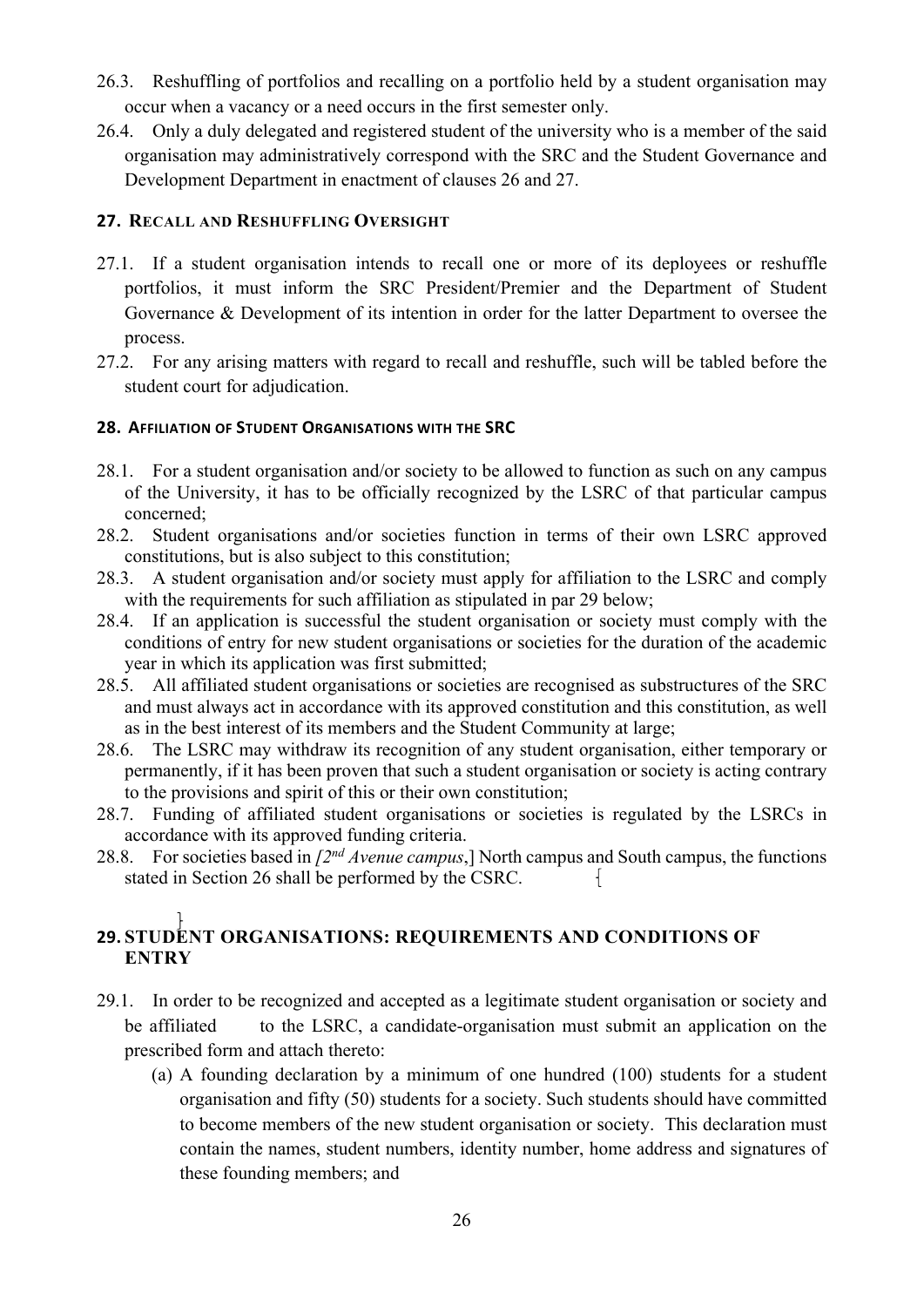26.3. Reshuffling of portfolios and recalling on a portfolio held by a student organisation may occur when a vacancy or a need occurs in the first semester only.

26.4. Only a duly delegated and registered student of the university who is a member of the said organisation may administratively correspond with the SRC and the Student Governance and Development Department in enactment of clauses 26 and 27.

## 27. RECALL AND RESHUFFLING OVERSIGHT

27.1. If a student organisation intends to recall one or more of its deployees or reshuffle portfolios, it must inform the SRC President/Premier and the Department of Student Governance & Development of its intention in order for the latter Department to oversee the process.

27.2. For any arising matters with regard to recall and reshuffle, such will be tabled before the student court for adjudication.

## 28. AFFILIATION OF STUDENT ORGANISATIONS WITH THE SRC

28.1. For a student organisation and/or society to be allowed to function as such on any campus of the University, it has to be officially recognized by the LSRC of that particular campus concerned;

28.2. Student organisations and/or societies function in terms of their own LSRC approved constitutions, but is also subject to this constitution;

28.3. A student organisation and/or society must apply for affiliation to the LSRC and comply with the requirements for such affiliation as stipulated in par 29 below;

28.4. If an application is successful the student organisation or society must comply with the conditions of entry for new student organisations or societies for the duration of the academic year in which its application was first submitted;

28.5. All affiliated student organisations or societies are recognised as substructures of the SRC and must always act in accordance with its approved constitution and this constitution, as well as in the best interest of its members and the Student Community at large;

28.6. The LSRC may withdraw its recognition of any student organisation, either temporary or permanently, if it has been proven that such a student organisation or society is acting contrary to the provisions and spirit of this or their own constitution;

28.7. Funding of affiliated student organisations or societies is regulated by the LSRCs in accordance with its approved funding criteria.

28.8. For societies based in *[2nd Avenue campus*,] North campus and South campus, the functions stated in Section 26 shall be performed by the CSRC.

## 29. STUDENT ORGANISATIONS: REQUIREMENTS AND CONDITIONS OF ENTRY

29.1. In order to be recognized and accepted as a legitimate student organisation or society and be affiliated to the LSRC, a candidate-organisation must submit an application on the prescribed form and attach thereto:

(a) A founding declaration by a minimum of one hundred (100) students for a student organisation and fifty (50) students for a society. Such students should have committed to become members of the new student organisation or society. This declaration must contain the names, student numbers, identity number, home address and signatures of these founding members; and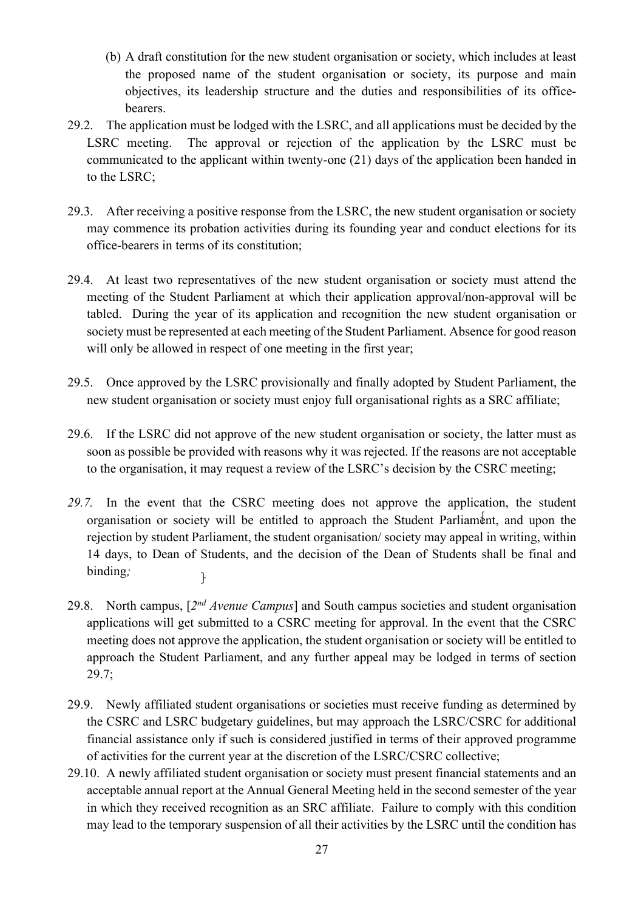(b) A draft constitution for the new student organisation or society, which includes at least the proposed name of the student organisation or society, its purpose and main objectives, its leadership structure and the duties and responsibilities of its office-bearers.

29.2. The application must be lodged with the LSRC, and all applications must be decided by the LSRC meeting. The approval or rejection of the application by the LSRC must be communicated to the applicant within twenty-one (21) days of the application been handed in to the LSRC;

29.3. After receiving a positive response from the LSRC, the new student organisation or society may commence its probation activities during its founding year and conduct elections for its office-bearers in terms of its constitution;

29.4. At least two representatives of the new student organisation or society must attend the meeting of the Student Parliament at which their application approval/non-approval will be tabled. During the year of its application and recognition the new student organisation or society must be represented at each meeting of the Student Parliament. Absence for good reason will only be allowed in respect of one meeting in the first year;

29.5. Once approved by the LSRC provisionally and finally adopted by Student Parliament, the new student organisation or society must enjoy full organisational rights as a SRC affiliate;

29.6. If the LSRC did not approve of the new student organisation or society, the latter must as soon as possible be provided with reasons why it was rejected. If the reasons are not acceptable to the organisation, it may request a review of the LSRC's decision by the CSRC meeting;

*29.7.* In the event that the CSRC meeting does not approve the application, the student organisation or society will be entitled to approach the Student Parliament, and upon the rejection by student Parliament, the student organisation/ society may appeal in writing, within 14 days, to Dean of Students, and the decision of the Dean of Students shall be final and binding*;*

29.8. North campus, [*2nd Avenue Campus*] and South campus societies and student organisation applications will get submitted to a CSRC meeting for approval. In the event that the CSRC meeting does not approve the application, the student organisation or society will be entitled to approach the Student Parliament, and any further appeal may be lodged in terms of section 29.7;

29.9. Newly affiliated student organisations or societies must receive funding as determined by the CSRC and LSRC budgetary guidelines, but may approach the LSRC/CSRC for additional financial assistance only if such is considered justified in terms of their approved programme of activities for the current year at the discretion of the LSRC/CSRC collective;

29.10. A newly affiliated student organisation or society must present financial statements and an acceptable annual report at the Annual General Meeting held in the second semester of the year in which they received recognition as an SRC affiliate. Failure to comply with this condition may lead to the temporary suspension of all their activities by the LSRC until the condition has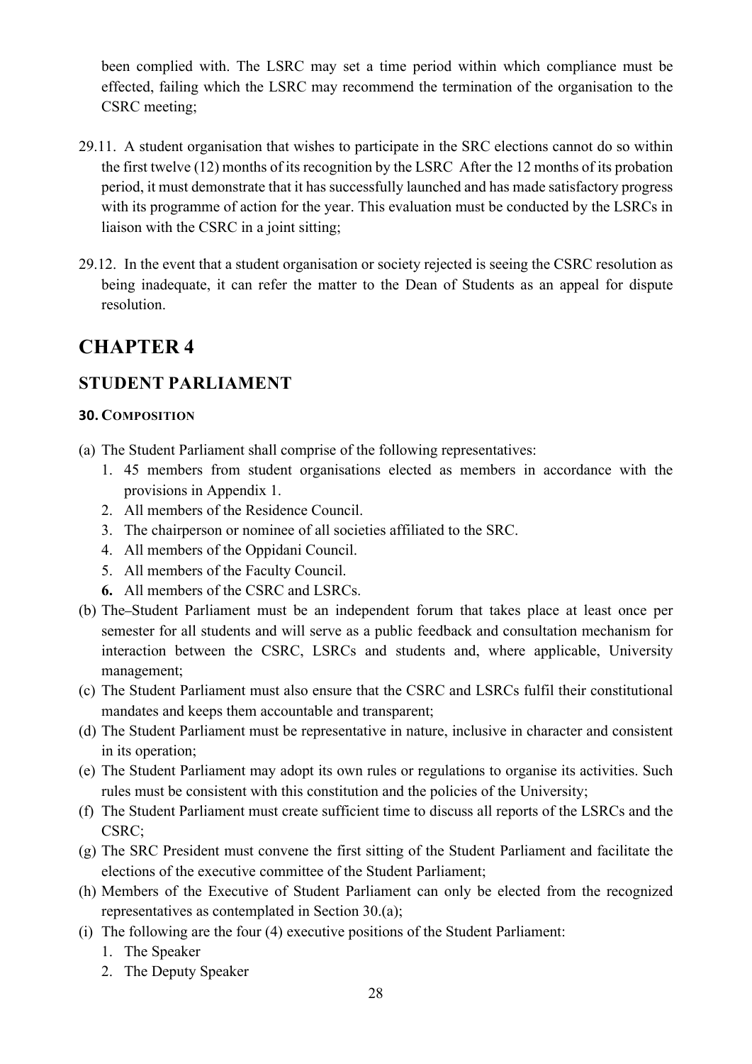been complied with. The LSRC may set a time period within which compliance must be effected, failing which the LSRC may recommend the termination of the organisation to the CSRC meeting;

29.11. A student organisation that wishes to participate in the SRC elections cannot do so within the first twelve (12) months of its recognition by the LSRC After the 12 months of its probation period, it must demonstrate that it has successfully launched and has made satisfactory progress with its programme of action for the year. This evaluation must be conducted by the LSRCs in liaison with the CSRC in a joint sitting;

29.12. In the event that a student organisation or society rejected is seeing the CSRC resolution as being inadequate, it can refer the matter to the Dean of Students as an appeal for dispute resolution.

# CHAPTER 4

## STUDENT PARLIAMENT

### 30. COMPOSITION

(a) The Student Parliament shall comprise of the following representatives:
   1. 45 members from student organisations elected as members in accordance with the provisions in Appendix 1.
   2. All members of the Residence Council.
   3. The chairperson or nominee of all societies affiliated to the SRC.
   4. All members of the Oppidani Council.
   5. All members of the Faculty Council.
   6. All members of the CSRC and LSRCs.

(b) The–Student Parliament must be an independent forum that takes place at least once per semester for all students and will serve as a public feedback and consultation mechanism for interaction between the CSRC, LSRCs and students and, where applicable, University management;

(c) The Student Parliament must also ensure that the CSRC and LSRCs fulfil their constitutional mandates and keeps them accountable and transparent;

(d) The Student Parliament must be representative in nature, inclusive in character and consistent in its operation;

(e) The Student Parliament may adopt its own rules or regulations to organise its activities. Such rules must be consistent with this constitution and the policies of the University;

(f) The Student Parliament must create sufficient time to discuss all reports of the LSRCs and the CSRC;

(g) The SRC President must convene the first sitting of the Student Parliament and facilitate the elections of the executive committee of the Student Parliament;

(h) Members of the Executive of Student Parliament can only be elected from the recognized representatives as contemplated in Section 30.(a);

(i) The following are the four (4) executive positions of the Student Parliament:
   1. The Speaker
   2. The Deputy Speaker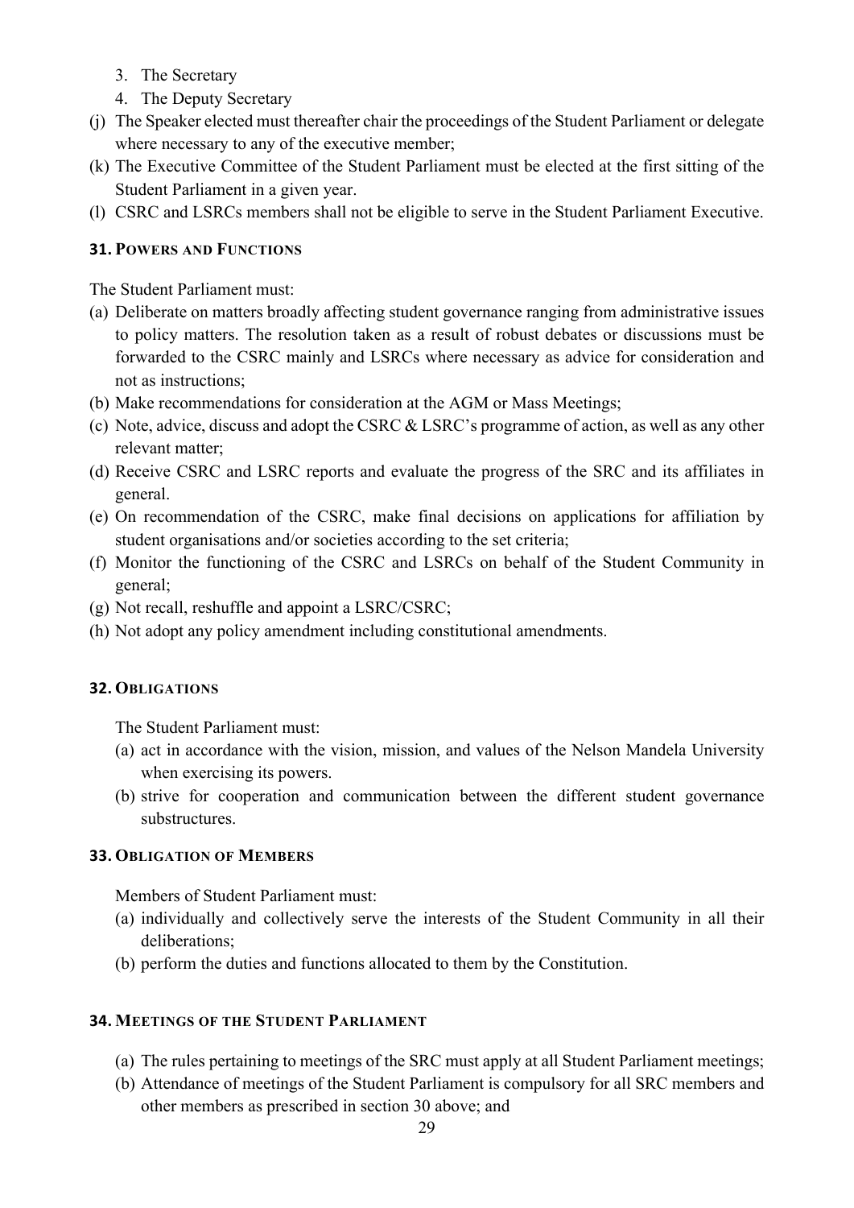3. The Secretary
4. The Deputy Secretary

(j) The Speaker elected must thereafter chair the proceedings of the Student Parliament or delegate where necessary to any of the executive member;

(k) The Executive Committee of the Student Parliament must be elected at the first sitting of the Student Parliament in a given year.

(l) CSRC and LSRCs members shall not be eligible to serve in the Student Parliament Executive.

### 31. Powers and Functions

The Student Parliament must:

(a) Deliberate on matters broadly affecting student governance ranging from administrative issues to policy matters. The resolution taken as a result of robust debates or discussions must be forwarded to the CSRC mainly and LSRCs where necessary as advice for consideration and not as instructions;

(b) Make recommendations for consideration at the AGM or Mass Meetings;

(c) Note, advice, discuss and adopt the CSRC & LSRC's programme of action, as well as any other relevant matter;

(d) Receive CSRC and LSRC reports and evaluate the progress of the SRC and its affiliates in general.

(e) On recommendation of the CSRC, make final decisions on applications for affiliation by student organisations and/or societies according to the set criteria;

(f) Monitor the functioning of the CSRC and LSRCs on behalf of the Student Community in general;

(g) Not recall, reshuffle and appoint a LSRC/CSRC;

(h) Not adopt any policy amendment including constitutional amendments.

### 32. Obligations

The Student Parliament must:

(a) act in accordance with the vision, mission, and values of the Nelson Mandela University when exercising its powers.

(b) strive for cooperation and communication between the different student governance substructures.

### 33. Obligation of Members

Members of Student Parliament must:

(a) individually and collectively serve the interests of the Student Community in all their deliberations;

(b) perform the duties and functions allocated to them by the Constitution.

### 34. Meetings of the Student Parliament

(a) The rules pertaining to meetings of the SRC must apply at all Student Parliament meetings;

(b) Attendance of meetings of the Student Parliament is compulsory for all SRC members and other members as prescribed in section 30 above; and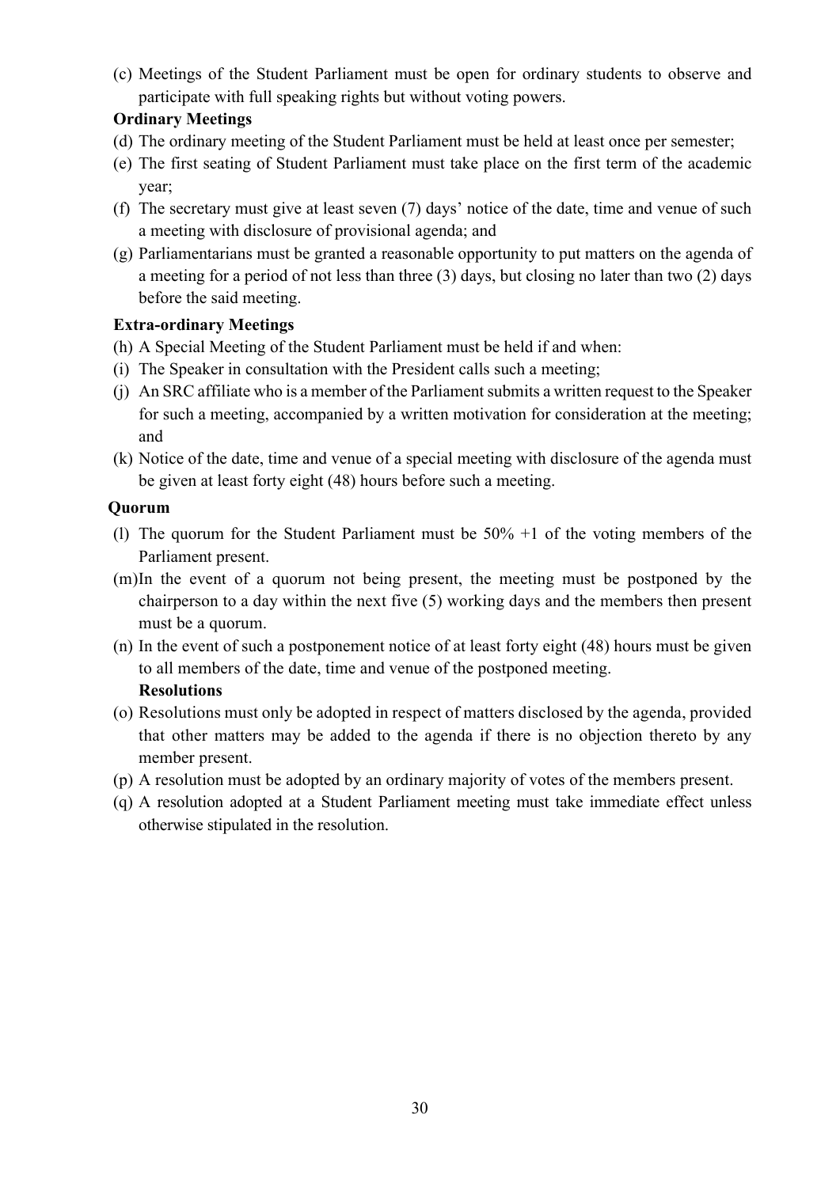(c) Meetings of the Student Parliament must be open for ordinary students to observe and participate with full speaking rights but without voting powers.

**Ordinary Meetings**

(d) The ordinary meeting of the Student Parliament must be held at least once per semester;

(e) The first seating of Student Parliament must take place on the first term of the academic year;

(f) The secretary must give at least seven (7) days' notice of the date, time and venue of such a meeting with disclosure of provisional agenda; and

(g) Parliamentarians must be granted a reasonable opportunity to put matters on the agenda of a meeting for a period of not less than three (3) days, but closing no later than two (2) days before the said meeting.

**Extra-ordinary Meetings**

(h) A Special Meeting of the Student Parliament must be held if and when:

(i) The Speaker in consultation with the President calls such a meeting;

(j) An SRC affiliate who is a member of the Parliament submits a written request to the Speaker for such a meeting, accompanied by a written motivation for consideration at the meeting; and

(k) Notice of the date, time and venue of a special meeting with disclosure of the agenda must be given at least forty eight (48) hours before such a meeting.

**Quorum**

(l) The quorum for the Student Parliament must be 50% +1 of the voting members of the Parliament present.

(m) In the event of a quorum not being present, the meeting must be postponed by the chairperson to a day within the next five (5) working days and the members then present must be a quorum.

(n) In the event of such a postponement notice of at least forty eight (48) hours must be given to all members of the date, time and venue of the postponed meeting.

**Resolutions**

(o) Resolutions must only be adopted in respect of matters disclosed by the agenda, provided that other matters may be added to the agenda if there is no objection thereto by any member present.

(p) A resolution must be adopted by an ordinary majority of votes of the members present.

(q) A resolution adopted at a Student Parliament meeting must take immediate effect unless otherwise stipulated in the resolution.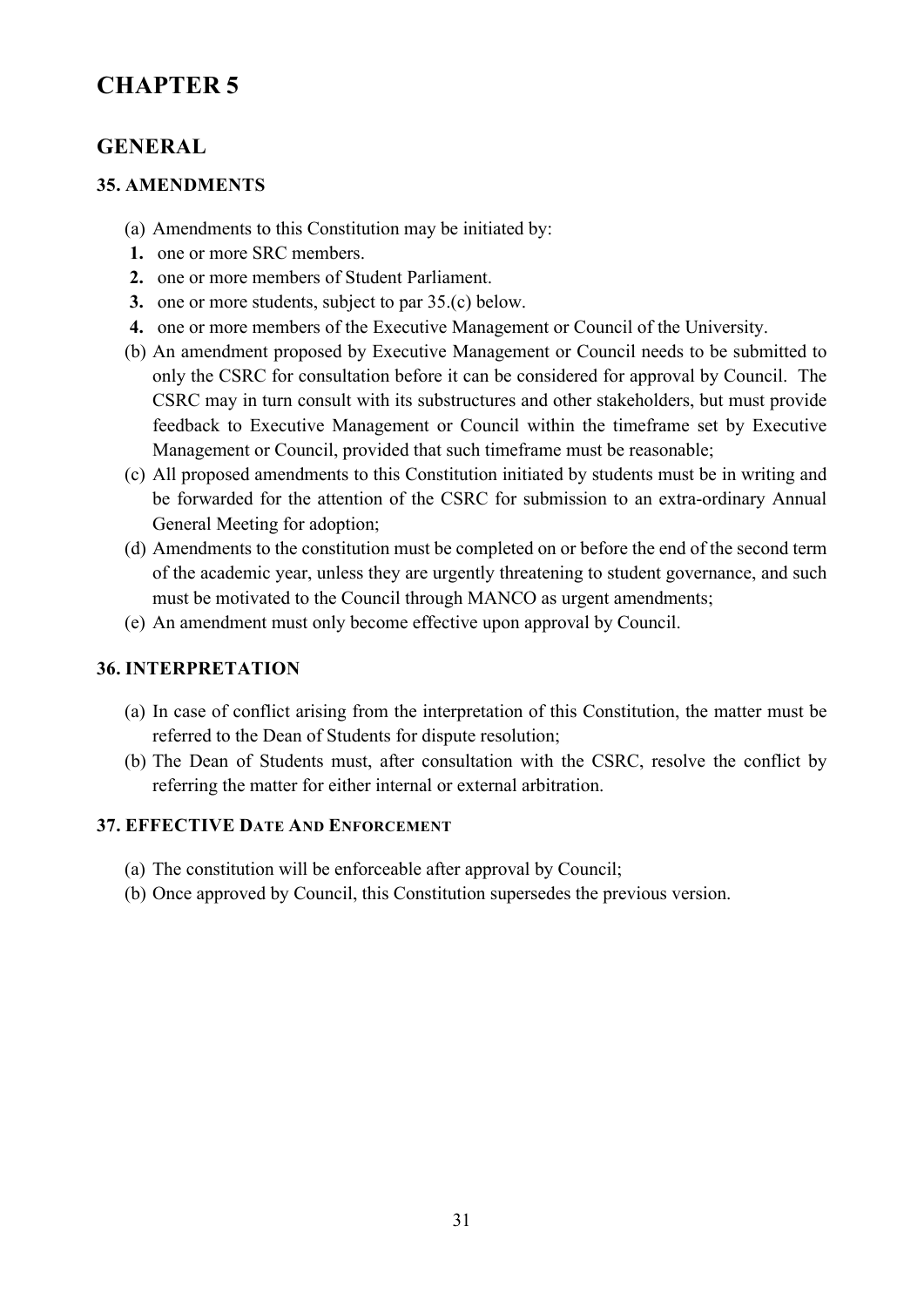# CHAPTER 5

## GENERAL

### 35. AMENDMENTS

(a) Amendments to this Constitution may be initiated by:

1. one or more SRC members.
2. one or more members of Student Parliament.
3. one or more students, subject to par 35.(c) below.
4. one or more members of the Executive Management or Council of the University.

(b) An amendment proposed by Executive Management or Council needs to be submitted to only the CSRC for consultation before it can be considered for approval by Council. The CSRC may in turn consult with its substructures and other stakeholders, but must provide feedback to Executive Management or Council within the timeframe set by Executive Management or Council, provided that such timeframe must be reasonable;

(c) All proposed amendments to this Constitution initiated by students must be in writing and be forwarded for the attention of the CSRC for submission to an extra-ordinary Annual General Meeting for adoption;

(d) Amendments to the constitution must be completed on or before the end of the second term of the academic year, unless they are urgently threatening to student governance, and such must be motivated to the Council through MANCO as urgent amendments;

(e) An amendment must only become effective upon approval by Council.

### 36. INTERPRETATION

(a) In case of conflict arising from the interpretation of this Constitution, the matter must be referred to the Dean of Students for dispute resolution;

(b) The Dean of Students must, after consultation with the CSRC, resolve the conflict by referring the matter for either internal or external arbitration.

### 37. EFFECTIVE DATE AND ENFORCEMENT

(a) The constitution will be enforceable after approval by Council;

(b) Once approved by Council, this Constitution supersedes the previous version.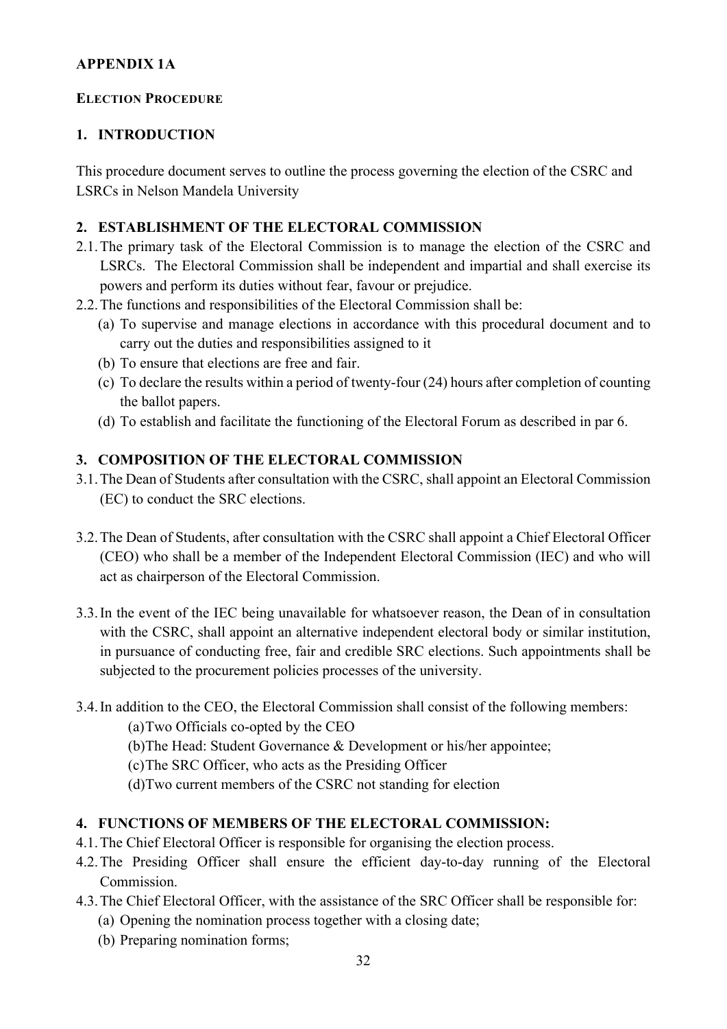**APPENDIX 1A**

**ELECTION PROCEDURE**

## 1. INTRODUCTION

This procedure document serves to outline the process governing the election of the CSRC and LSRCs in Nelson Mandela University

## 2. ESTABLISHMENT OF THE ELECTORAL COMMISSION

2.1. The primary task of the Electoral Commission is to manage the election of the CSRC and LSRCs. The Electoral Commission shall be independent and impartial and shall exercise its powers and perform its duties without fear, favour or prejudice.

2.2. The functions and responsibilities of the Electoral Commission shall be:

- (a) To supervise and manage elections in accordance with this procedural document and to carry out the duties and responsibilities assigned to it
- (b) To ensure that elections are free and fair.
- (c) To declare the results within a period of twenty-four (24) hours after completion of counting the ballot papers.
- (d) To establish and facilitate the functioning of the Electoral Forum as described in par 6.

## 3. COMPOSITION OF THE ELECTORAL COMMISSION

3.1. The Dean of Students after consultation with the CSRC, shall appoint an Electoral Commission (EC) to conduct the SRC elections.

3.2. The Dean of Students, after consultation with the CSRC shall appoint a Chief Electoral Officer (CEO) who shall be a member of the Independent Electoral Commission (IEC) and who will act as chairperson of the Electoral Commission.

3.3. In the event of the IEC being unavailable for whatsoever reason, the Dean of in consultation with the CSRC, shall appoint an alternative independent electoral body or similar institution, in pursuance of conducting free, fair and credible SRC elections. Such appointments shall be subjected to the procurement policies processes of the university.

3.4. In addition to the CEO, the Electoral Commission shall consist of the following members:

- (a) Two Officials co-opted by the CEO
- (b) The Head: Student Governance & Development or his/her appointee;
- (c) The SRC Officer, who acts as the Presiding Officer
- (d) Two current members of the CSRC not standing for election

## 4. FUNCTIONS OF MEMBERS OF THE ELECTORAL COMMISSION:

4.1. The Chief Electoral Officer is responsible for organising the election process.

4.2. The Presiding Officer shall ensure the efficient day-to-day running of the Electoral Commission.

4.3. The Chief Electoral Officer, with the assistance of the SRC Officer shall be responsible for:

- (a) Opening the nomination process together with a closing date;
- (b) Preparing nomination forms;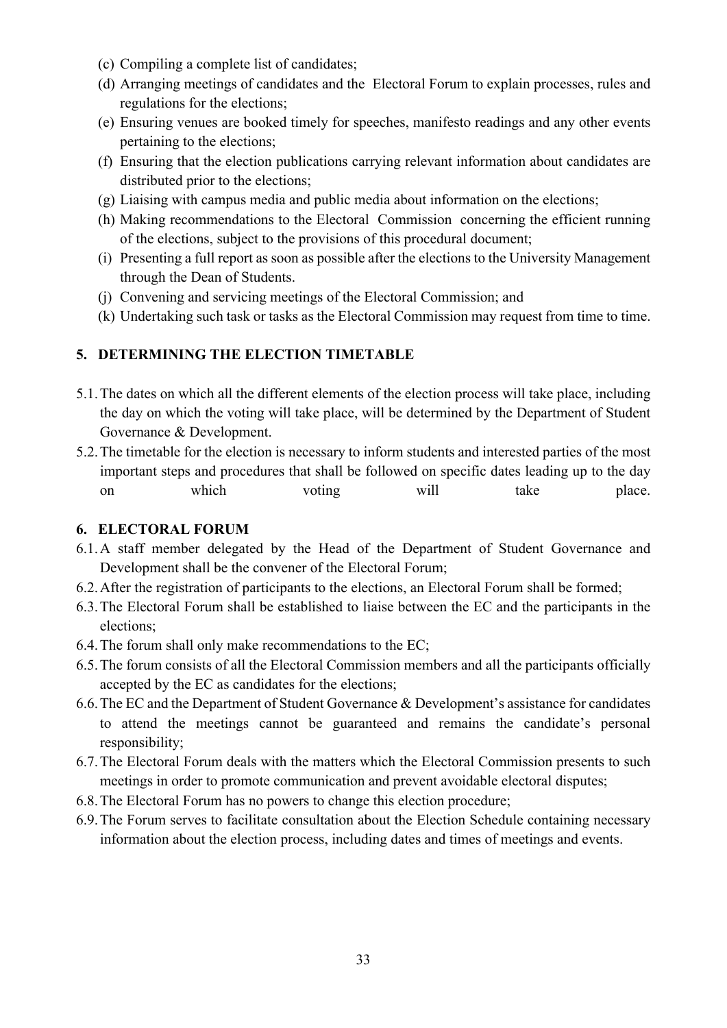(c) Compiling a complete list of candidates;
(d) Arranging meetings of candidates and the Electoral Forum to explain processes, rules and regulations for the elections;
(e) Ensuring venues are booked timely for speeches, manifesto readings and any other events pertaining to the elections;
(f) Ensuring that the election publications carrying relevant information about candidates are distributed prior to the elections;
(g) Liaising with campus media and public media about information on the elections;
(h) Making recommendations to the Electoral Commission concerning the efficient running of the elections, subject to the provisions of this procedural document;
(i) Presenting a full report as soon as possible after the elections to the University Management through the Dean of Students.
(j) Convening and servicing meetings of the Electoral Commission; and
(k) Undertaking such task or tasks as the Electoral Commission may request from time to time.

## 5. DETERMINING THE ELECTION TIMETABLE

5.1. The dates on which all the different elements of the election process will take place, including the day on which the voting will take place, will be determined by the Department of Student Governance & Development.

5.2. The timetable for the election is necessary to inform students and interested parties of the most important steps and procedures that shall be followed on specific dates leading up to the day on which voting will take place.

## 6. ELECTORAL FORUM

6.1. A staff member delegated by the Head of the Department of Student Governance and Development shall be the convener of the Electoral Forum;

6.2. After the registration of participants to the elections, an Electoral Forum shall be formed;

6.3. The Electoral Forum shall be established to liaise between the EC and the participants in the elections;

6.4. The forum shall only make recommendations to the EC;

6.5. The forum consists of all the Electoral Commission members and all the participants officially accepted by the EC as candidates for the elections;

6.6. The EC and the Department of Student Governance & Development's assistance for candidates to attend the meetings cannot be guaranteed and remains the candidate's personal responsibility;

6.7. The Electoral Forum deals with the matters which the Electoral Commission presents to such meetings in order to promote communication and prevent avoidable electoral disputes;

6.8. The Electoral Forum has no powers to change this election procedure;

6.9. The Forum serves to facilitate consultation about the Election Schedule containing necessary information about the election process, including dates and times of meetings and events.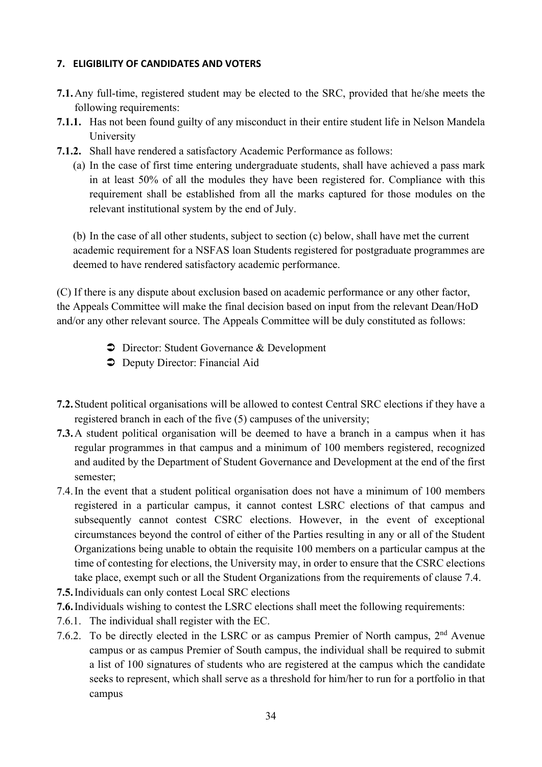### 7. ELIGIBILITY OF CANDIDATES AND VOTERS

**7.1.** Any full-time, registered student may be elected to the SRC, provided that he/she meets the following requirements:

**7.1.1.** Has not been found guilty of any misconduct in their entire student life in Nelson Mandela University

**7.1.2.** Shall have rendered a satisfactory Academic Performance as follows:

(a) In the case of first time entering undergraduate students, shall have achieved a pass mark in at least 50% of all the modules they have been registered for. Compliance with this requirement shall be established from all the marks captured for those modules on the relevant institutional system by the end of July.

(b) In the case of all other students, subject to section (c) below, shall have met the current academic requirement for a NSFAS loan Students registered for postgraduate programmes are deemed to have rendered satisfactory academic performance.

(C) If there is any dispute about exclusion based on academic performance or any other factor, the Appeals Committee will make the final decision based on input from the relevant Dean/HoD and/or any other relevant source. The Appeals Committee will be duly constituted as follows:

- Director: Student Governance & Development
- Deputy Director: Financial Aid

**7.2.** Student political organisations will be allowed to contest Central SRC elections if they have a registered branch in each of the five (5) campuses of the university;

**7.3.** A student political organisation will be deemed to have a branch in a campus when it has regular programmes in that campus and a minimum of 100 members registered, recognized and audited by the Department of Student Governance and Development at the end of the first semester;

7.4. In the event that a student political organisation does not have a minimum of 100 members registered in a particular campus, it cannot contest LSRC elections of that campus and subsequently cannot contest CSRC elections. However, in the event of exceptional circumstances beyond the control of either of the Parties resulting in any or all of the Student Organizations being unable to obtain the requisite 100 members on a particular campus at the time of contesting for elections, the University may, in order to ensure that the CSRC elections take place, exempt such or all the Student Organizations from the requirements of clause 7.4.

**7.5.** Individuals can only contest Local SRC elections

**7.6.** Individuals wishing to contest the LSRC elections shall meet the following requirements:

7.6.1. The individual shall register with the EC.

7.6.2. To be directly elected in the LSRC or as campus Premier of North campus, 2nd Avenue campus or as campus Premier of South campus, the individual shall be required to submit a list of 100 signatures of students who are registered at the campus which the candidate seeks to represent, which shall serve as a threshold for him/her to run for a portfolio in that campus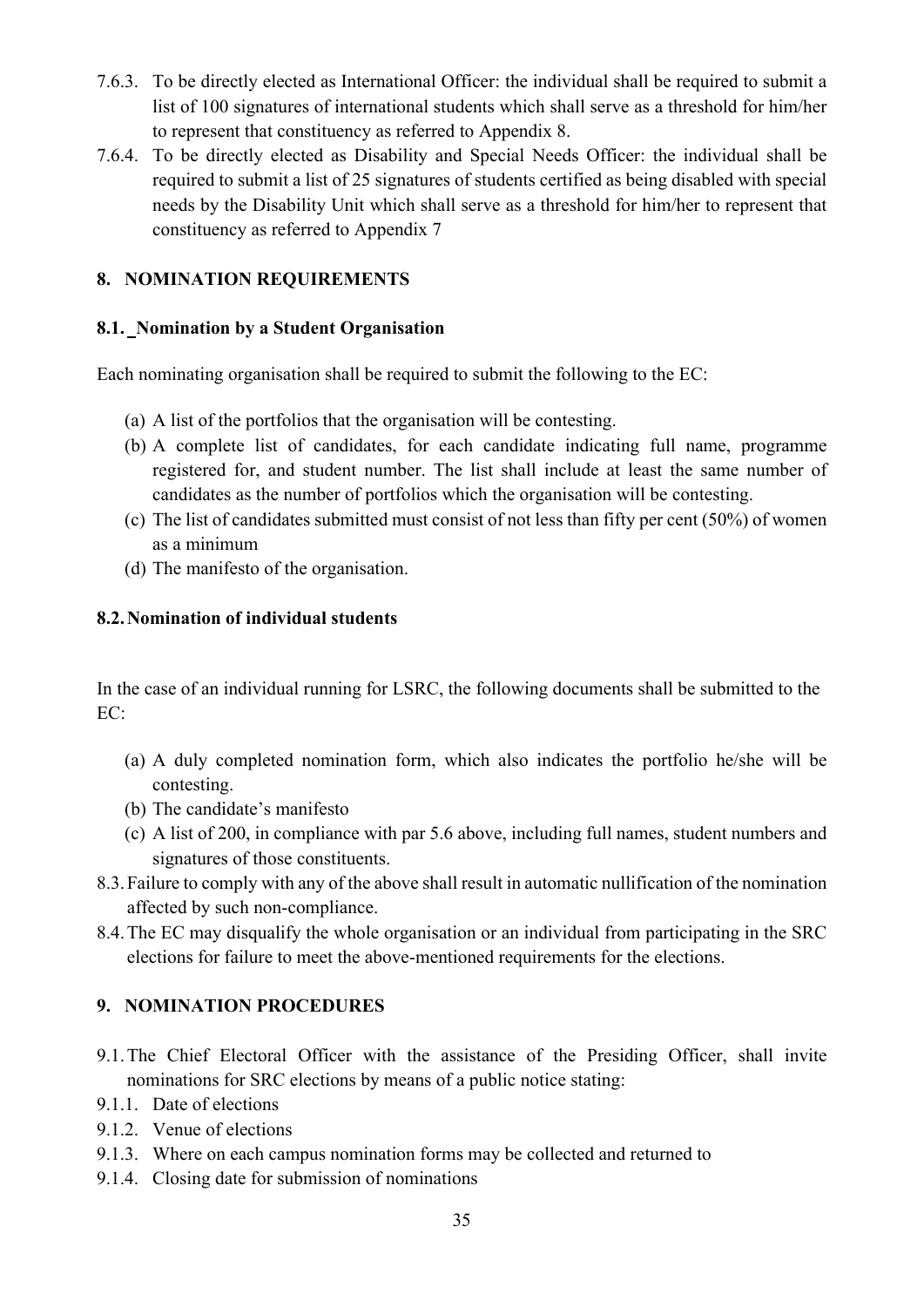7.6.3. To be directly elected as International Officer: the individual shall be required to submit a list of 100 signatures of international students which shall serve as a threshold for him/her to represent that constituency as referred to Appendix 8.

7.6.4. To be directly elected as Disability and Special Needs Officer: the individual shall be required to submit a list of 25 signatures of students certified as being disabled with special needs by the Disability Unit which shall serve as a threshold for him/her to represent that constituency as referred to Appendix 7

## 8. NOMINATION REQUIREMENTS

### 8.1. Nomination by a Student Organisation

Each nominating organisation shall be required to submit the following to the EC:

(a) A list of the portfolios that the organisation will be contesting.

(b) A complete list of candidates, for each candidate indicating full name, programme registered for, and student number. The list shall include at least the same number of candidates as the number of portfolios which the organisation will be contesting.

(c) The list of candidates submitted must consist of not less than fifty per cent (50%) of women as a minimum

(d) The manifesto of the organisation.

### 8.2. Nomination of individual students

In the case of an individual running for LSRC, the following documents shall be submitted to the EC:

(a) A duly completed nomination form, which also indicates the portfolio he/she will be contesting.

(b) The candidate's manifesto

(c) A list of 200, in compliance with par 5.6 above, including full names, student numbers and signatures of those constituents.

8.3. Failure to comply with any of the above shall result in automatic nullification of the nomination affected by such non-compliance.

8.4. The EC may disqualify the whole organisation or an individual from participating in the SRC elections for failure to meet the above-mentioned requirements for the elections.

## 9. NOMINATION PROCEDURES

9.1. The Chief Electoral Officer with the assistance of the Presiding Officer, shall invite nominations for SRC elections by means of a public notice stating:

9.1.1. Date of elections

9.1.2. Venue of elections

9.1.3. Where on each campus nomination forms may be collected and returned to

9.1.4. Closing date for submission of nominations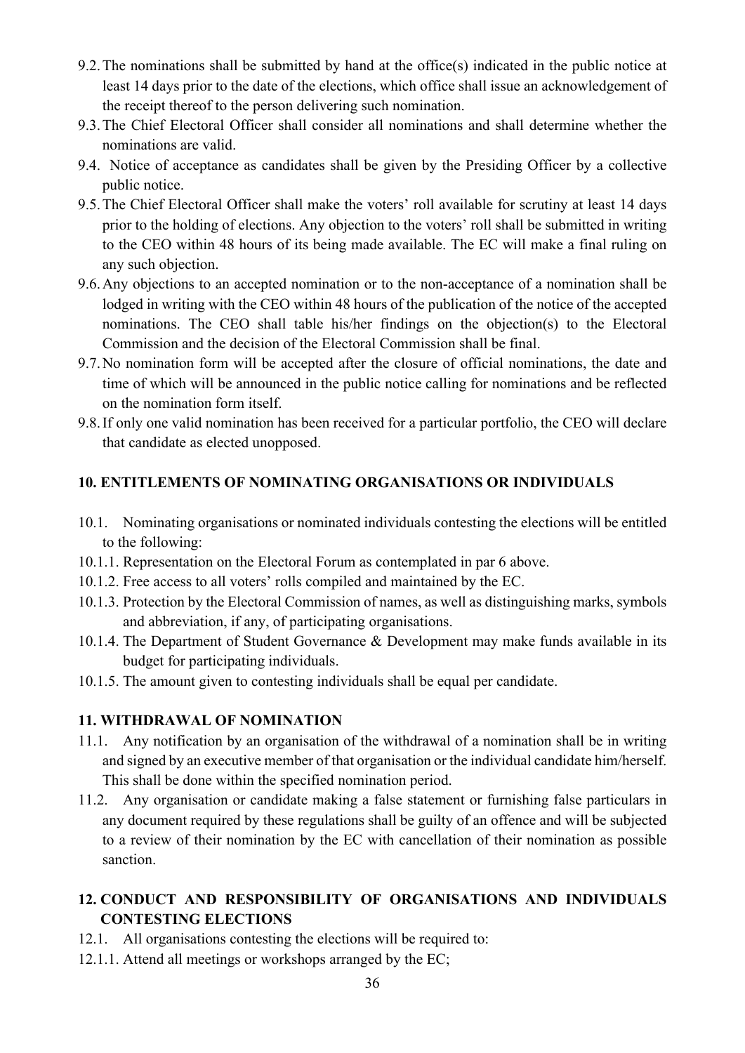9.2. The nominations shall be submitted by hand at the office(s) indicated in the public notice at least 14 days prior to the date of the elections, which office shall issue an acknowledgement of the receipt thereof to the person delivering such nomination.

9.3. The Chief Electoral Officer shall consider all nominations and shall determine whether the nominations are valid.

9.4. Notice of acceptance as candidates shall be given by the Presiding Officer by a collective public notice.

9.5. The Chief Electoral Officer shall make the voters' roll available for scrutiny at least 14 days prior to the holding of elections. Any objection to the voters' roll shall be submitted in writing to the CEO within 48 hours of its being made available. The EC will make a final ruling on any such objection.

9.6. Any objections to an accepted nomination or to the non-acceptance of a nomination shall be lodged in writing with the CEO within 48 hours of the publication of the notice of the accepted nominations. The CEO shall table his/her findings on the objection(s) to the Electoral Commission and the decision of the Electoral Commission shall be final.

9.7. No nomination form will be accepted after the closure of official nominations, the date and time of which will be announced in the public notice calling for nominations and be reflected on the nomination form itself.

9.8. If only one valid nomination has been received for a particular portfolio, the CEO will declare that candidate as elected unopposed.

**10. ENTITLEMENTS OF NOMINATING ORGANISATIONS OR INDIVIDUALS**

10.1. Nominating organisations or nominated individuals contesting the elections will be entitled to the following:

10.1.1. Representation on the Electoral Forum as contemplated in par 6 above.

10.1.2. Free access to all voters' rolls compiled and maintained by the EC.

10.1.3. Protection by the Electoral Commission of names, as well as distinguishing marks, symbols and abbreviation, if any, of participating organisations.

10.1.4. The Department of Student Governance & Development may make funds available in its budget for participating individuals.

10.1.5. The amount given to contesting individuals shall be equal per candidate.

**11. WITHDRAWAL OF NOMINATION**

11.1. Any notification by an organisation of the withdrawal of a nomination shall be in writing and signed by an executive member of that organisation or the individual candidate him/herself. This shall be done within the specified nomination period.

11.2. Any organisation or candidate making a false statement or furnishing false particulars in any document required by these regulations shall be guilty of an offence and will be subjected to a review of their nomination by the EC with cancellation of their nomination as possible sanction.

**12. CONDUCT AND RESPONSIBILITY OF ORGANISATIONS AND INDIVIDUALS CONTESTING ELECTIONS**

12.1. All organisations contesting the elections will be required to:

12.1.1. Attend all meetings or workshops arranged by the EC;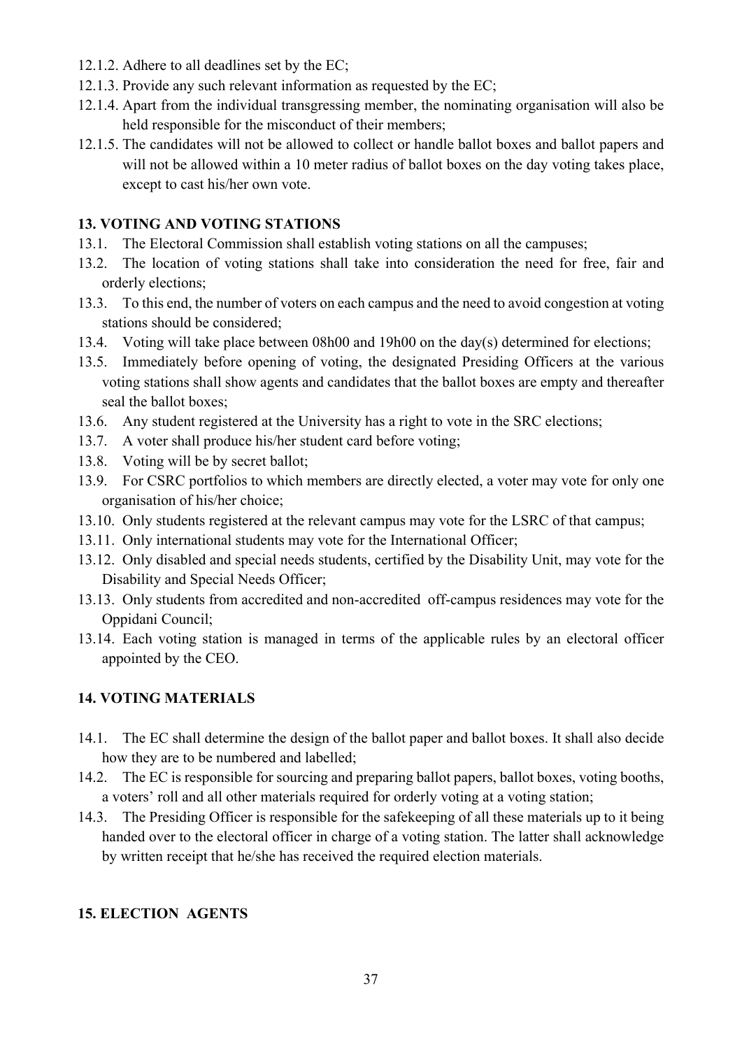12.1.2. Adhere to all deadlines set by the EC;

12.1.3. Provide any such relevant information as requested by the EC;

12.1.4. Apart from the individual transgressing member, the nominating organisation will also be held responsible for the misconduct of their members;

12.1.5. The candidates will not be allowed to collect or handle ballot boxes and ballot papers and will not be allowed within a 10 meter radius of ballot boxes on the day voting takes place, except to cast his/her own vote.

**13. VOTING AND VOTING STATIONS**

13.1. The Electoral Commission shall establish voting stations on all the campuses;

13.2. The location of voting stations shall take into consideration the need for free, fair and orderly elections;

13.3. To this end, the number of voters on each campus and the need to avoid congestion at voting stations should be considered;

13.4. Voting will take place between 08h00 and 19h00 on the day(s) determined for elections;

13.5. Immediately before opening of voting, the designated Presiding Officers at the various voting stations shall show agents and candidates that the ballot boxes are empty and thereafter seal the ballot boxes;

13.6. Any student registered at the University has a right to vote in the SRC elections;

13.7. A voter shall produce his/her student card before voting;

13.8. Voting will be by secret ballot;

13.9. For CSRC portfolios to which members are directly elected, a voter may vote for only one organisation of his/her choice;

13.10. Only students registered at the relevant campus may vote for the LSRC of that campus;

13.11. Only international students may vote for the International Officer;

13.12. Only disabled and special needs students, certified by the Disability Unit, may vote for the Disability and Special Needs Officer;

13.13. Only students from accredited and non-accredited off-campus residences may vote for the Oppidani Council;

13.14. Each voting station is managed in terms of the applicable rules by an electoral officer appointed by the CEO.

**14. VOTING MATERIALS**

14.1. The EC shall determine the design of the ballot paper and ballot boxes. It shall also decide how they are to be numbered and labelled;

14.2. The EC is responsible for sourcing and preparing ballot papers, ballot boxes, voting booths, a voters' roll and all other materials required for orderly voting at a voting station;

14.3. The Presiding Officer is responsible for the safekeeping of all these materials up to it being handed over to the electoral officer in charge of a voting station. The latter shall acknowledge by written receipt that he/she has received the required election materials.

**15. ELECTION AGENTS**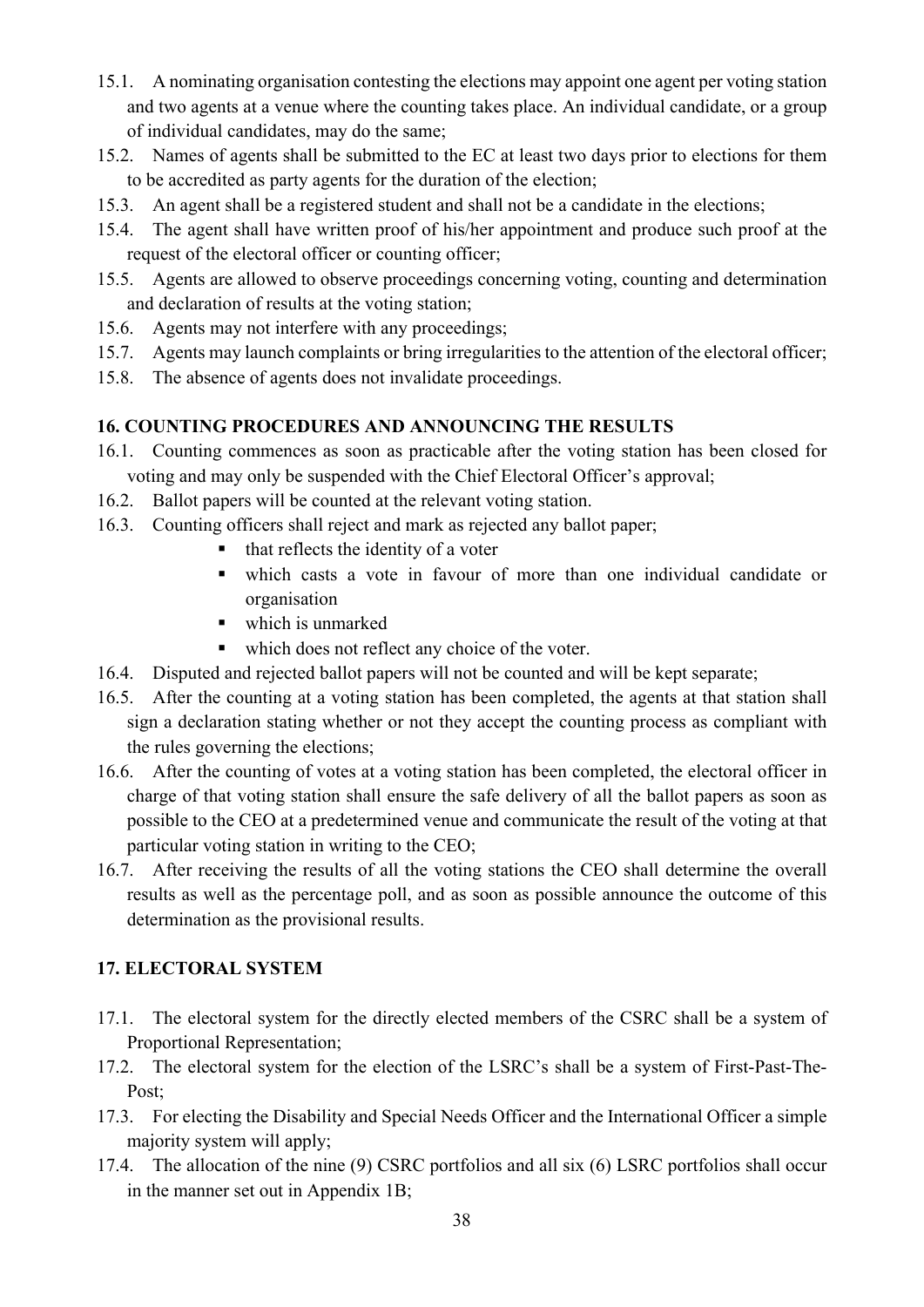15.1. A nominating organisation contesting the elections may appoint one agent per voting station and two agents at a venue where the counting takes place. An individual candidate, or a group of individual candidates, may do the same;

15.2. Names of agents shall be submitted to the EC at least two days prior to elections for them to be accredited as party agents for the duration of the election;

15.3. An agent shall be a registered student and shall not be a candidate in the elections;

15.4. The agent shall have written proof of his/her appointment and produce such proof at the request of the electoral officer or counting officer;

15.5. Agents are allowed to observe proceedings concerning voting, counting and determination and declaration of results at the voting station;

15.6. Agents may not interfere with any proceedings;

15.7. Agents may launch complaints or bring irregularities to the attention of the electoral officer;

15.8. The absence of agents does not invalidate proceedings.

**16. COUNTING PROCEDURES AND ANNOUNCING THE RESULTS**

16.1. Counting commences as soon as practicable after the voting station has been closed for voting and may only be suspended with the Chief Electoral Officer's approval;

16.2. Ballot papers will be counted at the relevant voting station.

16.3. Counting officers shall reject and mark as rejected any ballot paper;

- that reflects the identity of a voter
- which casts a vote in favour of more than one individual candidate or organisation
- which is unmarked
- which does not reflect any choice of the voter.

16.4. Disputed and rejected ballot papers will not be counted and will be kept separate;

16.5. After the counting at a voting station has been completed, the agents at that station shall sign a declaration stating whether or not they accept the counting process as compliant with the rules governing the elections;

16.6. After the counting of votes at a voting station has been completed, the electoral officer in charge of that voting station shall ensure the safe delivery of all the ballot papers as soon as possible to the CEO at a predetermined venue and communicate the result of the voting at that particular voting station in writing to the CEO;

16.7. After receiving the results of all the voting stations the CEO shall determine the overall results as well as the percentage poll, and as soon as possible announce the outcome of this determination as the provisional results.

**17. ELECTORAL SYSTEM**

17.1. The electoral system for the directly elected members of the CSRC shall be a system of Proportional Representation;

17.2. The electoral system for the election of the LSRC's shall be a system of First-Past-The-Post;

17.3. For electing the Disability and Special Needs Officer and the International Officer a simple majority system will apply;

17.4. The allocation of the nine (9) CSRC portfolios and all six (6) LSRC portfolios shall occur in the manner set out in Appendix 1B;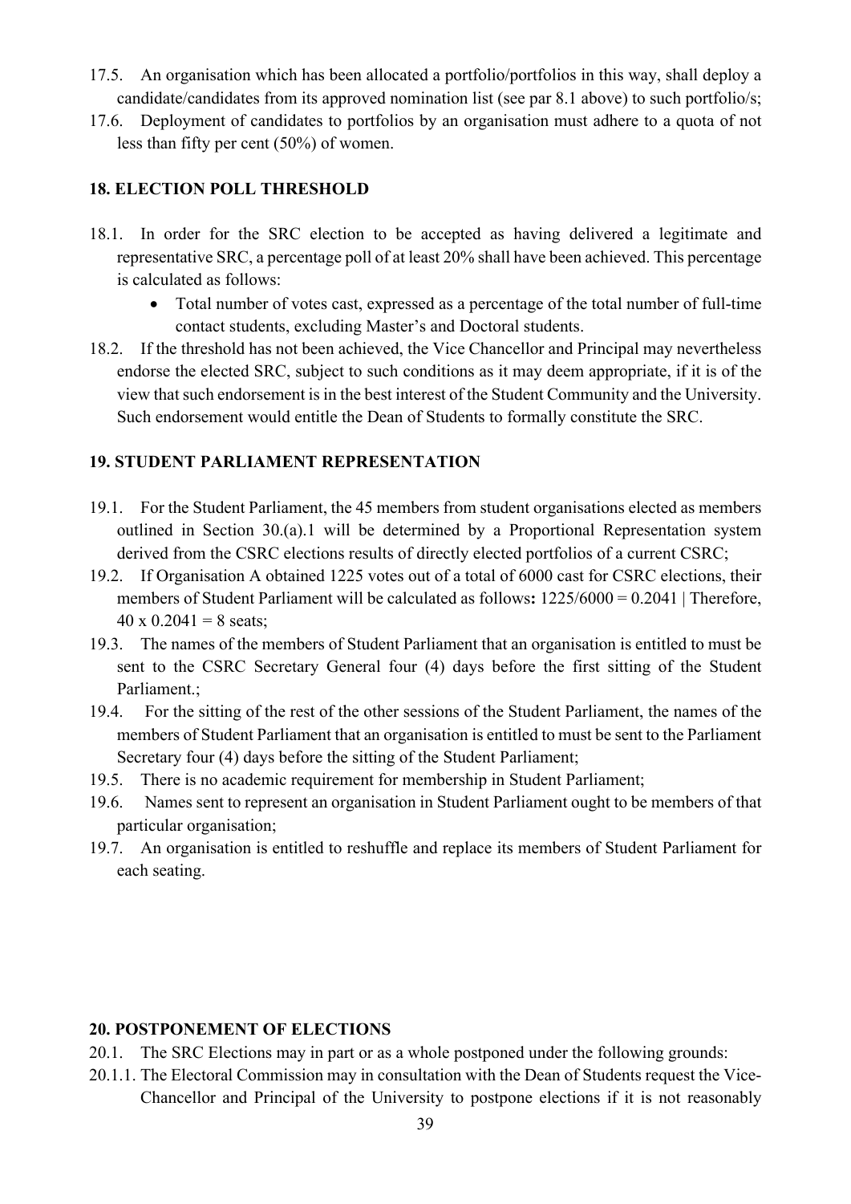17.5. An organisation which has been allocated a portfolio/portfolios in this way, shall deploy a candidate/candidates from its approved nomination list (see par 8.1 above) to such portfolio/s;

17.6. Deployment of candidates to portfolios by an organisation must adhere to a quota of not less than fifty per cent (50%) of women.

### 18. ELECTION POLL THRESHOLD

18.1. In order for the SRC election to be accepted as having delivered a legitimate and representative SRC, a percentage poll of at least 20% shall have been achieved. This percentage is calculated as follows:

- Total number of votes cast, expressed as a percentage of the total number of full-time contact students, excluding Master's and Doctoral students.

18.2. If the threshold has not been achieved, the Vice Chancellor and Principal may nevertheless endorse the elected SRC, subject to such conditions as it may deem appropriate, if it is of the view that such endorsement is in the best interest of the Student Community and the University. Such endorsement would entitle the Dean of Students to formally constitute the SRC.

### 19. STUDENT PARLIAMENT REPRESENTATION

19.1. For the Student Parliament, the 45 members from student organisations elected as members outlined in Section 30.(a).1 will be determined by a Proportional Representation system derived from the CSRC elections results of directly elected portfolios of a current CSRC;

19.2. If Organisation A obtained 1225 votes out of a total of 6000 cast for CSRC elections, their members of Student Parliament will be calculated as follows**:** 1225/6000 = 0.2041 | Therefore, 40 x 0.2041 = 8 seats;

19.3. The names of the members of Student Parliament that an organisation is entitled to must be sent to the CSRC Secretary General four (4) days before the first sitting of the Student Parliament.;

19.4. For the sitting of the rest of the other sessions of the Student Parliament, the names of the members of Student Parliament that an organisation is entitled to must be sent to the Parliament Secretary four (4) days before the sitting of the Student Parliament;

19.5. There is no academic requirement for membership in Student Parliament;

19.6. Names sent to represent an organisation in Student Parliament ought to be members of that particular organisation;

19.7. An organisation is entitled to reshuffle and replace its members of Student Parliament for each seating.

### 20. POSTPONEMENT OF ELECTIONS

20.1. The SRC Elections may in part or as a whole postponed under the following grounds:

20.1.1. The Electoral Commission may in consultation with the Dean of Students request the Vice-Chancellor and Principal of the University to postpone elections if it is not reasonably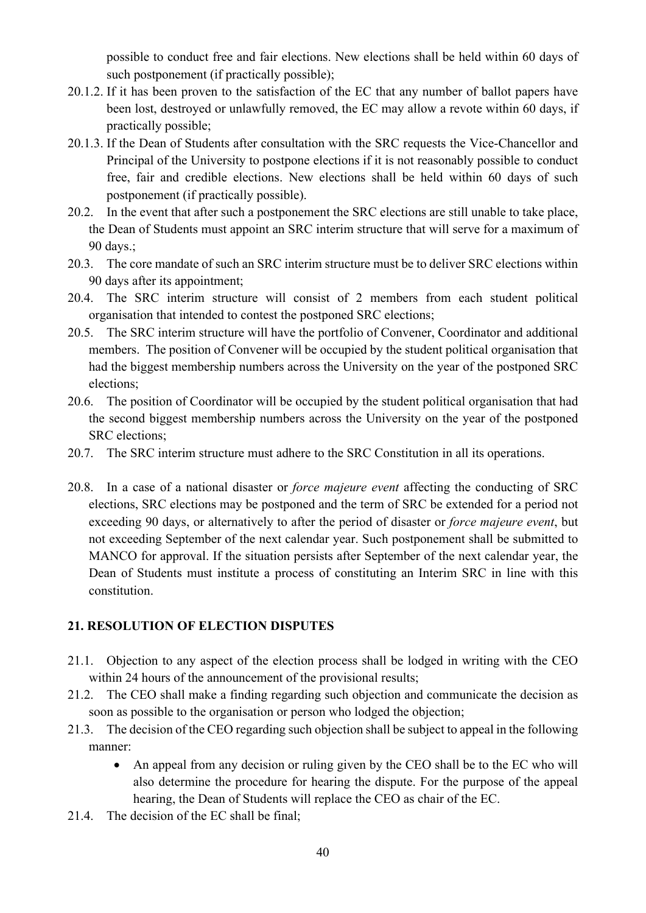possible to conduct free and fair elections. New elections shall be held within 60 days of such postponement (if practically possible);

20.1.2. If it has been proven to the satisfaction of the EC that any number of ballot papers have been lost, destroyed or unlawfully removed, the EC may allow a revote within 60 days, if practically possible;

20.1.3. If the Dean of Students after consultation with the SRC requests the Vice-Chancellor and Principal of the University to postpone elections if it is not reasonably possible to conduct free, fair and credible elections. New elections shall be held within 60 days of such postponement (if practically possible).

20.2. In the event that after such a postponement the SRC elections are still unable to take place, the Dean of Students must appoint an SRC interim structure that will serve for a maximum of 90 days.;

20.3. The core mandate of such an SRC interim structure must be to deliver SRC elections within 90 days after its appointment;

20.4. The SRC interim structure will consist of 2 members from each student political organisation that intended to contest the postponed SRC elections;

20.5. The SRC interim structure will have the portfolio of Convener, Coordinator and additional members. The position of Convener will be occupied by the student political organisation that had the biggest membership numbers across the University on the year of the postponed SRC elections;

20.6. The position of Coordinator will be occupied by the student political organisation that had the second biggest membership numbers across the University on the year of the postponed SRC elections;

20.7. The SRC interim structure must adhere to the SRC Constitution in all its operations.

20.8. In a case of a national disaster or *force majeure event* affecting the conducting of SRC elections, SRC elections may be postponed and the term of SRC be extended for a period not exceeding 90 days, or alternatively to after the period of disaster or *force majeure event*, but not exceeding September of the next calendar year. Such postponement shall be submitted to MANCO for approval. If the situation persists after September of the next calendar year, the Dean of Students must institute a process of constituting an Interim SRC in line with this constitution.

## 21. RESOLUTION OF ELECTION DISPUTES

21.1. Objection to any aspect of the election process shall be lodged in writing with the CEO within 24 hours of the announcement of the provisional results;

21.2. The CEO shall make a finding regarding such objection and communicate the decision as soon as possible to the organisation or person who lodged the objection;

21.3. The decision of the CEO regarding such objection shall be subject to appeal in the following manner:

- An appeal from any decision or ruling given by the CEO shall be to the EC who will also determine the procedure for hearing the dispute. For the purpose of the appeal hearing, the Dean of Students will replace the CEO as chair of the EC.

21.4. The decision of the EC shall be final;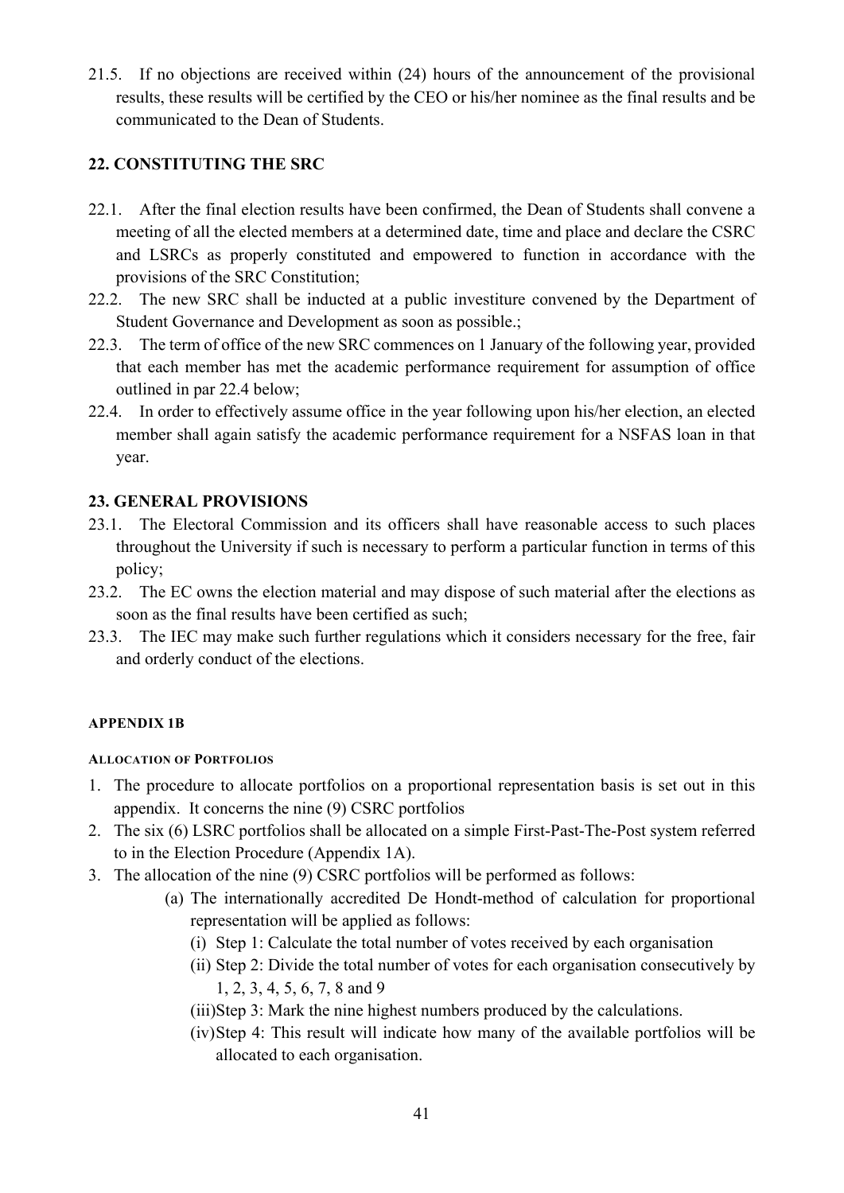21.5. If no objections are received within (24) hours of the announcement of the provisional results, these results will be certified by the CEO or his/her nominee as the final results and be communicated to the Dean of Students.

## 22. CONSTITUTING THE SRC

22.1. After the final election results have been confirmed, the Dean of Students shall convene a meeting of all the elected members at a determined date, time and place and declare the CSRC and LSRCs as properly constituted and empowered to function in accordance with the provisions of the SRC Constitution;

22.2. The new SRC shall be inducted at a public investiture convened by the Department of Student Governance and Development as soon as possible.;

22.3. The term of office of the new SRC commences on 1 January of the following year, provided that each member has met the academic performance requirement for assumption of office outlined in par 22.4 below;

22.4. In order to effectively assume office in the year following upon his/her election, an elected member shall again satisfy the academic performance requirement for a NSFAS loan in that year.

## 23. GENERAL PROVISIONS

23.1. The Electoral Commission and its officers shall have reasonable access to such places throughout the University if such is necessary to perform a particular function in terms of this policy;

23.2. The EC owns the election material and may dispose of such material after the elections as soon as the final results have been certified as such;

23.3. The IEC may make such further regulations which it considers necessary for the free, fair and orderly conduct of the elections.

#### APPENDIX 1B

##### ALLOCATION OF PORTFOLIOS

1. The procedure to allocate portfolios on a proportional representation basis is set out in this appendix. It concerns the nine (9) CSRC portfolios
2. The six (6) LSRC portfolios shall be allocated on a simple First-Past-The-Post system referred to in the Election Procedure (Appendix 1A).
3. The allocation of the nine (9) CSRC portfolios will be performed as follows:
   - (a) The internationally accredited De Hondt-method of calculation for proportional representation will be applied as follows:
     - (i) Step 1: Calculate the total number of votes received by each organisation
     - (ii) Step 2: Divide the total number of votes for each organisation consecutively by 1, 2, 3, 4, 5, 6, 7, 8 and 9
     - (iii) Step 3: Mark the nine highest numbers produced by the calculations.
     - (iv) Step 4: This result will indicate how many of the available portfolios will be allocated to each organisation.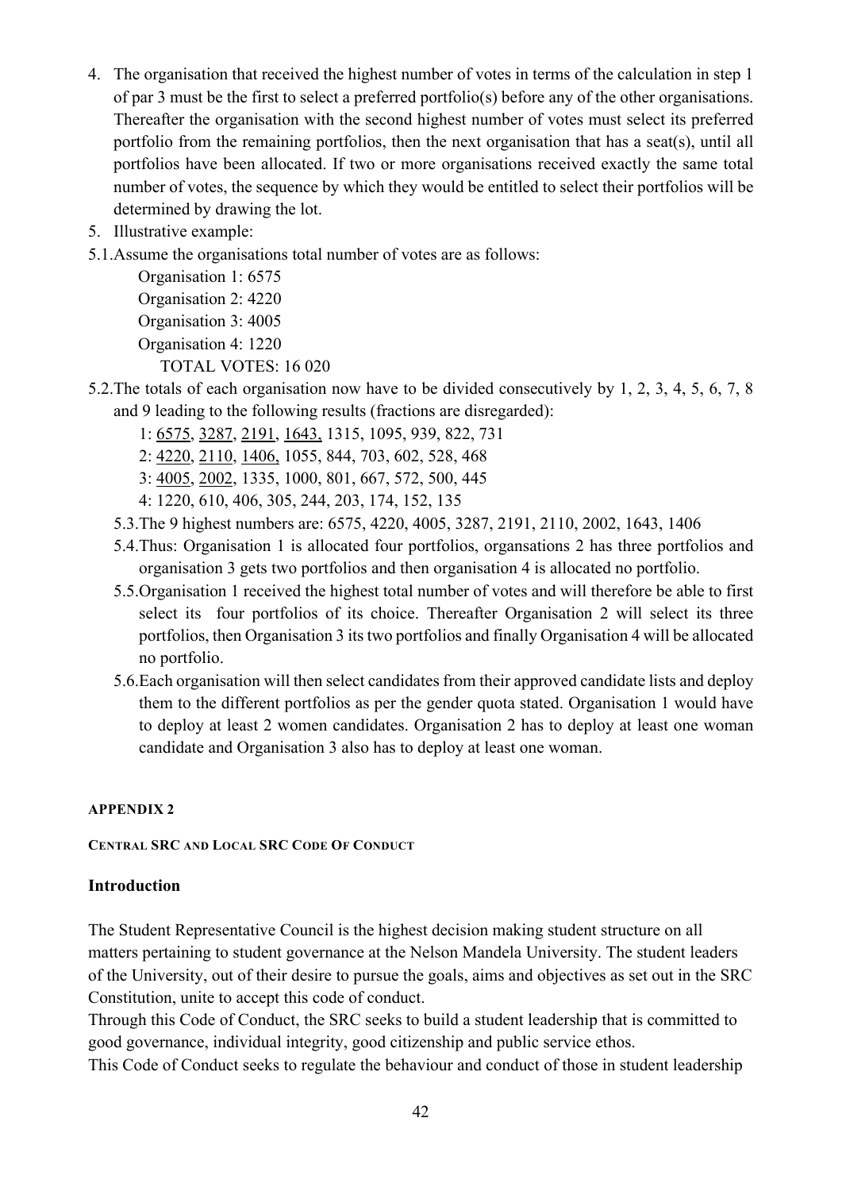4. The organisation that received the highest number of votes in terms of the calculation in step 1 of par 3 must be the first to select a preferred portfolio(s) before any of the other organisations. Thereafter the organisation with the second highest number of votes must select its preferred portfolio from the remaining portfolios, then the next organisation that has a seat(s), until all portfolios have been allocated. If two or more organisations received exactly the same total number of votes, the sequence by which they would be entitled to select their portfolios will be determined by drawing the lot.
5. Illustrative example:

5.1. Assume the organisations total number of votes are as follows:

Organisation 1: 6575
Organisation 2: 4220
Organisation 3: 4005
Organisation 4: 1220
TOTAL VOTES: 16 020

5.2. The totals of each organisation now have to be divided consecutively by 1, 2, 3, 4, 5, 6, 7, 8 and 9 leading to the following results (fractions are disregarded):

1: <u>6575</u>, <u>3287</u>, <u>2191</u>, <u>1643,</u> 1315, 1095, 939, 822, 731
2: <u>4220</u>, <u>2110</u>, <u>1406,</u> 1055, 844, 703, 602, 528, 468
3: <u>4005</u>, <u>2002</u>, 1335, 1000, 801, 667, 572, 500, 445
4: 1220, 610, 406, 305, 244, 203, 174, 152, 135

5.3. The 9 highest numbers are: 6575, 4220, 4005, 3287, 2191, 2110, 2002, 1643, 1406

5.4. Thus: Organisation 1 is allocated four portfolios, organsations 2 has three portfolios and organisation 3 gets two portfolios and then organisation 4 is allocated no portfolio.

5.5. Organisation 1 received the highest total number of votes and will therefore be able to first select its four portfolios of its choice. Thereafter Organisation 2 will select its three portfolios, then Organisation 3 its two portfolios and finally Organisation 4 will be allocated no portfolio.

5.6. Each organisation will then select candidates from their approved candidate lists and deploy them to the different portfolios as per the gender quota stated. Organisation 1 would have to deploy at least 2 women candidates. Organisation 2 has to deploy at least one woman candidate and Organisation 3 also has to deploy at least one woman.

#### APPENDIX 2

##### CENTRAL SRC AND LOCAL SRC CODE OF CONDUCT

### Introduction

The Student Representative Council is the highest decision making student structure on all matters pertaining to student governance at the Nelson Mandela University. The student leaders of the University, out of their desire to pursue the goals, aims and objectives as set out in the SRC Constitution, unite to accept this code of conduct.

Through this Code of Conduct, the SRC seeks to build a student leadership that is committed to good governance, individual integrity, good citizenship and public service ethos.

This Code of Conduct seeks to regulate the behaviour and conduct of those in student leadership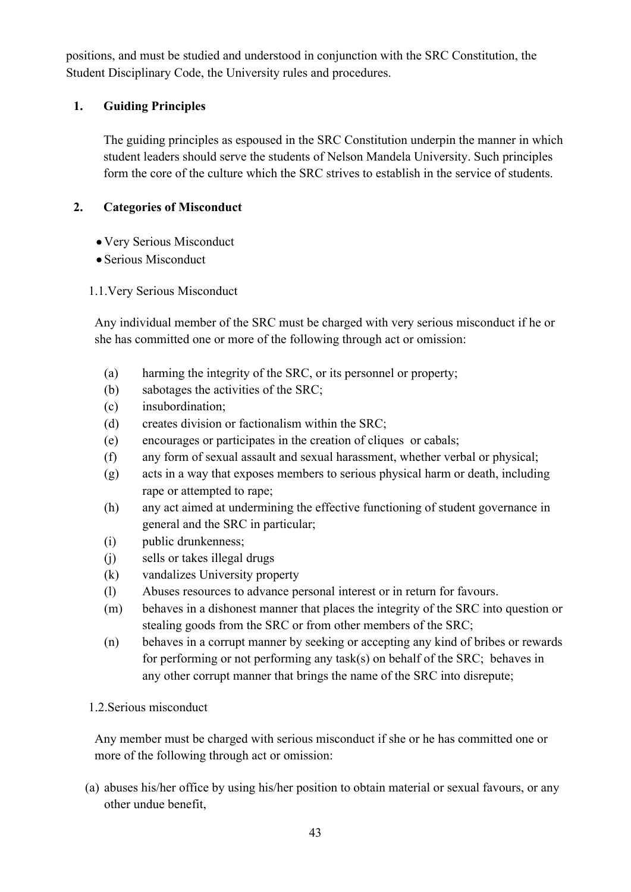positions, and must be studied and understood in conjunction with the SRC Constitution, the Student Disciplinary Code, the University rules and procedures.

## 1. Guiding Principles

The guiding principles as espoused in the SRC Constitution underpin the manner in which student leaders should serve the students of Nelson Mandela University. Such principles form the core of the culture which the SRC strives to establish in the service of students.

## 2. Categories of Misconduct

- Very Serious Misconduct
- Serious Misconduct

### 1.1. Very Serious Misconduct

Any individual member of the SRC must be charged with very serious misconduct if he or she has committed one or more of the following through act or omission:

(a) harming the integrity of the SRC, or its personnel or property;
(b) sabotages the activities of the SRC;
(c) insubordination;
(d) creates division or factionalism within the SRC;
(e) encourages or participates in the creation of cliques or cabals;
(f) any form of sexual assault and sexual harassment, whether verbal or physical;
(g) acts in a way that exposes members to serious physical harm or death, including rape or attempted to rape;
(h) any act aimed at undermining the effective functioning of student governance in general and the SRC in particular;
(i) public drunkenness;
(j) sells or takes illegal drugs
(k) vandalizes University property
(l) Abuses resources to advance personal interest or in return for favours.
(m) behaves in a dishonest manner that places the integrity of the SRC into question or stealing goods from the SRC or from other members of the SRC;
(n) behaves in a corrupt manner by seeking or accepting any kind of bribes or rewards for performing or not performing any task(s) on behalf of the SRC; behaves in any other corrupt manner that brings the name of the SRC into disrepute;

### 1.2. Serious misconduct

Any member must be charged with serious misconduct if she or he has committed one or more of the following through act or omission:

(a) abuses his/her office by using his/her position to obtain material or sexual favours, or any other undue benefit,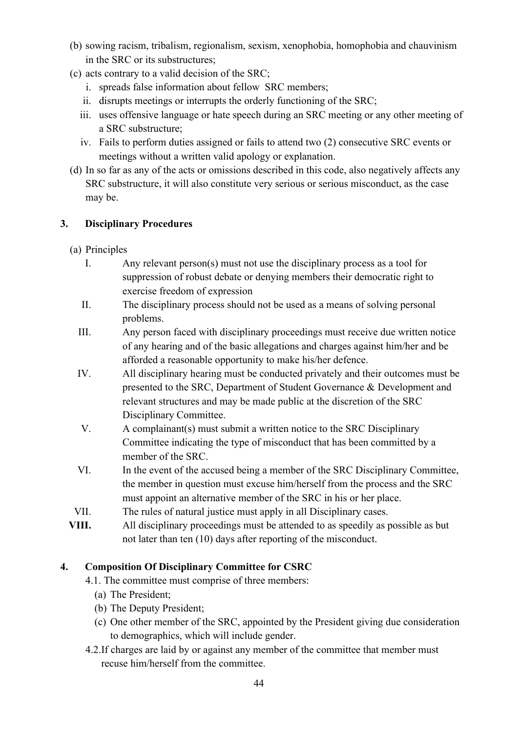(b) sowing racism, tribalism, regionalism, sexism, xenophobia, homophobia and chauvinism in the SRC or its substructures;

(c) acts contrary to a valid decision of the SRC;

  i. spreads false information about fellow  SRC members;

  ii. disrupts meetings or interrupts the orderly functioning of the SRC;

  iii. uses offensive language or hate speech during an SRC meeting or any other meeting of a SRC substructure;

  iv. Fails to perform duties assigned or fails to attend two (2) consecutive SRC events or meetings without a written valid apology or explanation.

(d) In so far as any of the acts or omissions described in this code, also negatively affects any SRC substructure, it will also constitute very serious or serious misconduct, as the case may be.

**3. Disciplinary Procedures**

(a) Principles

  I. Any relevant person(s) must not use the disciplinary process as a tool for suppression of robust debate or denying members their democratic right to exercise freedom of expression

  II. The disciplinary process should not be used as a means of solving personal problems.

  III. Any person faced with disciplinary proceedings must receive due written notice of any hearing and of the basic allegations and charges against him/her and be afforded a reasonable opportunity to make his/her defence.

  IV. All disciplinary hearing must be conducted privately and their outcomes must be presented to the SRC, Department of Student Governance & Development and relevant structures and may be made public at the discretion of the SRC Disciplinary Committee.

  V. A complainant(s) must submit a written notice to the SRC Disciplinary Committee indicating the type of misconduct that has been committed by a member of the SRC.

  VI. In the event of the accused being a member of the SRC Disciplinary Committee, the member in question must excuse him/herself from the process and the SRC must appoint an alternative member of the SRC in his or her place.

  VII. The rules of natural justice must apply in all Disciplinary cases.

  **VIII.** All disciplinary proceedings must be attended to as speedily as possible as but not later than ten (10) days after reporting of the misconduct.

**4. Composition Of Disciplinary Committee for CSRC**

4.1. The committee must comprise of three members:

  (a) The President;

  (b) The Deputy President;

  (c) One other member of the SRC, appointed by the President giving due consideration to demographics, which will include gender.

4.2. If charges are laid by or against any member of the committee that member must recuse him/herself from the committee.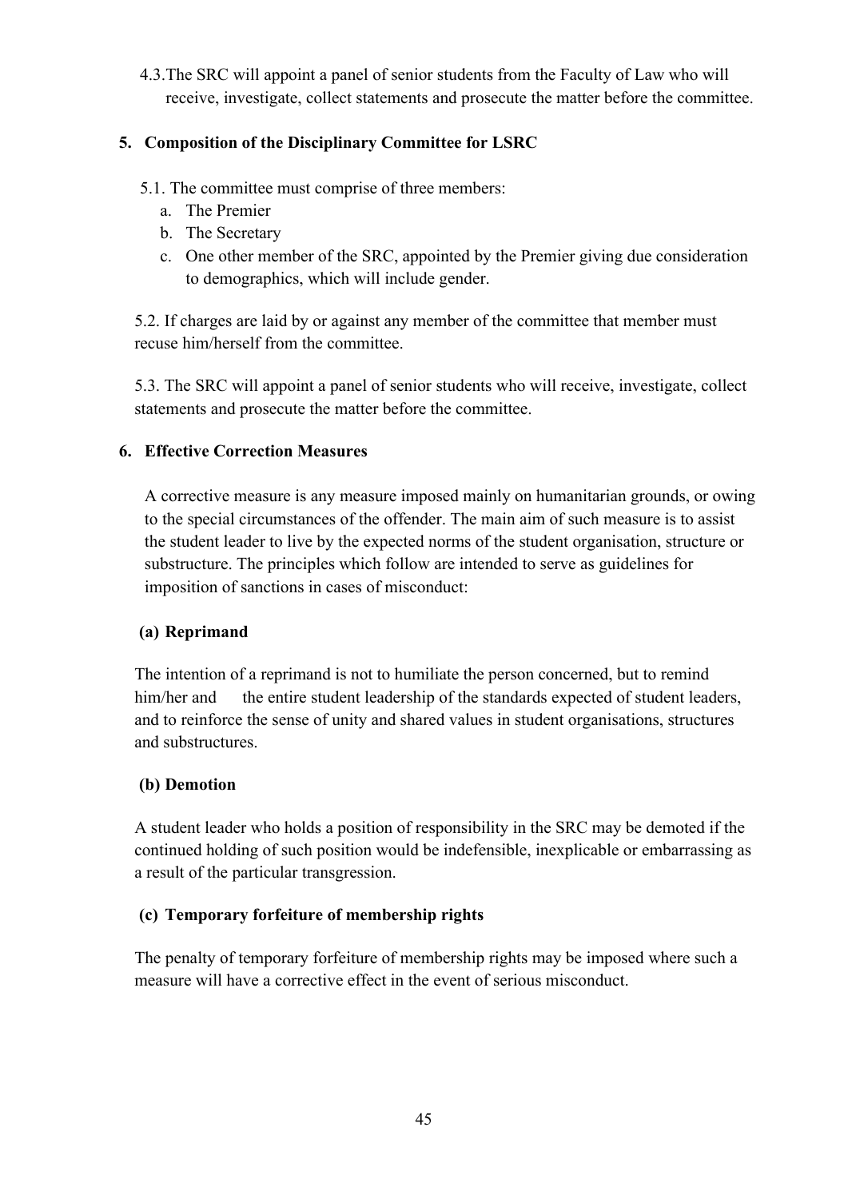4.3. The SRC will appoint a panel of senior students from the Faculty of Law who will receive, investigate, collect statements and prosecute the matter before the committee.

## 5. Composition of the Disciplinary Committee for LSRC

5.1. The committee must comprise of three members:

a. The Premier
b. The Secretary
c. One other member of the SRC, appointed by the Premier giving due consideration to demographics, which will include gender.

5.2. If charges are laid by or against any member of the committee that member must recuse him/herself from the committee.

5.3. The SRC will appoint a panel of senior students who will receive, investigate, collect statements and prosecute the matter before the committee.

## 6. Effective Correction Measures

A corrective measure is any measure imposed mainly on humanitarian grounds, or owing to the special circumstances of the offender. The main aim of such measure is to assist the student leader to live by the expected norms of the student organisation, structure or substructure. The principles which follow are intended to serve as guidelines for imposition of sanctions in cases of misconduct:

**(a) Reprimand**

The intention of a reprimand is not to humiliate the person concerned, but to remind him/her and the entire student leadership of the standards expected of student leaders, and to reinforce the sense of unity and shared values in student organisations, structures and substructures.

**(b) Demotion**

A student leader who holds a position of responsibility in the SRC may be demoted if the continued holding of such position would be indefensible, inexplicable or embarrassing as a result of the particular transgression.

**(c) Temporary forfeiture of membership rights**

The penalty of temporary forfeiture of membership rights may be imposed where such a measure will have a corrective effect in the event of serious misconduct.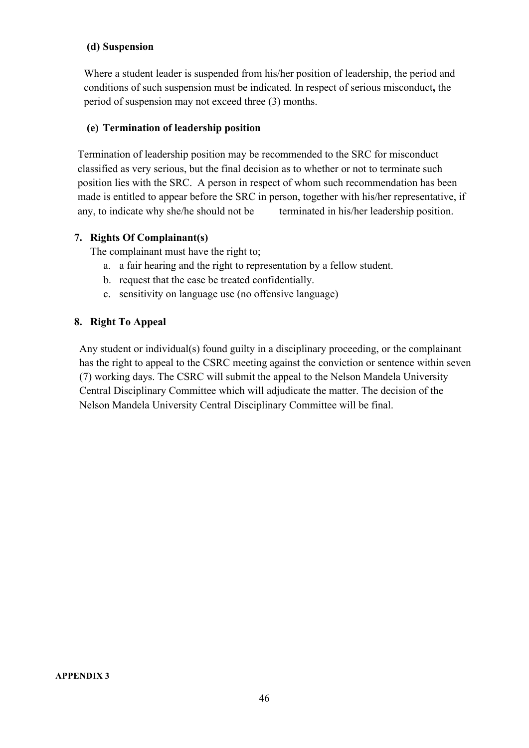**(d) Suspension**

Where a student leader is suspended from his/her position of leadership, the period and conditions of such suspension must be indicated. In respect of serious misconduct**,** the period of suspension may not exceed three (3) months.

**(e) Termination of leadership position**

Termination of leadership position may be recommended to the SRC for misconduct classified as very serious, but the final decision as to whether or not to terminate such position lies with the SRC. A person in respect of whom such recommendation has been made is entitled to appear before the SRC in person, together with his/her representative, if any, to indicate why she/he should not be terminated in his/her leadership position.

**7. Rights Of Complainant(s)**

The complainant must have the right to;

a. a fair hearing and the right to representation by a fellow student.
b. request that the case be treated confidentially.
c. sensitivity on language use (no offensive language)

**8. Right To Appeal**

Any student or individual(s) found guilty in a disciplinary proceeding, or the complainant has the right to appeal to the CSRC meeting against the conviction or sentence within seven (7) working days. The CSRC will submit the appeal to the Nelson Mandela University Central Disciplinary Committee which will adjudicate the matter. The decision of the Nelson Mandela University Central Disciplinary Committee will be final.

**APPENDIX 3**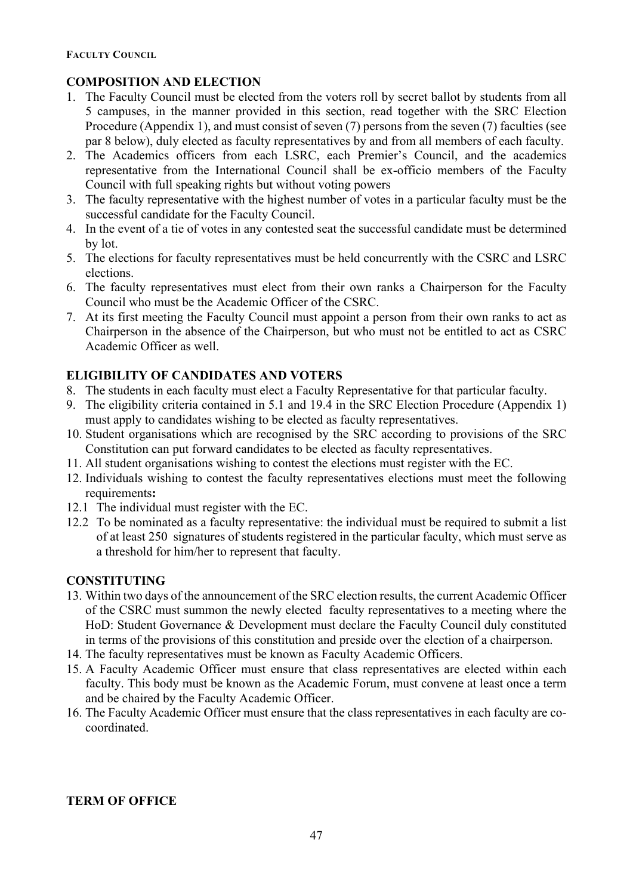**FACULTY COUNCIL**

## COMPOSITION AND ELECTION

1. The Faculty Council must be elected from the voters roll by secret ballot by students from all 5 campuses, in the manner provided in this section, read together with the SRC Election Procedure (Appendix 1), and must consist of seven (7) persons from the seven (7) faculties (see par 8 below), duly elected as faculty representatives by and from all members of each faculty.
2. The Academics officers from each LSRC, each Premier's Council, and the academics representative from the International Council shall be ex-officio members of the Faculty Council with full speaking rights but without voting powers
3. The faculty representative with the highest number of votes in a particular faculty must be the successful candidate for the Faculty Council.
4. In the event of a tie of votes in any contested seat the successful candidate must be determined by lot.
5. The elections for faculty representatives must be held concurrently with the CSRC and LSRC elections.
6. The faculty representatives must elect from their own ranks a Chairperson for the Faculty Council who must be the Academic Officer of the CSRC.
7. At its first meeting the Faculty Council must appoint a person from their own ranks to act as Chairperson in the absence of the Chairperson, but who must not be entitled to act as CSRC Academic Officer as well.

## ELIGIBILITY OF CANDIDATES AND VOTERS

8. The students in each faculty must elect a Faculty Representative for that particular faculty.
9. The eligibility criteria contained in 5.1 and 19.4 in the SRC Election Procedure (Appendix 1) must apply to candidates wishing to be elected as faculty representatives.
10. Student organisations which are recognised by the SRC according to provisions of the SRC Constitution can put forward candidates to be elected as faculty representatives.
11. All student organisations wishing to contest the elections must register with the EC.
12. Individuals wishing to contest the faculty representatives elections must meet the following requirements**:**

12.1 The individual must register with the EC.

12.2 To be nominated as a faculty representative: the individual must be required to submit a list of at least 250 signatures of students registered in the particular faculty, which must serve as a threshold for him/her to represent that faculty.

## CONSTITUTING

13. Within two days of the announcement of the SRC election results, the current Academic Officer of the CSRC must summon the newly elected faculty representatives to a meeting where the HoD: Student Governance & Development must declare the Faculty Council duly constituted in terms of the provisions of this constitution and preside over the election of a chairperson.
14. The faculty representatives must be known as Faculty Academic Officers.
15. A Faculty Academic Officer must ensure that class representatives are elected within each faculty. This body must be known as the Academic Forum, must convene at least once a term and be chaired by the Faculty Academic Officer.
16. The Faculty Academic Officer must ensure that the class representatives in each faculty are co-coordinated.

## TERM OF OFFICE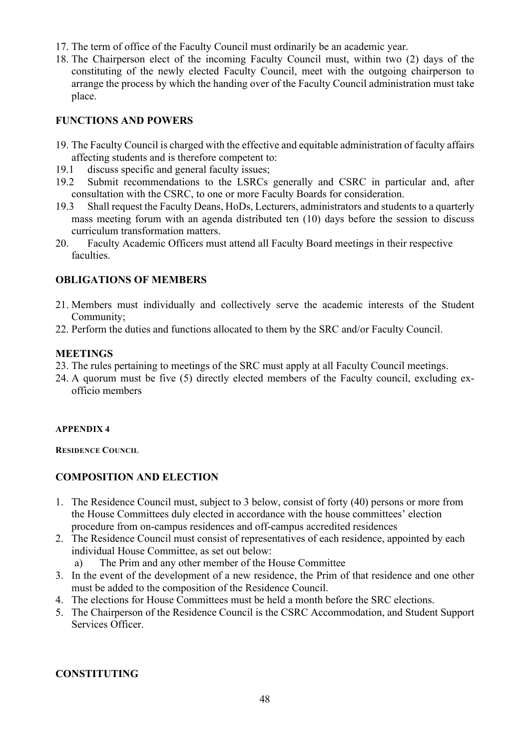17. The term of office of the Faculty Council must ordinarily be an academic year.
18. The Chairperson elect of the incoming Faculty Council must, within two (2) days of the constituting of the newly elected Faculty Council, meet with the outgoing chairperson to arrange the process by which the handing over of the Faculty Council administration must take place.

## FUNCTIONS AND POWERS

19. The Faculty Council is charged with the effective and equitable administration of faculty affairs affecting students and is therefore competent to:

19.1 discuss specific and general faculty issues;

19.2 Submit recommendations to the LSRCs generally and CSRC in particular and, after consultation with the CSRC, to one or more Faculty Boards for consideration.

19.3 Shall request the Faculty Deans, HoDs, Lecturers, administrators and students to a quarterly mass meeting forum with an agenda distributed ten (10) days before the session to discuss curriculum transformation matters.

20. Faculty Academic Officers must attend all Faculty Board meetings in their respective faculties.

## OBLIGATIONS OF MEMBERS

21. Members must individually and collectively serve the academic interests of the Student Community;
22. Perform the duties and functions allocated to them by the SRC and/or Faculty Council.

## MEETINGS

23. The rules pertaining to meetings of the SRC must apply at all Faculty Council meetings.
24. A quorum must be five (5) directly elected members of the Faculty council, excluding ex-officio members

#### APPENDIX 4

#### RESIDENCE COUNCIL

## COMPOSITION AND ELECTION

1. The Residence Council must, subject to 3 below, consist of forty (40) persons or more from the House Committees duly elected in accordance with the house committees' election procedure from on-campus residences and off-campus accredited residences
2. The Residence Council must consist of representatives of each residence, appointed by each individual House Committee, as set out below:
   a) The Prim and any other member of the House Committee
3. In the event of the development of a new residence, the Prim of that residence and one other must be added to the composition of the Residence Council.
4. The elections for House Committees must be held a month before the SRC elections.
5. The Chairperson of the Residence Council is the CSRC Accommodation, and Student Support Services Officer.

## CONSTITUTING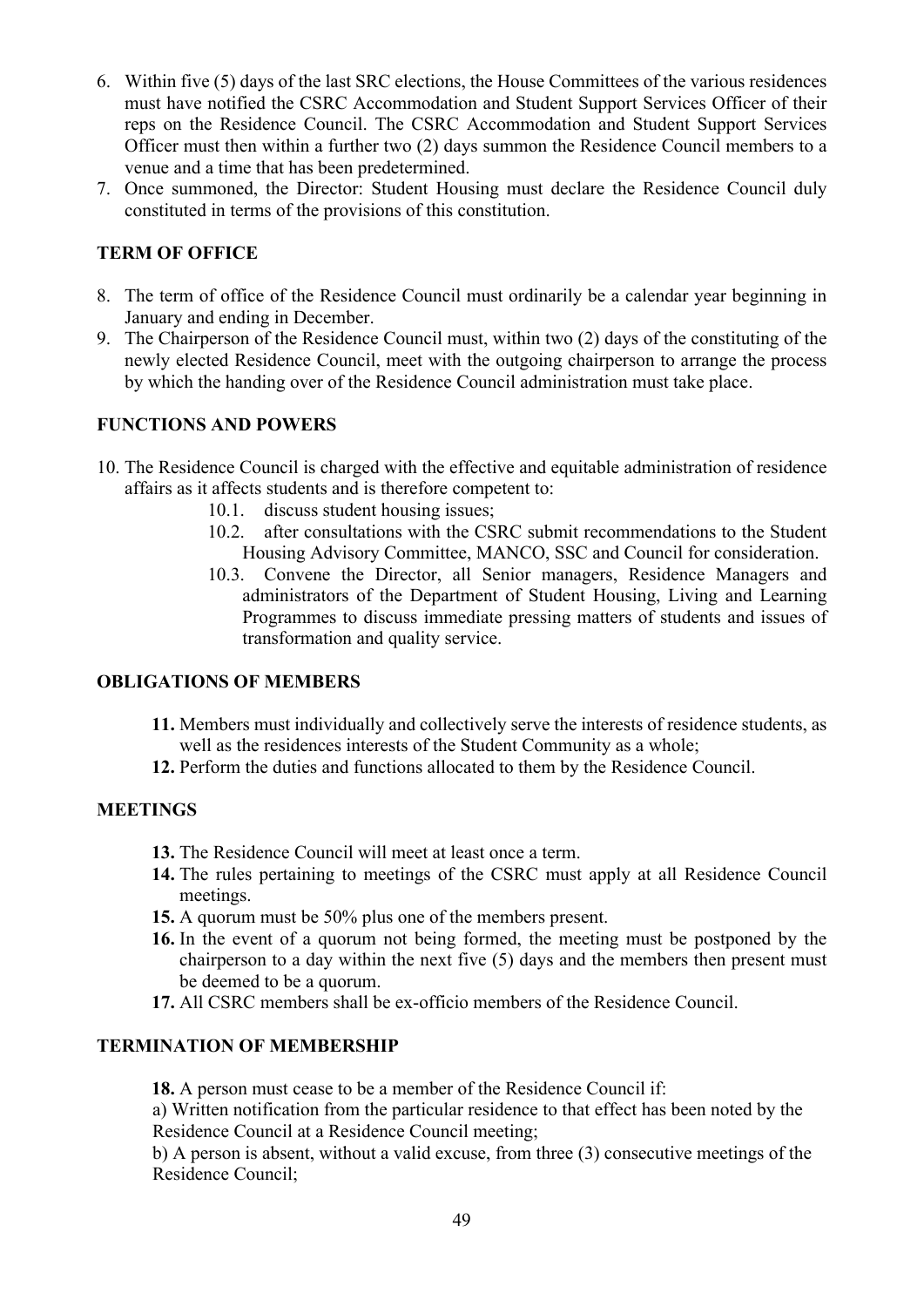6. Within five (5) days of the last SRC elections, the House Committees of the various residences must have notified the CSRC Accommodation and Student Support Services Officer of their reps on the Residence Council. The CSRC Accommodation and Student Support Services Officer must then within a further two (2) days summon the Residence Council members to a venue and a time that has been predetermined.
7. Once summoned, the Director: Student Housing must declare the Residence Council duly constituted in terms of the provisions of this constitution.

**TERM OF OFFICE**

8. The term of office of the Residence Council must ordinarily be a calendar year beginning in January and ending in December.
9. The Chairperson of the Residence Council must, within two (2) days of the constituting of the newly elected Residence Council, meet with the outgoing chairperson to arrange the process by which the handing over of the Residence Council administration must take place.

**FUNCTIONS AND POWERS**

10. The Residence Council is charged with the effective and equitable administration of residence affairs as it affects students and is therefore competent to:
    - 10.1. discuss student housing issues;
    - 10.2. after consultations with the CSRC submit recommendations to the Student Housing Advisory Committee, MANCO, SSC and Council for consideration.
    - 10.3. Convene the Director, all Senior managers, Residence Managers and administrators of the Department of Student Housing, Living and Learning Programmes to discuss immediate pressing matters of students and issues of transformation and quality service.

**OBLIGATIONS OF MEMBERS**

**11.** Members must individually and collectively serve the interests of residence students, as well as the residences interests of the Student Community as a whole;

**12.** Perform the duties and functions allocated to them by the Residence Council.

**MEETINGS**

**13.** The Residence Council will meet at least once a term.

**14.** The rules pertaining to meetings of the CSRC must apply at all Residence Council meetings.

**15.** A quorum must be 50% plus one of the members present.

**16.** In the event of a quorum not being formed, the meeting must be postponed by the chairperson to a day within the next five (5) days and the members then present must be deemed to be a quorum.

**17.** All CSRC members shall be ex-officio members of the Residence Council.

**TERMINATION OF MEMBERSHIP**

**18.** A person must cease to be a member of the Residence Council if:

a) Written notification from the particular residence to that effect has been noted by the Residence Council at a Residence Council meeting;

b) A person is absent, without a valid excuse, from three (3) consecutive meetings of the Residence Council;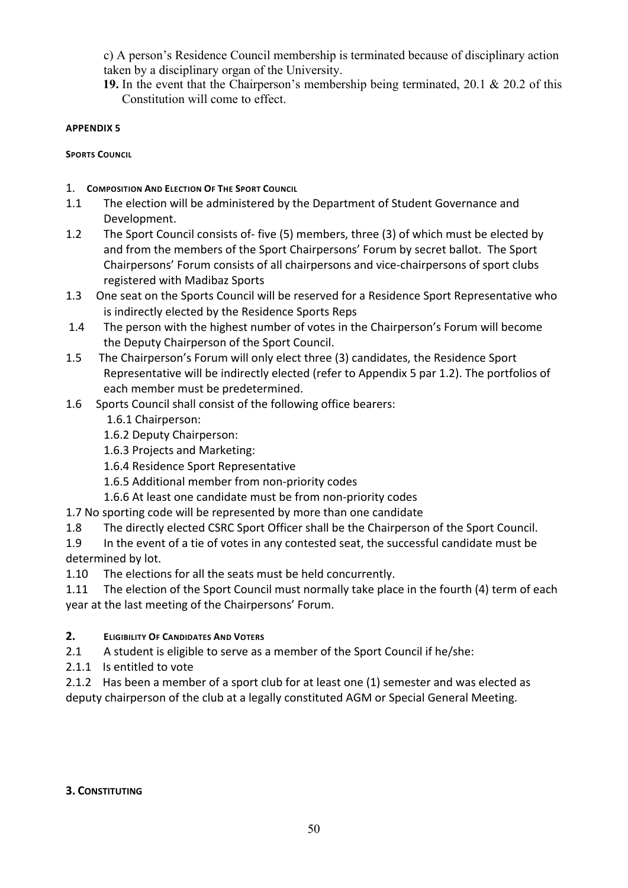c) A person's Residence Council membership is terminated because of disciplinary action taken by a disciplinary organ of the University.

**19.** In the event that the Chairperson's membership being terminated, 20.1 & 20.2 of this Constitution will come to effect.

**APPENDIX 5**

**SPORTS COUNCIL**

1. **COMPOSITION AND ELECTION OF THE SPORT COUNCIL**

1.1 The election will be administered by the Department of Student Governance and Development.

1.2 The Sport Council consists of- five (5) members, three (3) of which must be elected by and from the members of the Sport Chairpersons' Forum by secret ballot. The Sport Chairpersons' Forum consists of all chairpersons and vice-chairpersons of sport clubs registered with Madibaz Sports

1.3 One seat on the Sports Council will be reserved for a Residence Sport Representative who is indirectly elected by the Residence Sports Reps

1.4 The person with the highest number of votes in the Chairperson's Forum will become the Deputy Chairperson of the Sport Council.

1.5 The Chairperson's Forum will only elect three (3) candidates, the Residence Sport Representative will be indirectly elected (refer to Appendix 5 par 1.2). The portfolios of each member must be predetermined.

1.6 Sports Council shall consist of the following office bearers:

1.6.1 Chairperson:

1.6.2 Deputy Chairperson:

1.6.3 Projects and Marketing:

1.6.4 Residence Sport Representative

1.6.5 Additional member from non-priority codes

1.6.6 At least one candidate must be from non-priority codes

1.7 No sporting code will be represented by more than one candidate

1.8 The directly elected CSRC Sport Officer shall be the Chairperson of the Sport Council.

1.9 In the event of a tie of votes in any contested seat, the successful candidate must be determined by lot.

1.10 The elections for all the seats must be held concurrently.

1.11 The election of the Sport Council must normally take place in the fourth (4) term of each year at the last meeting of the Chairpersons' Forum.

**2. ELIGIBILITY OF CANDIDATES AND VOTERS**

2.1 A student is eligible to serve as a member of the Sport Council if he/she:

2.1.1 Is entitled to vote

2.1.2 Has been a member of a sport club for at least one (1) semester and was elected as deputy chairperson of the club at a legally constituted AGM or Special General Meeting.

**3. CONSTITUTING**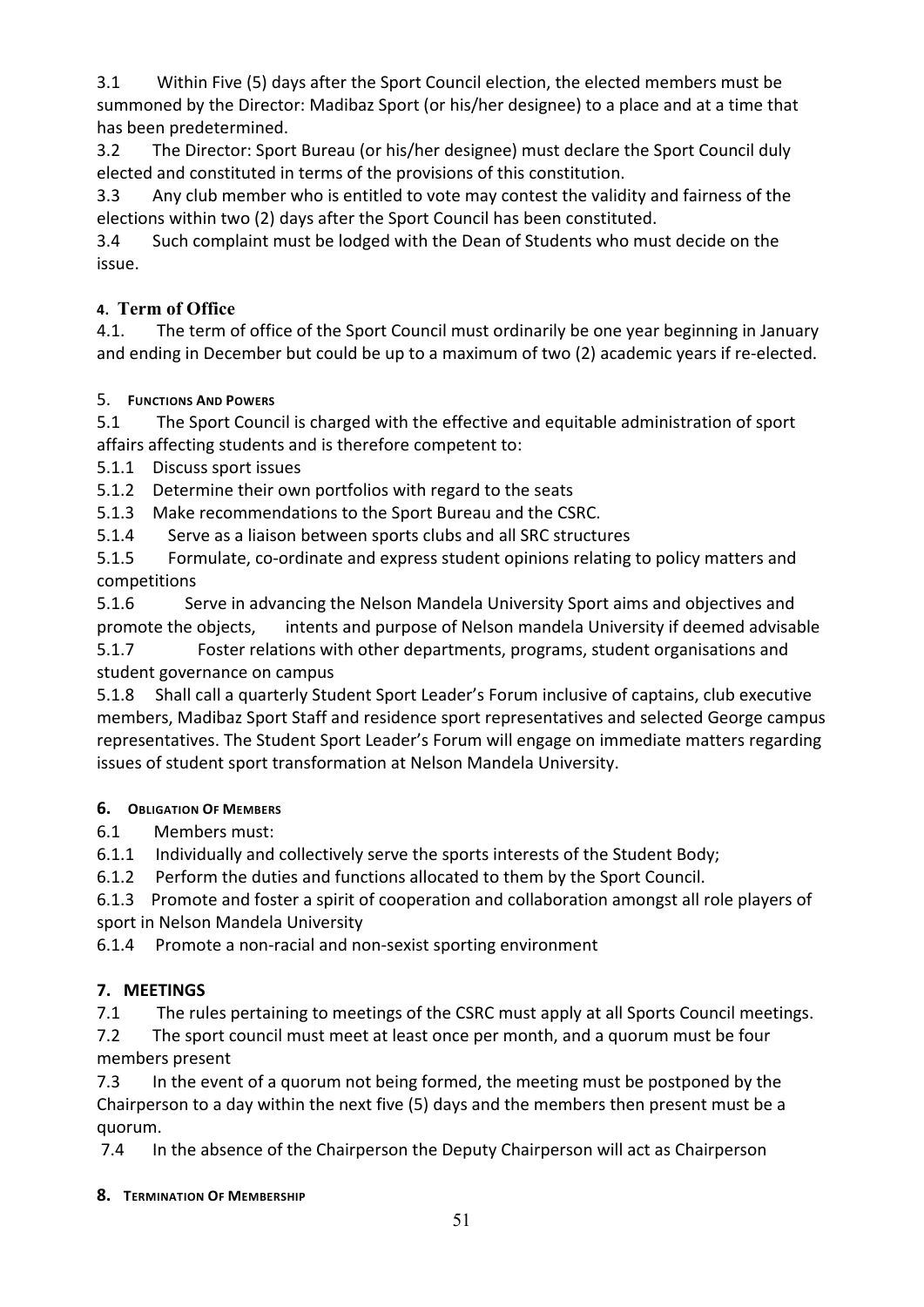3.1 Within Five (5) days after the Sport Council election, the elected members must be summoned by the Director: Madibaz Sport (or his/her designee) to a place and at a time that has been predetermined.

3.2 The Director: Sport Bureau (or his/her designee) must declare the Sport Council duly elected and constituted in terms of the provisions of this constitution.

3.3 Any club member who is entitled to vote may contest the validity and fairness of the elections within two (2) days after the Sport Council has been constituted.

3.4 Such complaint must be lodged with the Dean of Students who must decide on the issue.

#### 4. Term of Office

4.1. The term of office of the Sport Council must ordinarily be one year beginning in January and ending in December but could be up to a maximum of two (2) academic years if re-elected.

#### 5. Functions And Powers

5.1 The Sport Council is charged with the effective and equitable administration of sport affairs affecting students and is therefore competent to:

5.1.1 Discuss sport issues

5.1.2 Determine their own portfolios with regard to the seats

5.1.3 Make recommendations to the Sport Bureau and the CSRC.

5.1.4 Serve as a liaison between sports clubs and all SRC structures

5.1.5 Formulate, co-ordinate and express student opinions relating to policy matters and competitions

5.1.6 Serve in advancing the Nelson Mandela University Sport aims and objectives and promote the objects, intents and purpose of Nelson mandela University if deemed advisable

5.1.7 Foster relations with other departments, programs, student organisations and student governance on campus

5.1.8 Shall call a quarterly Student Sport Leader's Forum inclusive of captains, club executive members, Madibaz Sport Staff and residence sport representatives and selected George campus representatives. The Student Sport Leader's Forum will engage on immediate matters regarding issues of student sport transformation at Nelson Mandela University.

#### 6. Obligation Of Members

6.1 Members must:

6.1.1 Individually and collectively serve the sports interests of the Student Body;

6.1.2 Perform the duties and functions allocated to them by the Sport Council.

6.1.3 Promote and foster a spirit of cooperation and collaboration amongst all role players of sport in Nelson Mandela University

6.1.4 Promote a non-racial and non-sexist sporting environment

#### 7. MEETINGS

7.1 The rules pertaining to meetings of the CSRC must apply at all Sports Council meetings.

7.2 The sport council must meet at least once per month, and a quorum must be four members present

7.3 In the event of a quorum not being formed, the meeting must be postponed by the Chairperson to a day within the next five (5) days and the members then present must be a quorum.

7.4 In the absence of the Chairperson the Deputy Chairperson will act as Chairperson

#### 8. Termination Of Membership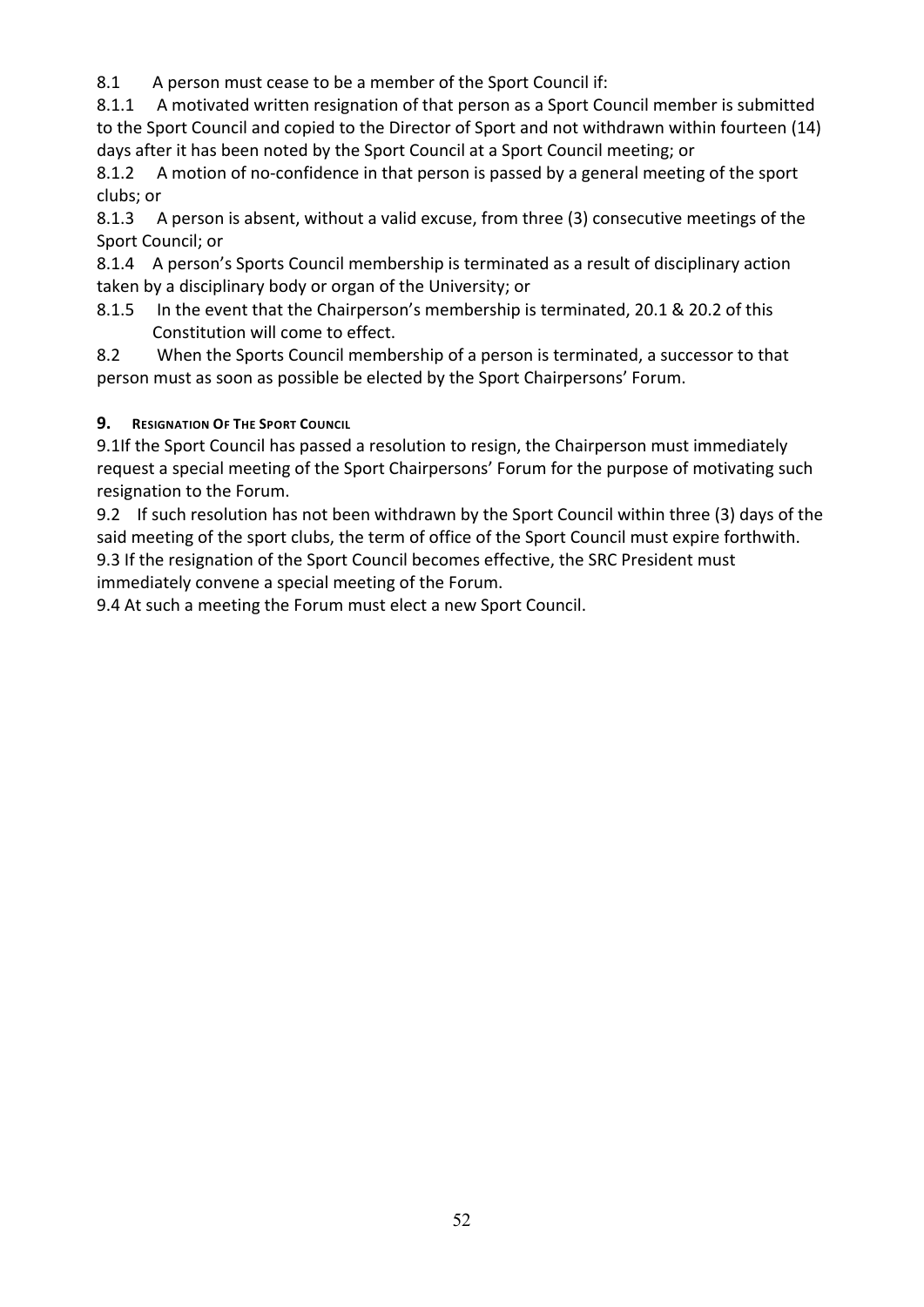8.1 A person must cease to be a member of the Sport Council if:

8.1.1 A motivated written resignation of that person as a Sport Council member is submitted to the Sport Council and copied to the Director of Sport and not withdrawn within fourteen (14) days after it has been noted by the Sport Council at a Sport Council meeting; or

8.1.2 A motion of no-confidence in that person is passed by a general meeting of the sport clubs; or

8.1.3 A person is absent, without a valid excuse, from three (3) consecutive meetings of the Sport Council; or

8.1.4 A person's Sports Council membership is terminated as a result of disciplinary action taken by a disciplinary body or organ of the University; or

8.1.5 In the event that the Chairperson's membership is terminated, 20.1 & 20.2 of this Constitution will come to effect.

8.2 When the Sports Council membership of a person is terminated, a successor to that person must as soon as possible be elected by the Sport Chairpersons' Forum.

## 9. Resignation Of The Sport Council

9.1If the Sport Council has passed a resolution to resign, the Chairperson must immediately request a special meeting of the Sport Chairpersons' Forum for the purpose of motivating such resignation to the Forum.

9.2 If such resolution has not been withdrawn by the Sport Council within three (3) days of the said meeting of the sport clubs, the term of office of the Sport Council must expire forthwith.

9.3 If the resignation of the Sport Council becomes effective, the SRC President must immediately convene a special meeting of the Forum.

9.4 At such a meeting the Forum must elect a new Sport Council.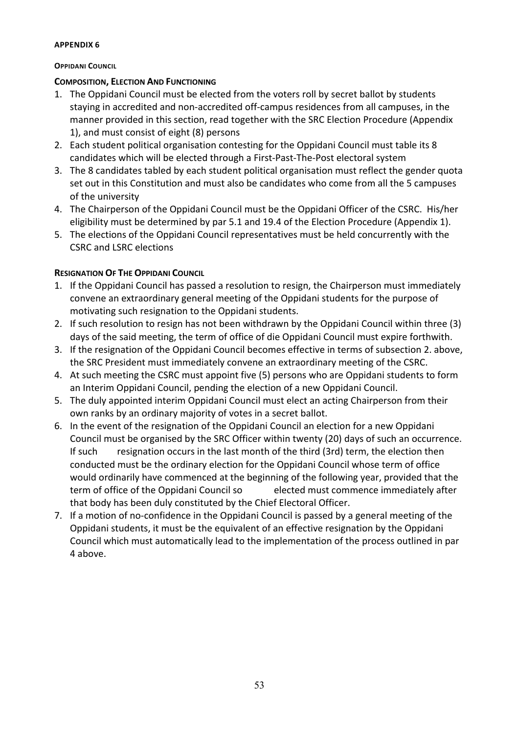**APPENDIX 6**

**OPPIDANI COUNCIL**

**COMPOSITION, ELECTION AND FUNCTIONING**

1. The Oppidani Council must be elected from the voters roll by secret ballot by students staying in accredited and non-accredited off-campus residences from all campuses, in the manner provided in this section, read together with the SRC Election Procedure (Appendix 1), and must consist of eight (8) persons
2. Each student political organisation contesting for the Oppidani Council must table its 8 candidates which will be elected through a First-Past-The-Post electoral system
3. The 8 candidates tabled by each student political organisation must reflect the gender quota set out in this Constitution and must also be candidates who come from all the 5 campuses of the university
4. The Chairperson of the Oppidani Council must be the Oppidani Officer of the CSRC. His/her eligibility must be determined by par 5.1 and 19.4 of the Election Procedure (Appendix 1).
5. The elections of the Oppidani Council representatives must be held concurrently with the CSRC and LSRC elections

**RESIGNATION OF THE OPPIDANI COUNCIL**

1. If the Oppidani Council has passed a resolution to resign, the Chairperson must immediately convene an extraordinary general meeting of the Oppidani students for the purpose of motivating such resignation to the Oppidani students.
2. If such resolution to resign has not been withdrawn by the Oppidani Council within three (3) days of the said meeting, the term of office of die Oppidani Council must expire forthwith.
3. If the resignation of the Oppidani Council becomes effective in terms of subsection 2. above, the SRC President must immediately convene an extraordinary meeting of the CSRC.
4. At such meeting the CSRC must appoint five (5) persons who are Oppidani students to form an Interim Oppidani Council, pending the election of a new Oppidani Council.
5. The duly appointed interim Oppidani Council must elect an acting Chairperson from their own ranks by an ordinary majority of votes in a secret ballot.
6. In the event of the resignation of the Oppidani Council an election for a new Oppidani Council must be organised by the SRC Officer within twenty (20) days of such an occurrence. If such resignation occurs in the last month of the third (3rd) term, the election then conducted must be the ordinary election for the Oppidani Council whose term of office would ordinarily have commenced at the beginning of the following year, provided that the term of office of the Oppidani Council so elected must commence immediately after that body has been duly constituted by the Chief Electoral Officer.
7. If a motion of no-confidence in the Oppidani Council is passed by a general meeting of the Oppidani students, it must be the equivalent of an effective resignation by the Oppidani Council which must automatically lead to the implementation of the process outlined in par 4 above.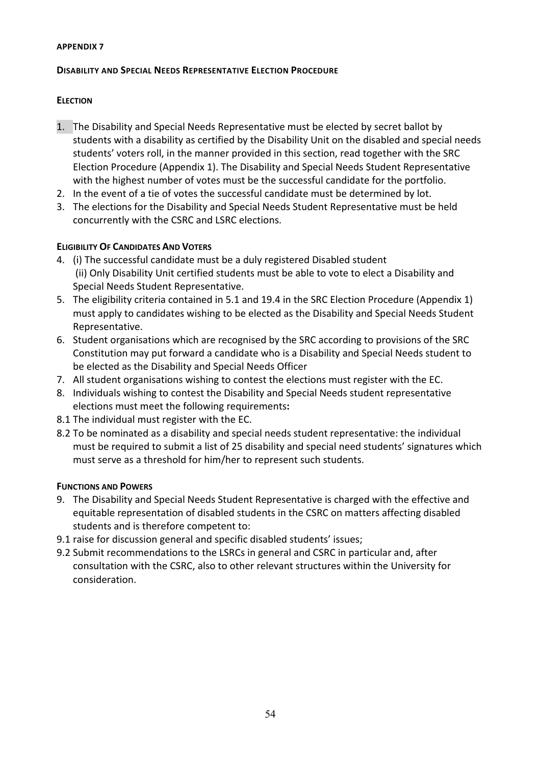**APPENDIX 7**

**DISABILITY AND SPECIAL NEEDS REPRESENTATIVE ELECTION PROCEDURE**

**ELECTION**

1. The Disability and Special Needs Representative must be elected by secret ballot by students with a disability as certified by the Disability Unit on the disabled and special needs students' voters roll, in the manner provided in this section, read together with the SRC Election Procedure (Appendix 1). The Disability and Special Needs Student Representative with the highest number of votes must be the successful candidate for the portfolio.
2. In the event of a tie of votes the successful candidate must be determined by lot.
3. The elections for the Disability and Special Needs Student Representative must be held concurrently with the CSRC and LSRC elections.

**ELIGIBILITY OF CANDIDATES AND VOTERS**

4. (i) The successful candidate must be a duly registered Disabled student
   (ii) Only Disability Unit certified students must be able to vote to elect a Disability and Special Needs Student Representative.
5. The eligibility criteria contained in 5.1 and 19.4 in the SRC Election Procedure (Appendix 1) must apply to candidates wishing to be elected as the Disability and Special Needs Student Representative.
6. Student organisations which are recognised by the SRC according to provisions of the SRC Constitution may put forward a candidate who is a Disability and Special Needs student to be elected as the Disability and Special Needs Officer
7. All student organisations wishing to contest the elections must register with the EC.
8. Individuals wishing to contest the Disability and Special Needs student representative elections must meet the following requirements**:**

8.1 The individual must register with the EC.

8.2 To be nominated as a disability and special needs student representative: the individual must be required to submit a list of 25 disability and special need students' signatures which must serve as a threshold for him/her to represent such students.

**FUNCTIONS AND POWERS**

9. The Disability and Special Needs Student Representative is charged with the effective and equitable representation of disabled students in the CSRC on matters affecting disabled students and is therefore competent to:

9.1 raise for discussion general and specific disabled students' issues;

9.2 Submit recommendations to the LSRCs in general and CSRC in particular and, after consultation with the CSRC, also to other relevant structures within the University for consideration.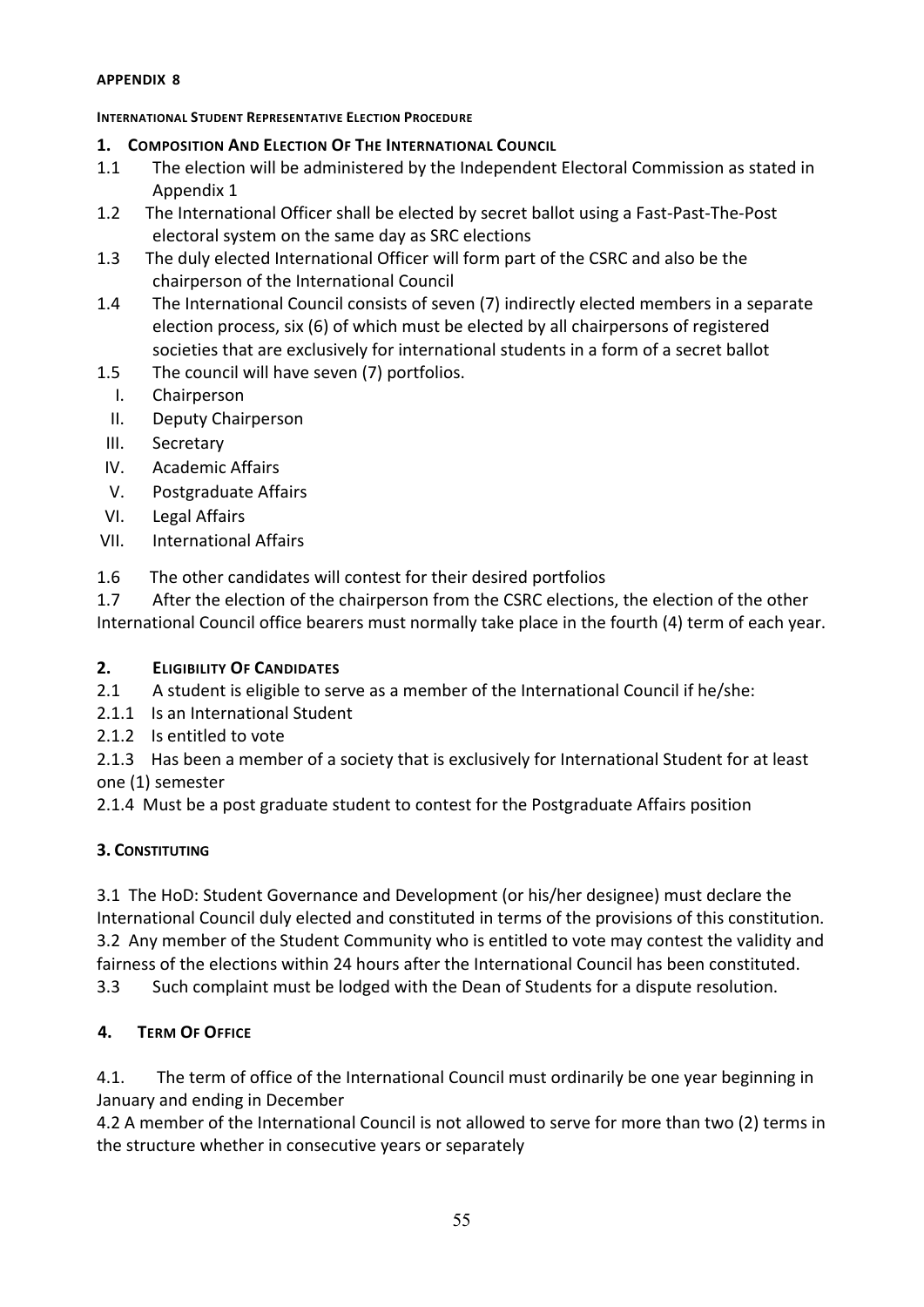**APPENDIX 8**

**INTERNATIONAL STUDENT REPRESENTATIVE ELECTION PROCEDURE**

## 1. COMPOSITION AND ELECTION OF THE INTERNATIONAL COUNCIL

1.1 The election will be administered by the Independent Electoral Commission as stated in Appendix 1

1.2 The International Officer shall be elected by secret ballot using a Fast-Past-The-Post electoral system on the same day as SRC elections

1.3 The duly elected International Officer will form part of the CSRC and also be the chairperson of the International Council

1.4 The International Council consists of seven (7) indirectly elected members in a separate election process, six (6) of which must be elected by all chairpersons of registered societies that are exclusively for international students in a form of a secret ballot

1.5 The council will have seven (7) portfolios.

I. Chairperson
II. Deputy Chairperson
III. Secretary
IV. Academic Affairs
V. Postgraduate Affairs
VI. Legal Affairs
VII. International Affairs

1.6 The other candidates will contest for their desired portfolios

1.7 After the election of the chairperson from the CSRC elections, the election of the other International Council office bearers must normally take place in the fourth (4) term of each year.

## 2. ELIGIBILITY OF CANDIDATES

2.1 A student is eligible to serve as a member of the International Council if he/she:

2.1.1 Is an International Student

2.1.2 Is entitled to vote

2.1.3 Has been a member of a society that is exclusively for International Student for at least one (1) semester

2.1.4 Must be a post graduate student to contest for the Postgraduate Affairs position

## 3. CONSTITUTING

3.1 The HoD: Student Governance and Development (or his/her designee) must declare the International Council duly elected and constituted in terms of the provisions of this constitution.

3.2 Any member of the Student Community who is entitled to vote may contest the validity and fairness of the elections within 24 hours after the International Council has been constituted.

3.3 Such complaint must be lodged with the Dean of Students for a dispute resolution.

## 4. TERM OF OFFICE

4.1. The term of office of the International Council must ordinarily be one year beginning in January and ending in December

4.2 A member of the International Council is not allowed to serve for more than two (2) terms in the structure whether in consecutive years or separately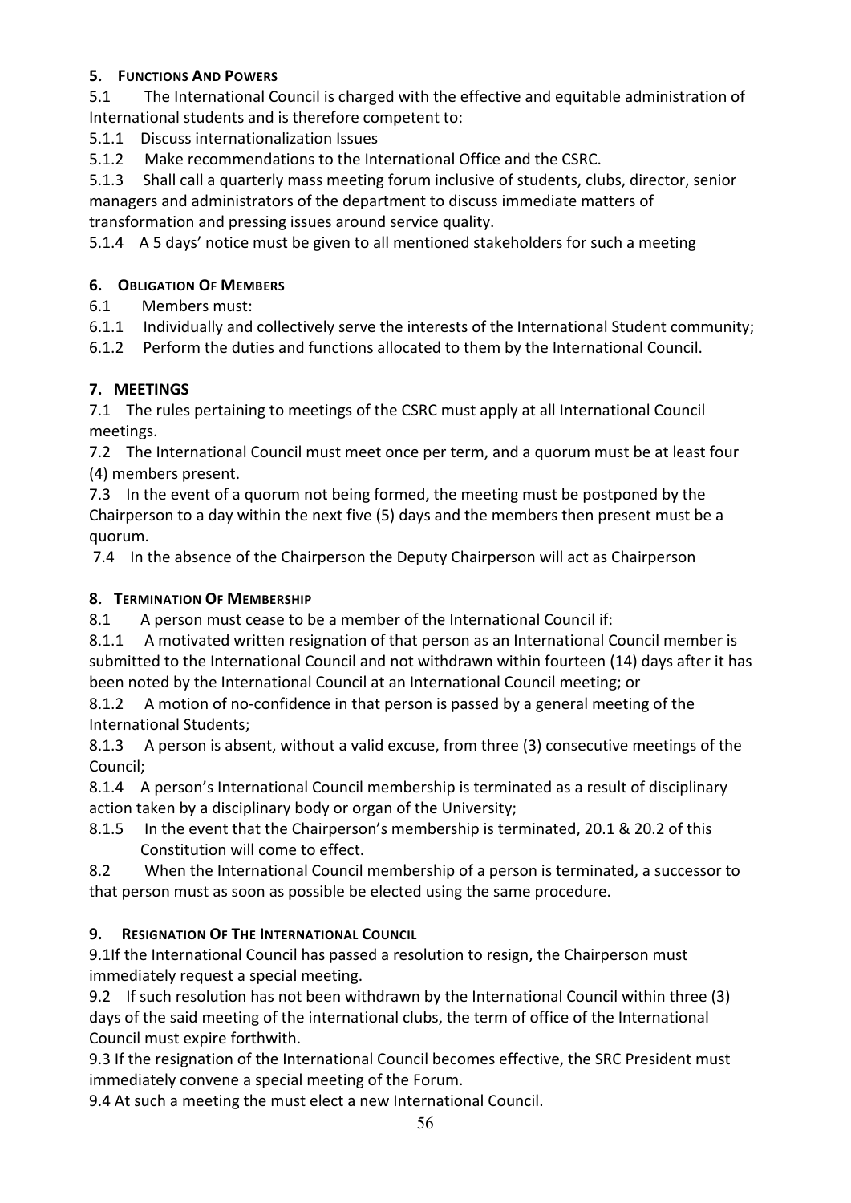### 5. Functions And Powers

5.1 The International Council is charged with the effective and equitable administration of International students and is therefore competent to:

5.1.1 Discuss internationalization Issues

5.1.2 Make recommendations to the International Office and the CSRC.

5.1.3 Shall call a quarterly mass meeting forum inclusive of students, clubs, director, senior managers and administrators of the department to discuss immediate matters of transformation and pressing issues around service quality.

5.1.4 A 5 days' notice must be given to all mentioned stakeholders for such a meeting

### 6. Obligation Of Members

6.1 Members must:

6.1.1 Individually and collectively serve the interests of the International Student community;

6.1.2 Perform the duties and functions allocated to them by the International Council.

### 7. MEETINGS

7.1 The rules pertaining to meetings of the CSRC must apply at all International Council meetings.

7.2 The International Council must meet once per term, and a quorum must be at least four (4) members present.

7.3 In the event of a quorum not being formed, the meeting must be postponed by the Chairperson to a day within the next five (5) days and the members then present must be a quorum.

7.4 In the absence of the Chairperson the Deputy Chairperson will act as Chairperson

### 8. Termination Of Membership

8.1 A person must cease to be a member of the International Council if:

8.1.1 A motivated written resignation of that person as an International Council member is submitted to the International Council and not withdrawn within fourteen (14) days after it has been noted by the International Council at an International Council meeting; or

8.1.2 A motion of no-confidence in that person is passed by a general meeting of the International Students;

8.1.3 A person is absent, without a valid excuse, from three (3) consecutive meetings of the Council;

8.1.4 A person's International Council membership is terminated as a result of disciplinary action taken by a disciplinary body or organ of the University;

8.1.5 In the event that the Chairperson's membership is terminated, 20.1 & 20.2 of this Constitution will come to effect.

8.2 When the International Council membership of a person is terminated, a successor to that person must as soon as possible be elected using the same procedure.

### 9. Resignation Of The International Council

9.1If the International Council has passed a resolution to resign, the Chairperson must immediately request a special meeting.

9.2 If such resolution has not been withdrawn by the International Council within three (3) days of the said meeting of the international clubs, the term of office of the International Council must expire forthwith.

9.3 If the resignation of the International Council becomes effective, the SRC President must immediately convene a special meeting of the Forum.

9.4 At such a meeting the must elect a new International Council.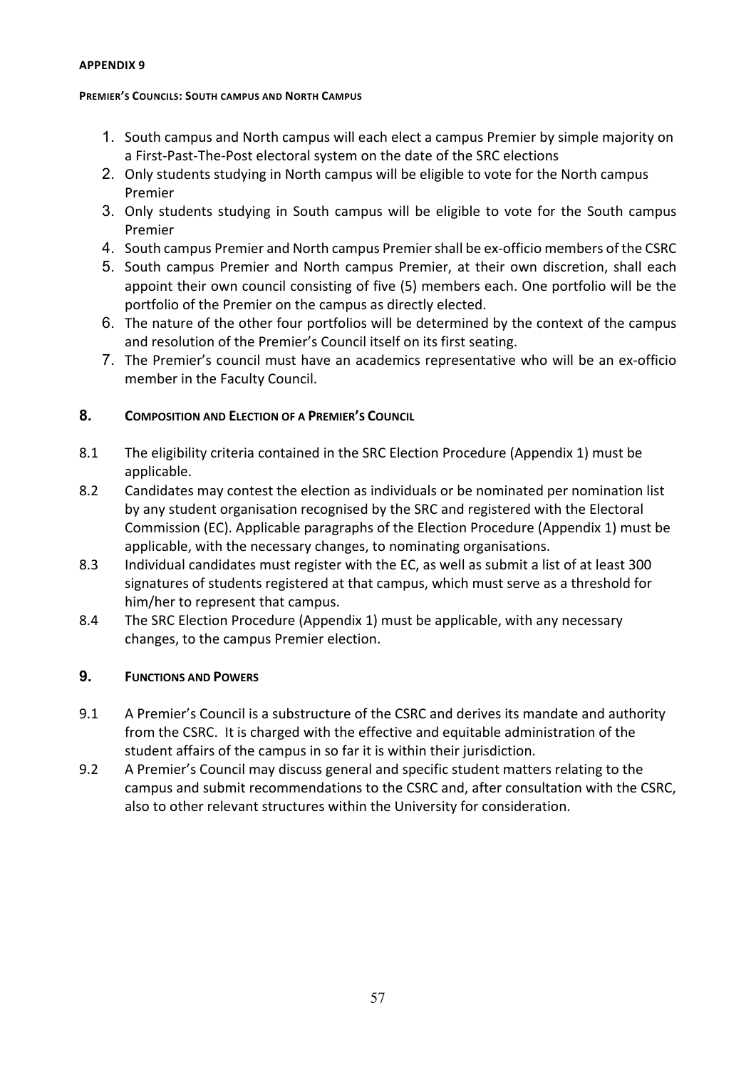**APPENDIX 9**

**PREMIER'S COUNCILS: SOUTH CAMPUS AND NORTH CAMPUS**

1. South campus and North campus will each elect a campus Premier by simple majority on a First-Past-The-Post electoral system on the date of the SRC elections
2. Only students studying in North campus will be eligible to vote for the North campus Premier
3. Only students studying in South campus will be eligible to vote for the South campus Premier
4. South campus Premier and North campus Premier shall be ex-officio members of the CSRC
5. South campus Premier and North campus Premier, at their own discretion, shall each appoint their own council consisting of five (5) members each. One portfolio will be the portfolio of the Premier on the campus as directly elected.
6. The nature of the other four portfolios will be determined by the context of the campus and resolution of the Premier's Council itself on its first seating.
7. The Premier's council must have an academics representative who will be an ex-officio member in the Faculty Council.

## 8. COMPOSITION AND ELECTION OF A PREMIER'S COUNCIL

8.1 The eligibility criteria contained in the SRC Election Procedure (Appendix 1) must be applicable.

8.2 Candidates may contest the election as individuals or be nominated per nomination list by any student organisation recognised by the SRC and registered with the Electoral Commission (EC). Applicable paragraphs of the Election Procedure (Appendix 1) must be applicable, with the necessary changes, to nominating organisations.

8.3 Individual candidates must register with the EC, as well as submit a list of at least 300 signatures of students registered at that campus, which must serve as a threshold for him/her to represent that campus.

8.4 The SRC Election Procedure (Appendix 1) must be applicable, with any necessary changes, to the campus Premier election.

## 9. FUNCTIONS AND POWERS

9.1 A Premier's Council is a substructure of the CSRC and derives its mandate and authority from the CSRC. It is charged with the effective and equitable administration of the student affairs of the campus in so far it is within their jurisdiction.

9.2 A Premier's Council may discuss general and specific student matters relating to the campus and submit recommendations to the CSRC and, after consultation with the CSRC, also to other relevant structures within the University for consideration.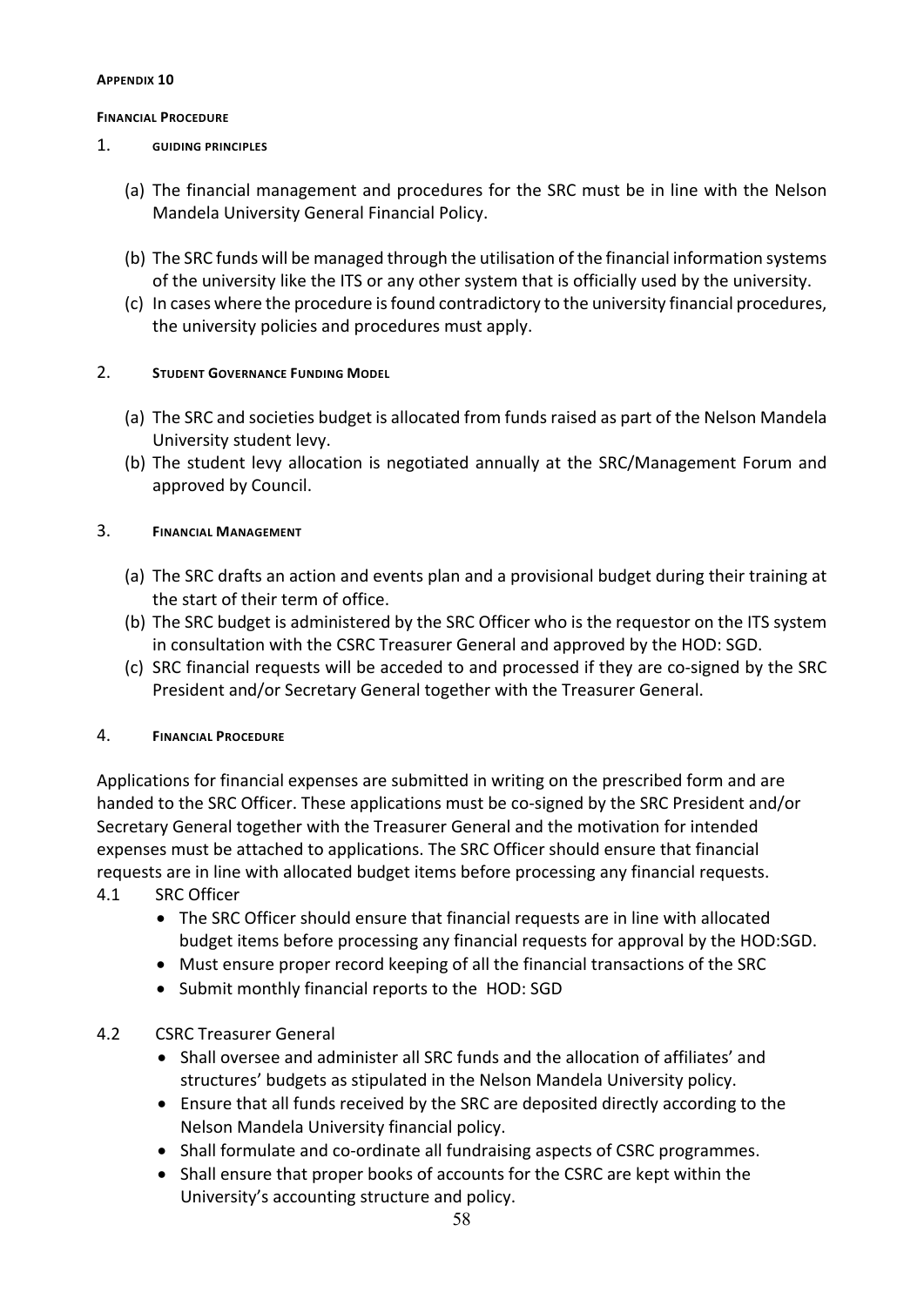**APPENDIX 10**

**FINANCIAL PROCEDURE**

1. **GUIDING PRINCIPLES**

   (a) The financial management and procedures for the SRC must be in line with the Nelson Mandela University General Financial Policy.

   (b) The SRC funds will be managed through the utilisation of the financial information systems of the university like the ITS or any other system that is officially used by the university.

   (c) In cases where the procedure is found contradictory to the university financial procedures, the university policies and procedures must apply.

2. **STUDENT GOVERNANCE FUNDING MODEL**

   (a) The SRC and societies budget is allocated from funds raised as part of the Nelson Mandela University student levy.

   (b) The student levy allocation is negotiated annually at the SRC/Management Forum and approved by Council.

3. **FINANCIAL MANAGEMENT**

   (a) The SRC drafts an action and events plan and a provisional budget during their training at the start of their term of office.

   (b) The SRC budget is administered by the SRC Officer who is the requestor on the ITS system in consultation with the CSRC Treasurer General and approved by the HOD: SGD.

   (c) SRC financial requests will be acceded to and processed if they are co-signed by the SRC President and/or Secretary General together with the Treasurer General.

4. **FINANCIAL PROCEDURE**

Applications for financial expenses are submitted in writing on the prescribed form and are handed to the SRC Officer. These applications must be co-signed by the SRC President and/or Secretary General together with the Treasurer General and the motivation for intended expenses must be attached to applications. The SRC Officer should ensure that financial requests are in line with allocated budget items before processing any financial requests.

4.1 SRC Officer

- The SRC Officer should ensure that financial requests are in line with allocated budget items before processing any financial requests for approval by the HOD:SGD.
- Must ensure proper record keeping of all the financial transactions of the SRC
- Submit monthly financial reports to the HOD: SGD

4.2 CSRC Treasurer General

- Shall oversee and administer all SRC funds and the allocation of affiliates' and structures' budgets as stipulated in the Nelson Mandela University policy.
- Ensure that all funds received by the SRC are deposited directly according to the Nelson Mandela University financial policy.
- Shall formulate and co-ordinate all fundraising aspects of CSRC programmes.
- Shall ensure that proper books of accounts for the CSRC are kept within the University's accounting structure and policy.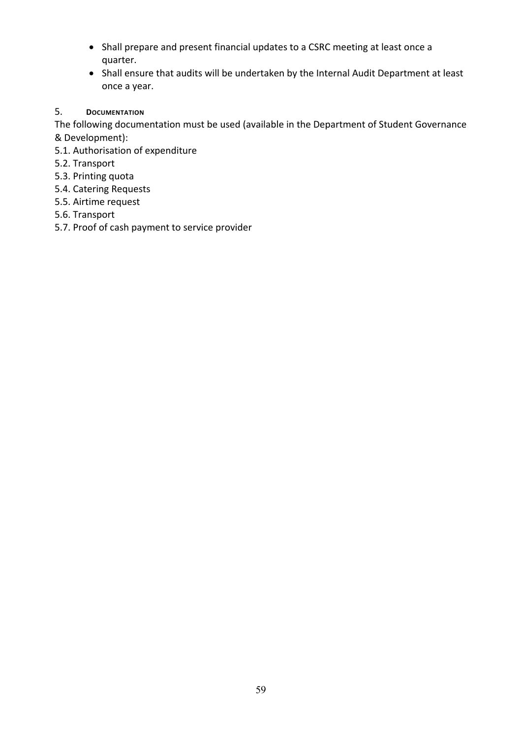- Shall prepare and present financial updates to a CSRC meeting at least once a quarter.
- Shall ensure that audits will be undertaken by the Internal Audit Department at least once a year.

## 5. DOCUMENTATION

The following documentation must be used (available in the Department of Student Governance & Development):

5.1. Authorisation of expenditure
5.2. Transport
5.3. Printing quota
5.4. Catering Requests
5.5. Airtime request
5.6. Transport
5.7. Proof of cash payment to service provider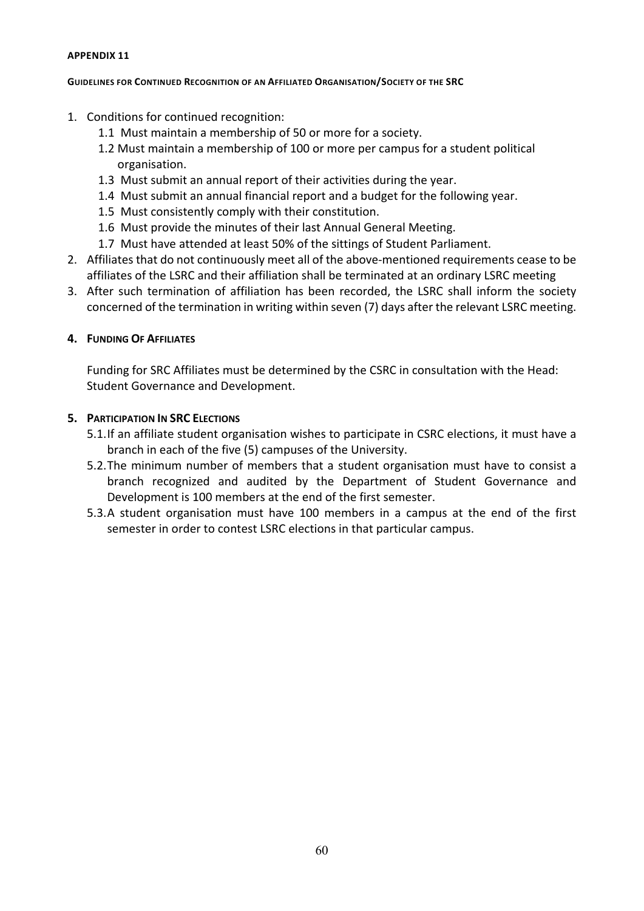**APPENDIX 11**

**GUIDELINES FOR CONTINUED RECOGNITION OF AN AFFILIATED ORGANISATION/SOCIETY OF THE SRC**

1. Conditions for continued recognition:
   - 1.1 Must maintain a membership of 50 or more for a society.
   - 1.2 Must maintain a membership of 100 or more per campus for a student political organisation.
   - 1.3 Must submit an annual report of their activities during the year.
   - 1.4 Must submit an annual financial report and a budget for the following year.
   - 1.5 Must consistently comply with their constitution.
   - 1.6 Must provide the minutes of their last Annual General Meeting.
   - 1.7 Must have attended at least 50% of the sittings of Student Parliament.
2. Affiliates that do not continuously meet all of the above-mentioned requirements cease to be affiliates of the LSRC and their affiliation shall be terminated at an ordinary LSRC meeting
3. After such termination of affiliation has been recorded, the LSRC shall inform the society concerned of the termination in writing within seven (7) days after the relevant LSRC meeting.

**4. FUNDING OF AFFILIATES**

Funding for SRC Affiliates must be determined by the CSRC in consultation with the Head: Student Governance and Development.

**5. PARTICIPATION IN SRC ELECTIONS**

- 5.1. If an affiliate student organisation wishes to participate in CSRC elections, it must have a branch in each of the five (5) campuses of the University.
- 5.2. The minimum number of members that a student organisation must have to consist a branch recognized and audited by the Department of Student Governance and Development is 100 members at the end of the first semester.
- 5.3. A student organisation must have 100 members in a campus at the end of the first semester in order to contest LSRC elections in that particular campus.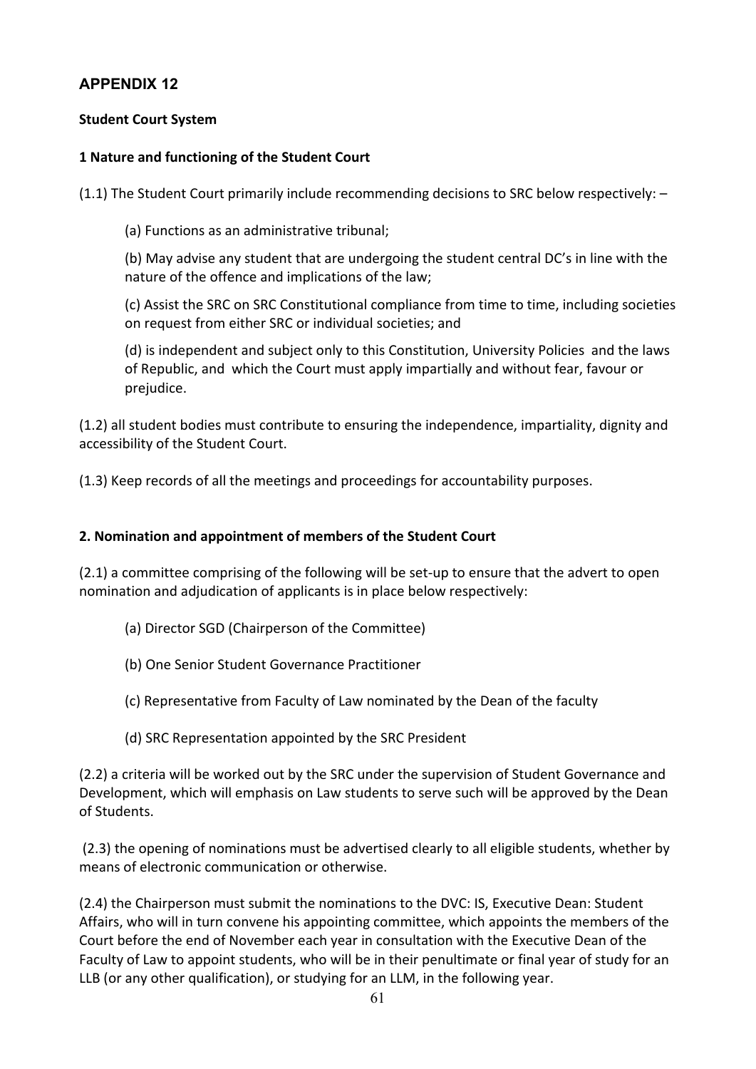## APPENDIX 12

**Student Court System**

**1 Nature and functioning of the Student Court**

(1.1) The Student Court primarily include recommending decisions to SRC below respectively: –

(a) Functions as an administrative tribunal;

(b) May advise any student that are undergoing the student central DC's in line with the nature of the offence and implications of the law;

(c) Assist the SRC on SRC Constitutional compliance from time to time, including societies on request from either SRC or individual societies; and

(d) is independent and subject only to this Constitution, University Policies and the laws of Republic, and which the Court must apply impartially and without fear, favour or prejudice.

(1.2) all student bodies must contribute to ensuring the independence, impartiality, dignity and accessibility of the Student Court.

(1.3) Keep records of all the meetings and proceedings for accountability purposes.

**2. Nomination and appointment of members of the Student Court**

(2.1) a committee comprising of the following will be set-up to ensure that the advert to open nomination and adjudication of applicants is in place below respectively:

(a) Director SGD (Chairperson of the Committee)

(b) One Senior Student Governance Practitioner

(c) Representative from Faculty of Law nominated by the Dean of the faculty

(d) SRC Representation appointed by the SRC President

(2.2) a criteria will be worked out by the SRC under the supervision of Student Governance and Development, which will emphasis on Law students to serve such will be approved by the Dean of Students.

(2.3) the opening of nominations must be advertised clearly to all eligible students, whether by means of electronic communication or otherwise.

(2.4) the Chairperson must submit the nominations to the DVC: IS, Executive Dean: Student Affairs, who will in turn convene his appointing committee, which appoints the members of the Court before the end of November each year in consultation with the Executive Dean of the Faculty of Law to appoint students, who will be in their penultimate or final year of study for an LLB (or any other qualification), or studying for an LLM, in the following year.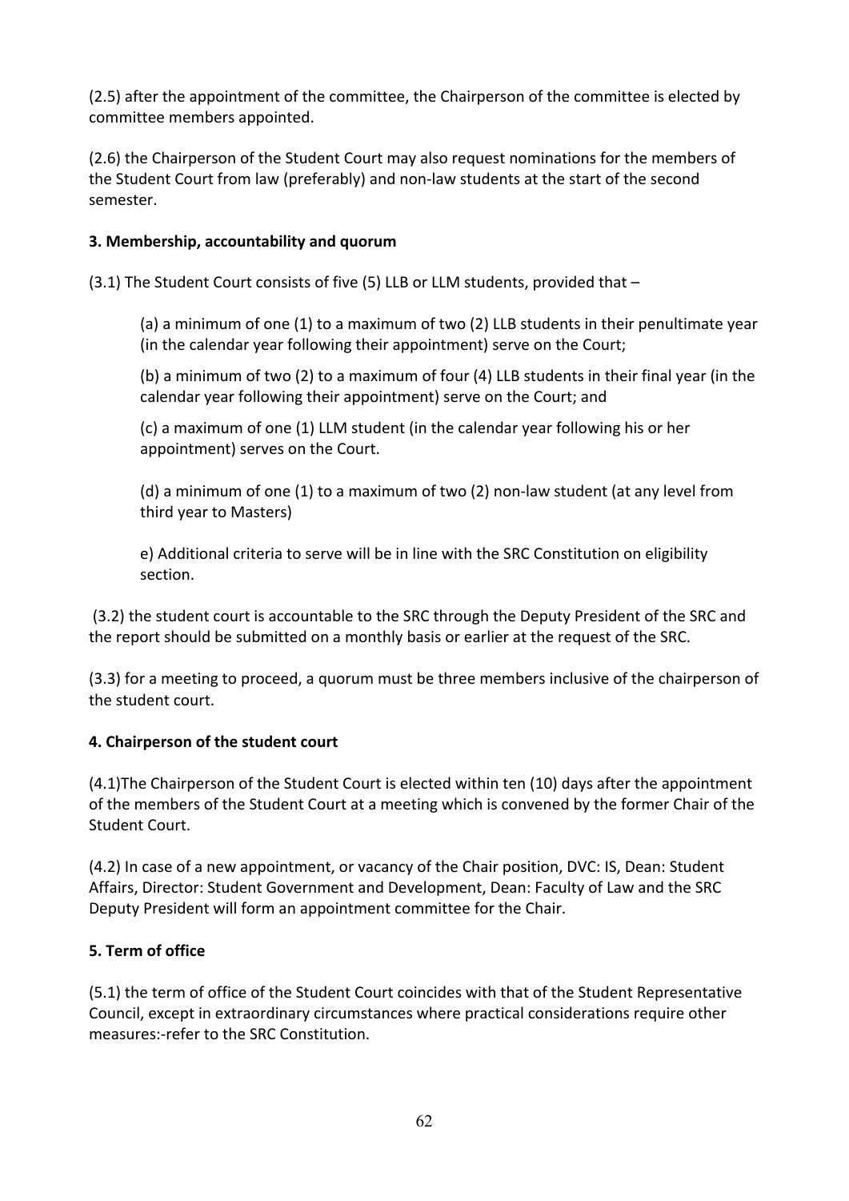(2.5) after the appointment of the committee, the Chairperson of the committee is elected by committee members appointed.

(2.6) the Chairperson of the Student Court may also request nominations for the members of the Student Court from law (preferably) and non-law students at the start of the second semester.

**3. Membership, accountability and quorum**

(3.1) The Student Court consists of five (5) LLB or LLM students, provided that –

> (a) a minimum of one (1) to a maximum of two (2) LLB students in their penultimate year (in the calendar year following their appointment) serve on the Court;
>
> (b) a minimum of two (2) to a maximum of four (4) LLB students in their final year (in the calendar year following their appointment) serve on the Court; and
>
> (c) a maximum of one (1) LLM student (in the calendar year following his or her appointment) serves on the Court.
>
> (d) a minimum of one (1) to a maximum of two (2) non-law student (at any level from third year to Masters)
>
> e) Additional criteria to serve will be in line with the SRC Constitution on eligibility section.

(3.2) the student court is accountable to the SRC through the Deputy President of the SRC and the report should be submitted on a monthly basis or earlier at the request of the SRC.

(3.3) for a meeting to proceed, a quorum must be three members inclusive of the chairperson of the student court.

**4. Chairperson of the student court**

(4.1)The Chairperson of the Student Court is elected within ten (10) days after the appointment of the members of the Student Court at a meeting which is convened by the former Chair of the Student Court.

(4.2) In case of a new appointment, or vacancy of the Chair position, DVC: IS, Dean: Student Affairs, Director: Student Government and Development, Dean: Faculty of Law and the SRC Deputy President will form an appointment committee for the Chair.

**5. Term of office**

(5.1) the term of office of the Student Court coincides with that of the Student Representative Council, except in extraordinary circumstances where practical considerations require other measures:-refer to the SRC Constitution.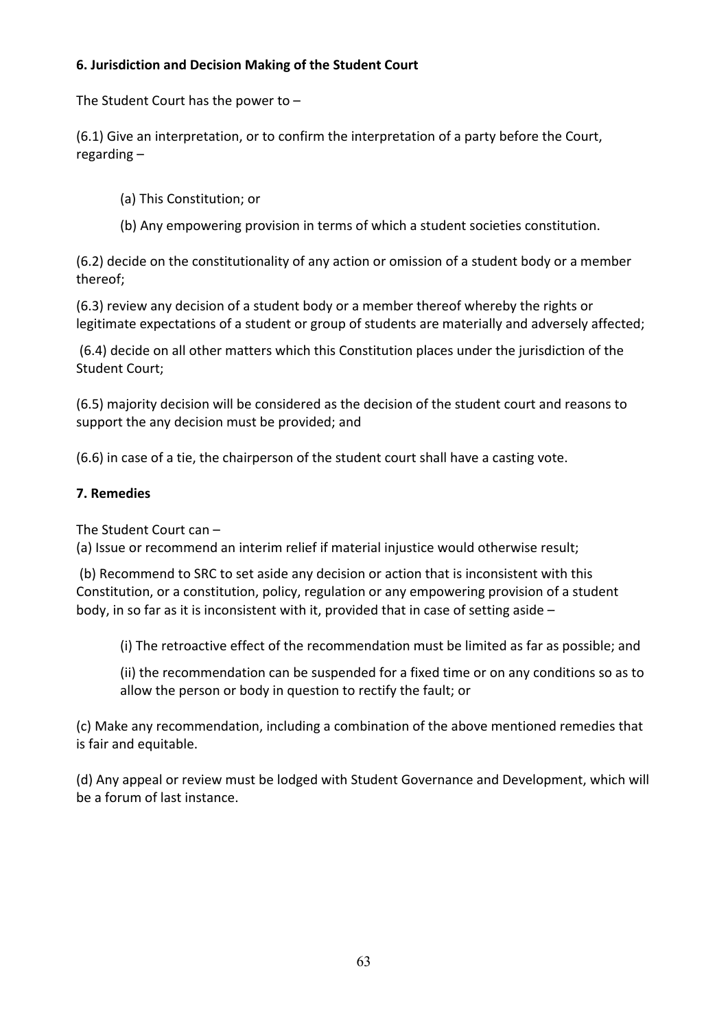### 6. Jurisdiction and Decision Making of the Student Court

The Student Court has the power to –

(6.1) Give an interpretation, or to confirm the interpretation of a party before the Court, regarding –

(a) This Constitution; or

(b) Any empowering provision in terms of which a student societies constitution.

(6.2) decide on the constitutionality of any action or omission of a student body or a member thereof;

(6.3) review any decision of a student body or a member thereof whereby the rights or legitimate expectations of a student or group of students are materially and adversely affected;

(6.4) decide on all other matters which this Constitution places under the jurisdiction of the Student Court;

(6.5) majority decision will be considered as the decision of the student court and reasons to support the any decision must be provided; and

(6.6) in case of a tie, the chairperson of the student court shall have a casting vote.

### 7. Remedies

The Student Court can –

(a) Issue or recommend an interim relief if material injustice would otherwise result;

(b) Recommend to SRC to set aside any decision or action that is inconsistent with this Constitution, or a constitution, policy, regulation or any empowering provision of a student body, in so far as it is inconsistent with it, provided that in case of setting aside –

(i) The retroactive effect of the recommendation must be limited as far as possible; and

(ii) the recommendation can be suspended for a fixed time or on any conditions so as to allow the person or body in question to rectify the fault; or

(c) Make any recommendation, including a combination of the above mentioned remedies that is fair and equitable.

(d) Any appeal or review must be lodged with Student Governance and Development, which will be a forum of last instance.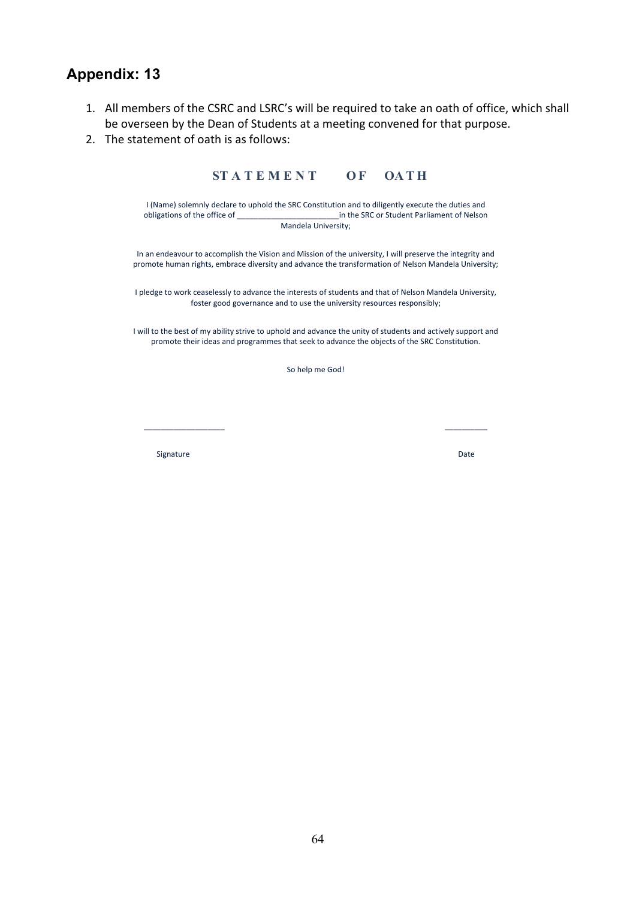## Appendix: 13

1. All members of the CSRC and LSRC's will be required to take an oath of office, which shall be overseen by the Dean of Students at a meeting convened for that purpose.
2. The statement of oath is as follows:

### STATEMENT OF OATH

I (Name) solemnly declare to uphold the SRC Constitution and to diligently execute the duties and obligations of the office of ________________________in the SRC or Student Parliament of Nelson Mandela University;

In an endeavour to accomplish the Vision and Mission of the university, I will preserve the integrity and promote human rights, embrace diversity and advance the transformation of Nelson Mandela University;

I pledge to work ceaselessly to advance the interests of students and that of Nelson Mandela University, foster good governance and to use the university resources responsibly;

I will to the best of my ability strive to uphold and advance the unity of students and actively support and promote their ideas and programmes that seek to advance the objects of the SRC Constitution.

So help me God!

_________________ _________

Signature Date